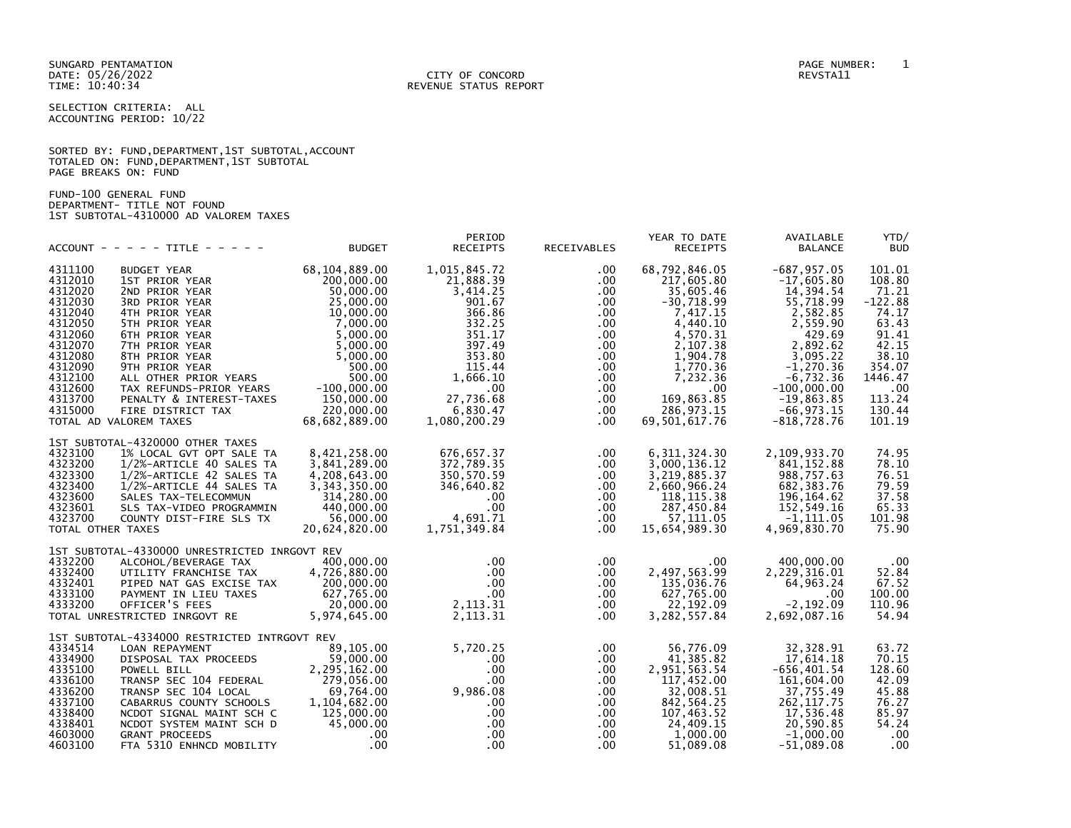SUNGARD PENTAMATION
DATE: 05/26/2022
TIME: 10:40:34

CITY OF CONCORD
REVENUE STATUS REPORT

PAGE NUMBER: 1
REVSTA11

SELECTION CRITERIA: ALL
ACCOUNTING PERIOD: 10/22

SORTED BY: FUND,DEPARTMENT,1ST SUBTOTAL,ACCOUNT
TOTALED ON: FUND,DEPARTMENT,1ST SUBTOTAL
PAGE BREAKS ON: FUND

FUND-100 GENERAL FUND
DEPARTMENT- TITLE NOT FOUND
1ST SUBTOTAL-4310000 AD VALOREM TAXES

| ACCOUNT | TITLE | BUDGET | PERIOD RECEIPTS | RECEIVABLES | YEAR TO DATE RECEIPTS | AVAILABLE BALANCE | YTD/ BUD |
|---|---|---|---|---|---|---|---|
| 4311100 | BUDGET YEAR | 68,104,889.00 | 1,015,845.72 | .00 | 68,792,846.05 | -687,957.05 | 101.01 |
| 4312010 | 1ST PRIOR YEAR | 200,000.00 | 21,888.39 | .00 | 217,605.80 | -17,605.80 | 108.80 |
| 4312020 | 2ND PRIOR YEAR | 50,000.00 | 3,414.25 | .00 | 35,605.46 | 14,394.54 | 71.21 |
| 4312030 | 3RD PRIOR YEAR | 25,000.00 | 901.67 | .00 | -30,718.99 | 55,718.99 | -122.88 |
| 4312040 | 4TH PRIOR YEAR | 10,000.00 | 366.86 | .00 | 7,417.15 | 2,582.85 | 74.17 |
| 4312050 | 5TH PRIOR YEAR | 7,000.00 | 332.25 | .00 | 4,440.10 | 2,559.90 | 63.43 |
| 4312060 | 6TH PRIOR YEAR | 5,000.00 | 351.17 | .00 | 4,570.31 | 429.69 | 91.41 |
| 4312070 | 7TH PRIOR YEAR | 5,000.00 | 397.49 | .00 | 2,107.38 | 2,892.62 | 42.15 |
| 4312080 | 8TH PRIOR YEAR | 5,000.00 | 353.80 | .00 | 1,904.78 | 3,095.22 | 38.10 |
| 4312090 | 9TH PRIOR YEAR | 500.00 | 115.44 | .00 | 1,770.36 | -1,270.36 | 354.07 |
| 4312100 | ALL OTHER PRIOR YEARS | 500.00 | 1,666.10 | .00 | 7,232.36 | -6,732.36 | 1446.47 |
| 4312600 | TAX REFUNDS-PRIOR YEARS | -100,000.00 | .00 | .00 | .00 | -100,000.00 | .00 |
| 4313700 | PENALTY & INTEREST-TAXES | 150,000.00 | 27,736.68 | .00 | 169,863.85 | -19,863.85 | 113.24 |
| 4315000 | FIRE DISTRICT TAX | 220,000.00 | 6,830.47 | .00 | 286,973.15 | -66,973.15 | 130.44 |
| TOTAL AD VALOREM TAXES | | 68,682,889.00 | 1,080,200.29 | .00 | 69,501,617.76 | -818,728.76 | 101.19 |
| **1ST SUBTOTAL-4320000 OTHER TAXES** | | | | | | | |
| 4323100 | 1% LOCAL GVT OPT SALE TA | 8,421,258.00 | 676,657.37 | .00 | 6,311,324.30 | 2,109,933.70 | 74.95 |
| 4323200 | 1/2%-ARTICLE 40 SALES TA | 3,841,289.00 | 372,789.35 | .00 | 3,000,136.12 | 841,152.88 | 78.10 |
| 4323300 | 1/2%-ARTICLE 42 SALES TA | 4,208,643.00 | 350,570.59 | .00 | 3,219,885.37 | 988,757.63 | 76.51 |
| 4323400 | 1/2%-ARTICLE 44 SALES TA | 3,343,350.00 | 346,640.82 | .00 | 2,660,966.24 | 682,383.76 | 79.59 |
| 4323600 | SALES TAX-TELECOMMUN | 314,280.00 | .00 | .00 | 118,115.38 | 196,164.62 | 37.58 |
| 4323601 | SLS TAX-VIDEO PROGRAMMIN | 440,000.00 | .00 | .00 | 287,450.84 | 152,549.16 | 65.33 |
| 4323700 | COUNTY DIST-FIRE SLS TX | 56,000.00 | 4,691.71 | .00 | 57,111.05 | -1,111.05 | 101.98 |
| TOTAL OTHER TAXES | | 20,624,820.00 | 1,751,349.84 | .00 | 15,654,989.30 | 4,969,830.70 | 75.90 |
| **1ST SUBTOTAL-4330000 UNRESTRICTED INRGOVT REV** | | | | | | | |
| 4332200 | ALCOHOL/BEVERAGE TAX | 400,000.00 | .00 | .00 | .00 | 400,000.00 | .00 |
| 4332400 | UTILITY FRANCHISE TAX | 4,726,880.00 | .00 | .00 | 2,497,563.99 | 2,229,316.01 | 52.84 |
| 4332401 | PIPED NAT GAS EXCISE TAX | 200,000.00 | .00 | .00 | 135,036.76 | 64,963.24 | 67.52 |
| 4333100 | PAYMENT IN LIEU TAXES | 627,765.00 | .00 | .00 | 627,765.00 | .00 | 100.00 |
| 4333200 | OFFICER'S FEES | 20,000.00 | 2,113.31 | .00 | 22,192.09 | -2,192.09 | 110.96 |
| TOTAL UNRESTRICTED INRGOVT RE | | 5,974,645.00 | 2,113.31 | .00 | 3,282,557.84 | 2,692,087.16 | 54.94 |
| **1ST SUBTOTAL-4334000 RESTRICTED INTRGOVT REV** | | | | | | | |
| 4334514 | LOAN REPAYMENT | 89,105.00 | 5,720.25 | .00 | 56,776.09 | 32,328.91 | 63.72 |
| 4334900 | DISPOSAL TAX PROCEEDS | 59,000.00 | .00 | .00 | 41,385.82 | 17,614.18 | 70.15 |
| 4335100 | POWELL BILL | 2,295,162.00 | .00 | .00 | 2,951,563.54 | -656,401.54 | 128.60 |
| 4336100 | TRANSP SEC 104 FEDERAL | 279,056.00 | .00 | .00 | 117,452.00 | 161,604.00 | 42.09 |
| 4336200 | TRANSP SEC 104 LOCAL | 69,764.00 | 9,986.08 | .00 | 32,008.51 | 37,755.49 | 45.88 |
| 4337100 | CABARRUS COUNTY SCHOOLS | 1,104,682.00 | .00 | .00 | 842,564.25 | 262,117.75 | 76.27 |
| 4338400 | NCDOT SIGNAL MAINT SCH C | 125,000.00 | .00 | .00 | 107,463.52 | 17,536.48 | 85.97 |
| 4338401 | NCDOT SYSTEM MAINT SCH D | 45,000.00 | .00 | .00 | 24,409.15 | 20,590.85 | 54.24 |
| 4603000 | GRANT PROCEEDS | .00 | .00 | .00 | 1,000.00 | -1,000.00 | .00 |
| 4603100 | FTA 5310 ENHNCD MOBILITY | .00 | .00 | .00 | 51,089.08 | -51,089.08 | .00 |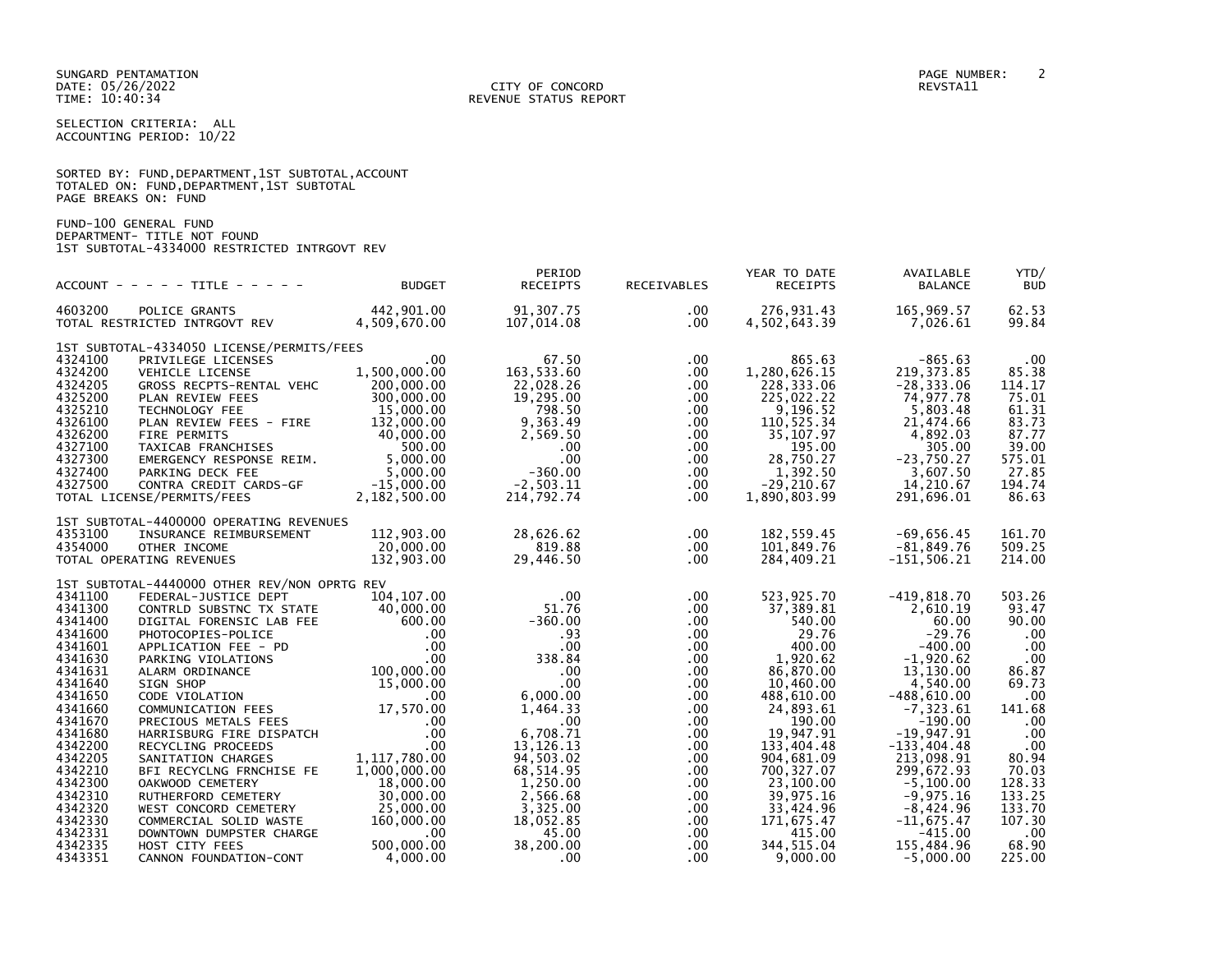SUNGARD PENTAMATION
DATE: 05/26/2022
TIME: 10:40:34

CITY OF CONCORD
REVENUE STATUS REPORT

PAGE NUMBER: 2
REVSTA11

SELECTION CRITERIA: ALL
ACCOUNTING PERIOD: 10/22

SORTED BY: FUND,DEPARTMENT,1ST SUBTOTAL,ACCOUNT
TOTALED ON: FUND,DEPARTMENT,1ST SUBTOTAL
PAGE BREAKS ON: FUND

FUND-100 GENERAL FUND
DEPARTMENT- TITLE NOT FOUND
1ST SUBTOTAL-4334000 RESTRICTED INTRGOVT REV

| ACCOUNT | TITLE | BUDGET | PERIOD RECEIPTS | RECEIVABLES | YEAR TO DATE RECEIPTS | AVAILABLE BALANCE | YTD/ BUD |
|---|---|---|---|---|---|---|---|
| 4603200 | POLICE GRANTS | 442,901.00 | 91,307.75 | .00 | 276,931.43 | 165,969.57 | 62.53 |
| TOTAL RESTRICTED INTRGOVT REV | | 4,509,670.00 | 107,014.08 | .00 | 4,502,643.39 | 7,026.61 | 99.84 |
| 1ST SUBTOTAL-4334050 LICENSE/PERMITS/FEES | | | | | | | |
| 4324100 | PRIVILEGE LICENSES | .00 | 67.50 | .00 | 865.63 | -865.63 | .00 |
| 4324200 | VEHICLE LICENSE | 1,500,000.00 | 163,533.60 | .00 | 1,280,626.15 | 219,373.85 | 85.38 |
| 4324205 | GROSS RECPTS-RENTAL VEHC | 200,000.00 | 22,028.26 | .00 | 228,333.06 | -28,333.06 | 114.17 |
| 4325200 | PLAN REVIEW FEES | 300,000.00 | 19,295.00 | .00 | 225,022.22 | 74,977.78 | 75.01 |
| 4325210 | TECHNOLOGY FEE | 15,000.00 | 798.50 | .00 | 9,196.52 | 5,803.48 | 61.31 |
| 4326100 | PLAN REVIEW FEES - FIRE | 132,000.00 | 9,363.49 | .00 | 110,525.34 | 21,474.66 | 83.73 |
| 4326200 | FIRE PERMITS | 40,000.00 | 2,569.50 | .00 | 35,107.97 | 4,892.03 | 87.77 |
| 4327100 | TAXICAB FRANCHISES | 500.00 | .00 | .00 | 195.00 | 305.00 | 39.00 |
| 4327300 | EMERGENCY RESPONSE REIM. | 5,000.00 | .00 | .00 | 28,750.27 | -23,750.27 | 575.01 |
| 4327400 | PARKING DECK FEE | 5,000.00 | -360.00 | .00 | 1,392.50 | 3,607.50 | 27.85 |
| 4327500 | CONTRA CREDIT CARDS-GF | -15,000.00 | -2,503.11 | .00 | -29,210.67 | 14,210.67 | 194.74 |
| TOTAL LICENSE/PERMITS/FEES | | 2,182,500.00 | 214,792.74 | .00 | 1,890,803.99 | 291,696.01 | 86.63 |
| 1ST SUBTOTAL-4400000 OPERATING REVENUES | | | | | | | |
| 4353100 | INSURANCE REIMBURSEMENT | 112,903.00 | 28,626.62 | .00 | 182,559.45 | -69,656.45 | 161.70 |
| 4354000 | OTHER INCOME | 20,000.00 | 819.88 | .00 | 101,849.76 | -81,849.76 | 509.25 |
| TOTAL OPERATING REVENUES | | 132,903.00 | 29,446.50 | .00 | 284,409.21 | -151,506.21 | 214.00 |
| 1ST SUBTOTAL-4440000 OTHER REV/NON OPRTG REV | | | | | | | |
| 4341100 | FEDERAL-JUSTICE DEPT | 104,107.00 | .00 | .00 | 523,925.70 | -419,818.70 | 503.26 |
| 4341300 | CONTRLD SUBSTNC TX STATE | 40,000.00 | 51.76 | .00 | 37,389.81 | 2,610.19 | 93.47 |
| 4341400 | DIGITAL FORENSIC LAB FEE | 600.00 | -360.00 | .00 | 540.00 | 60.00 | 90.00 |
| 4341600 | PHOTOCOPIES-POLICE | .00 | .93 | .00 | 29.76 | -29.76 | .00 |
| 4341601 | APPLICATION FEE - PD | .00 | .00 | .00 | 400.00 | -400.00 | .00 |
| 4341630 | PARKING VIOLATIONS | .00 | 338.84 | .00 | 1,920.62 | -1,920.62 | .00 |
| 4341631 | ALARM ORDINANCE | 100,000.00 | .00 | .00 | 86,870.00 | 13,130.00 | 86.87 |
| 4341640 | SIGN SHOP | 15,000.00 | .00 | .00 | 10,460.00 | 4,540.00 | 69.73 |
| 4341650 | CODE VIOLATION | .00 | 6,000.00 | .00 | 488,610.00 | -488,610.00 | .00 |
| 4341660 | COMMUNICATION FEES | 17,570.00 | 1,464.33 | .00 | 24,893.61 | -7,323.61 | 141.68 |
| 4341670 | PRECIOUS METALS FEES | .00 | .00 | .00 | 190.00 | -190.00 | .00 |
| 4341680 | HARRISBURG FIRE DISPATCH | .00 | 6,708.71 | .00 | 19,947.91 | -19,947.91 | .00 |
| 4342200 | RECYCLING PROCEEDS | .00 | 13,126.13 | .00 | 133,404.48 | -133,404.48 | .00 |
| 4342205 | SANITATION CHARGES | 1,117,780.00 | 94,503.02 | .00 | 904,681.09 | 213,098.91 | 80.94 |
| 4342210 | BFI RECYCLNG FRNCHISE FE | 1,000,000.00 | 68,514.95 | .00 | 700,327.07 | 299,672.93 | 70.03 |
| 4342300 | OAKWOOD CEMETERY | 18,000.00 | 1,250.00 | .00 | 23,100.00 | -5,100.00 | 128.33 |
| 4342310 | RUTHERFORD CEMETERY | 30,000.00 | 2,566.68 | .00 | 39,975.16 | -9,975.16 | 133.25 |
| 4342320 | WEST CONCORD CEMETERY | 25,000.00 | 3,325.00 | .00 | 33,424.96 | -8,424.96 | 133.70 |
| 4342330 | COMMERCIAL SOLID WASTE | 160,000.00 | 18,052.85 | .00 | 171,675.47 | -11,675.47 | 107.30 |
| 4342331 | DOWNTOWN DUMPSTER CHARGE | .00 | 45.00 | .00 | 415.00 | -415.00 | .00 |
| 4342335 | HOST CITY FEES | 500,000.00 | 38,200.00 | .00 | 344,515.04 | 155,484.96 | 68.90 |
| 4343351 | CANNON FOUNDATION-CONT | 4,000.00 | .00 | .00 | 9,000.00 | -5,000.00 | 225.00 |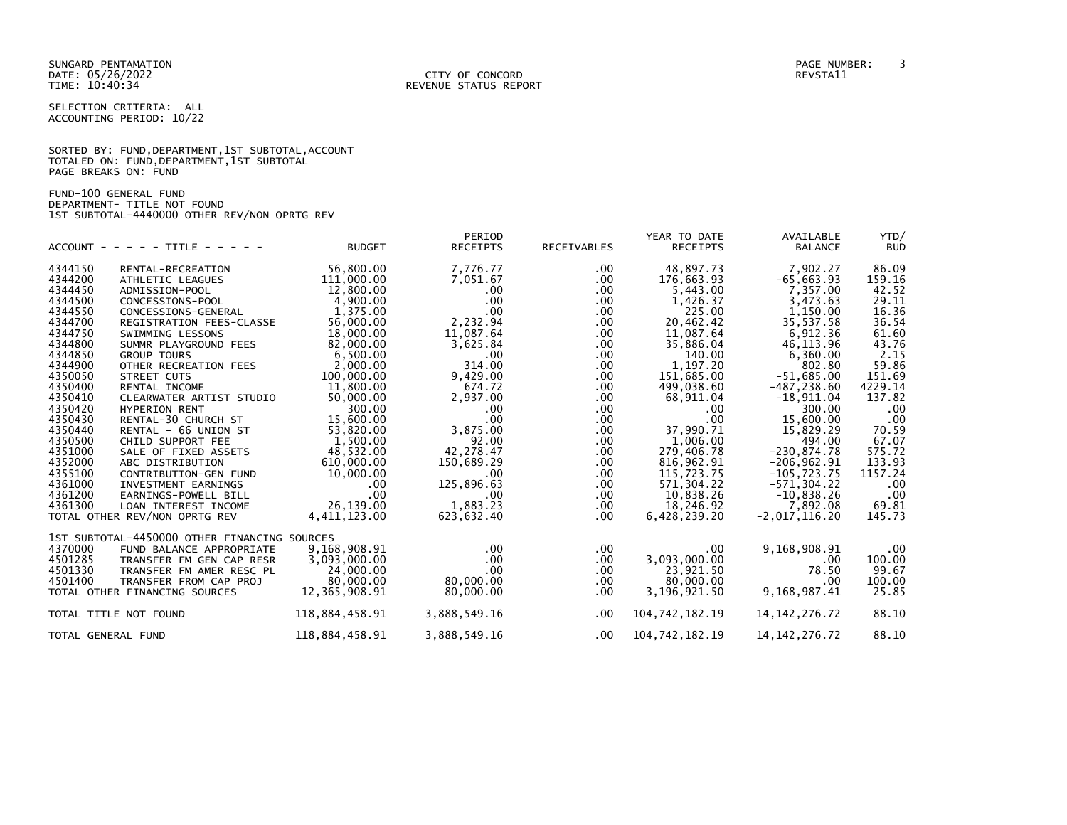SUNGARD PENTAMATION
DATE: 05/26/2022
TIME: 10:40:34

CITY OF CONCORD
REVENUE STATUS REPORT

PAGE NUMBER: 3
REVSTA11

SELECTION CRITERIA: ALL
ACCOUNTING PERIOD: 10/22

SORTED BY: FUND,DEPARTMENT,1ST SUBTOTAL,ACCOUNT
TOTALED ON: FUND,DEPARTMENT,1ST SUBTOTAL
PAGE BREAKS ON: FUND

FUND-100 GENERAL FUND
DEPARTMENT- TITLE NOT FOUND
1ST SUBTOTAL-4440000 OTHER REV/NON OPRTG REV

| ACCOUNT | - - - - - TITLE - - - - - | BUDGET | PERIOD RECEIPTS | RECEIVABLES | YEAR TO DATE RECEIPTS | AVAILABLE BALANCE | YTD/ BUD |
|---|---|---|---|---|---|---|---|
| 4344150 | RENTAL-RECREATION | 56,800.00 | 7,776.77 | .00 | 48,897.73 | 7,902.27 | 86.09 |
| 4344200 | ATHLETIC LEAGUES | 111,000.00 | 7,051.67 | .00 | 176,663.93 | -65,663.93 | 159.16 |
| 4344450 | ADMISSION-POOL | 12,800.00 | .00 | .00 | 5,443.00 | 7,357.00 | 42.52 |
| 4344500 | CONCESSIONS-POOL | 4,900.00 | .00 | .00 | 1,426.37 | 3,473.63 | 29.11 |
| 4344550 | CONCESSIONS-GENERAL | 1,375.00 | .00 | .00 | 225.00 | 1,150.00 | 16.36 |
| 4344700 | REGISTRATION FEES-CLASSE | 56,000.00 | 2,232.94 | .00 | 20,462.42 | 35,537.58 | 36.54 |
| 4344750 | SWIMMING LESSONS | 18,000.00 | 11,087.64 | .00 | 11,087.64 | 6,912.36 | 61.60 |
| 4344800 | SUMMR PLAYGROUND FEES | 82,000.00 | 3,625.84 | .00 | 35,886.04 | 46,113.96 | 43.76 |
| 4344850 | GROUP TOURS | 6,500.00 | .00 | .00 | 140.00 | 6,360.00 | 2.15 |
| 4344900 | OTHER RECREATION FEES | 2,000.00 | 314.00 | .00 | 1,197.20 | 802.80 | 59.86 |
| 4350050 | STREET CUTS | 100,000.00 | 9,429.00 | .00 | 151,685.00 | -51,685.00 | 151.69 |
| 4350400 | RENTAL INCOME | 11,800.00 | 674.72 | .00 | 499,038.60 | -487,238.60 | 4229.14 |
| 4350410 | CLEARWATER ARTIST STUDIO | 50,000.00 | 2,937.00 | .00 | 68,911.04 | -18,911.04 | 137.82 |
| 4350420 | HYPERION RENT | 300.00 | .00 | .00 | .00 | 300.00 | .00 |
| 4350430 | RENTAL-30 CHURCH ST | 15,600.00 | .00 | .00 | .00 | 15,600.00 | .00 |
| 4350440 | RENTAL - 66 UNION ST | 53,820.00 | 3,875.00 | .00 | 37,990.71 | 15,829.29 | 70.59 |
| 4350500 | CHILD SUPPORT FEE | 1,500.00 | 92.00 | .00 | 1,006.00 | 494.00 | 67.07 |
| 4351000 | SALE OF FIXED ASSETS | 48,532.00 | 42,278.47 | .00 | 279,406.78 | -230,874.78 | 575.72 |
| 4352000 | ABC DISTRIBUTION | 610,000.00 | 150,689.29 | .00 | 816,962.91 | -206,962.91 | 133.93 |
| 4355100 | CONTRIBUTION-GEN FUND | 10,000.00 | .00 | .00 | 115,723.75 | -105,723.75 | 1157.24 |
| 4361000 | INVESTMENT EARNINGS | .00 | 125,896.63 | .00 | 571,304.22 | -571,304.22 | .00 |
| 4361200 | EARNINGS-POWELL BILL | .00 | .00 | .00 | 10,838.26 | -10,838.26 | .00 |
| 4361300 | LOAN INTEREST INCOME | 26,139.00 | 1,883.23 | .00 | 18,246.92 | 7,892.08 | 69.81 |
| TOTAL OTHER REV/NON OPRTG REV | | 4,411,123.00 | 623,632.40 | .00 | 6,428,239.20 | -2,017,116.20 | 145.73 |
| 1ST SUBTOTAL-4450000 OTHER FINANCING SOURCES | | | | | | | |
| 4370000 | FUND BALANCE APPROPRIATE | 9,168,908.91 | .00 | .00 | .00 | 9,168,908.91 | .00 |
| 4501285 | TRANSFER FM GEN CAP RESR | 3,093,000.00 | .00 | .00 | 3,093,000.00 | .00 | 100.00 |
| 4501330 | TRANSFER FM AMER RESC PL | 24,000.00 | .00 | .00 | 23,921.50 | 78.50 | 99.67 |
| 4501400 | TRANSFER FROM CAP PROJ | 80,000.00 | 80,000.00 | .00 | 80,000.00 | .00 | 100.00 |
| TOTAL OTHER FINANCING SOURCES | | 12,365,908.91 | 80,000.00 | .00 | 3,196,921.50 | 9,168,987.41 | 25.85 |
| TOTAL TITLE NOT FOUND | | 118,884,458.91 | 3,888,549.16 | .00 | 104,742,182.19 | 14,142,276.72 | 88.10 |
| TOTAL GENERAL FUND | | 118,884,458.91 | 3,888,549.16 | .00 | 104,742,182.19 | 14,142,276.72 | 88.10 |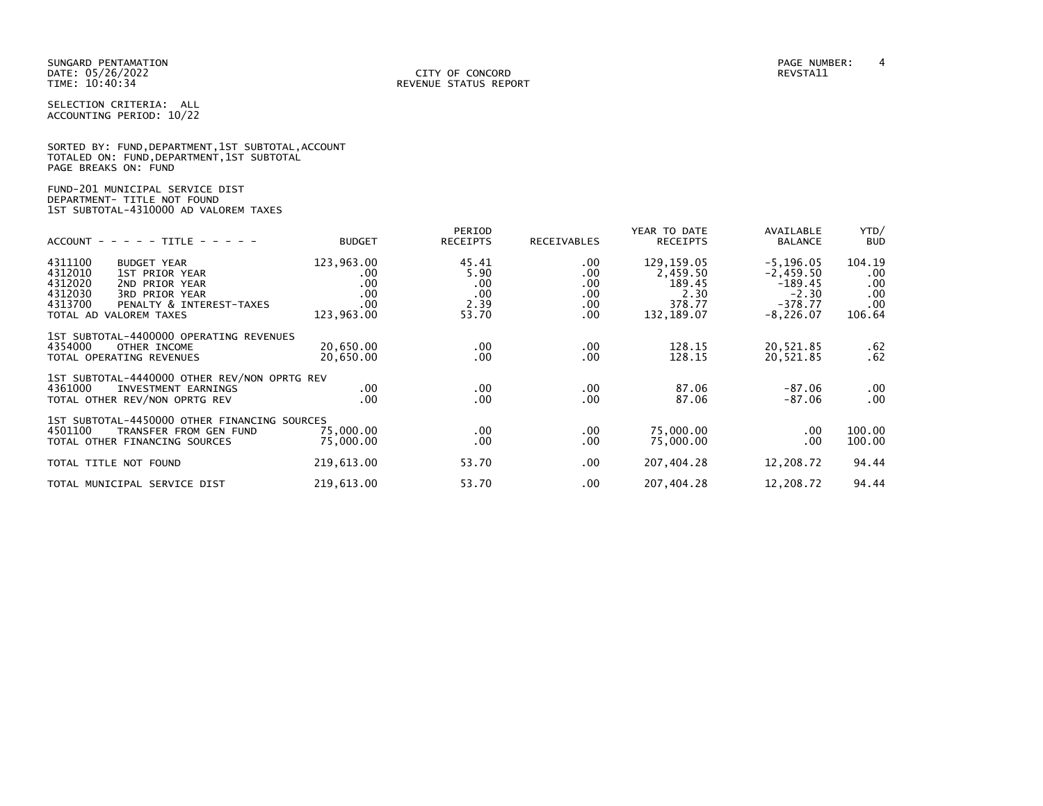SUNGARD PENTAMATION
DATE: 05/26/2022
TIME: 10:40:34

CITY OF CONCORD
REVENUE STATUS REPORT

REVSTA11

SELECTION CRITERIA: ALL
ACCOUNTING PERIOD: 10/22

SORTED BY: FUND,DEPARTMENT,1ST SUBTOTAL,ACCOUNT
TOTALED ON: FUND,DEPARTMENT,1ST SUBTOTAL
PAGE BREAKS ON: FUND

FUND-201 MUNICIPAL SERVICE DIST
DEPARTMENT- TITLE NOT FOUND
1ST SUBTOTAL-4310000 AD VALOREM TAXES

| ACCOUNT - - - - - TITLE - - - - - | | BUDGET | PERIOD RECEIPTS | RECEIVABLES | YEAR TO DATE RECEIPTS | AVAILABLE BALANCE | YTD/ BUD |
|---|---|---|---|---|---|---|---|
| 4311100 | BUDGET YEAR | 123,963.00 | 45.41 | .00 | 129,159.05 | -5,196.05 | 104.19 |
| 4312010 | 1ST PRIOR YEAR | .00 | 5.90 | .00 | 2,459.50 | -2,459.50 | .00 |
| 4312020 | 2ND PRIOR YEAR | .00 | .00 | .00 | 189.45 | -189.45 | .00 |
| 4312030 | 3RD PRIOR YEAR | .00 | .00 | .00 | 2.30 | -2.30 | .00 |
| 4313700 | PENALTY & INTEREST-TAXES | .00 | 2.39 | .00 | 378.77 | -378.77 | .00 |
| TOTAL AD VALOREM TAXES | | 123,963.00 | 53.70 | .00 | 132,189.07 | -8,226.07 | 106.64 |
| 1ST SUBTOTAL-4400000 OPERATING REVENUES | | | | | | | |
| 4354000 | OTHER INCOME | 20,650.00 | .00 | .00 | 128.15 | 20,521.85 | .62 |
| TOTAL OPERATING REVENUES | | 20,650.00 | .00 | .00 | 128.15 | 20,521.85 | .62 |
| 1ST SUBTOTAL-4440000 OTHER REV/NON OPRTG REV | | | | | | | |
| 4361000 | INVESTMENT EARNINGS | .00 | .00 | .00 | 87.06 | -87.06 | .00 |
| TOTAL OTHER REV/NON OPRTG REV | | .00 | .00 | .00 | 87.06 | -87.06 | .00 |
| 1ST SUBTOTAL-4450000 OTHER FINANCING SOURCES | | | | | | | |
| 4501100 | TRANSFER FROM GEN FUND | 75,000.00 | .00 | .00 | 75,000.00 | .00 | 100.00 |
| TOTAL OTHER FINANCING SOURCES | | 75,000.00 | .00 | .00 | 75,000.00 | .00 | 100.00 |
| TOTAL TITLE NOT FOUND | | 219,613.00 | 53.70 | .00 | 207,404.28 | 12,208.72 | 94.44 |
| TOTAL MUNICIPAL SERVICE DIST | | 219,613.00 | 53.70 | .00 | 207,404.28 | 12,208.72 | 94.44 |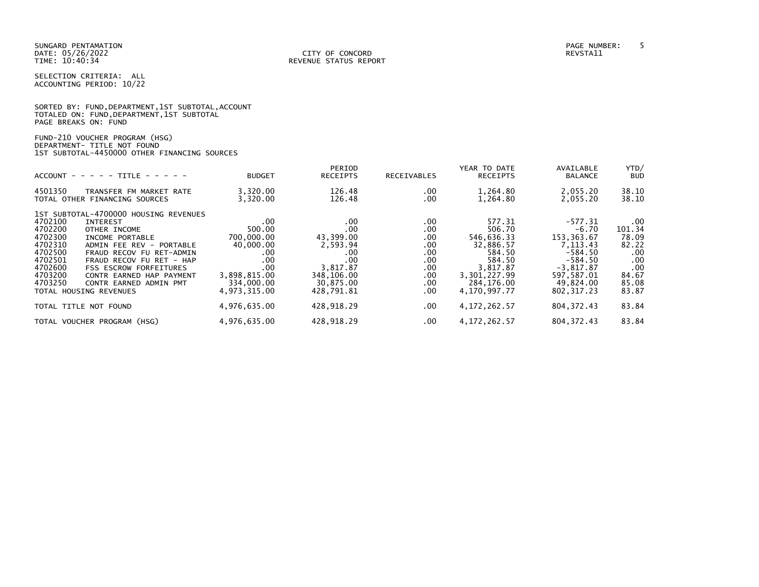SUNGARD PENTAMATION
DATE: 05/26/2022
TIME: 10:40:34

CITY OF CONCORD
REVENUE STATUS REPORT

REVSTA11

SELECTION CRITERIA: ALL
ACCOUNTING PERIOD: 10/22

SORTED BY: FUND,DEPARTMENT,1ST SUBTOTAL,ACCOUNT
TOTALED ON: FUND,DEPARTMENT,1ST SUBTOTAL
PAGE BREAKS ON: FUND

FUND-210 VOUCHER PROGRAM (HSG)
DEPARTMENT- TITLE NOT FOUND
1ST SUBTOTAL-4450000 OTHER FINANCING SOURCES

| ACCOUNT - - - - - TITLE - - - - - | | BUDGET | PERIOD RECEIPTS | RECEIVABLES | YEAR TO DATE RECEIPTS | AVAILABLE BALANCE | YTD/ BUD |
|---|---|---|---|---|---|---|---|
| 4501350 | TRANSFER FM MARKET RATE | 3,320.00 | 126.48 | .00 | 1,264.80 | 2,055.20 | 38.10 |
| TOTAL OTHER FINANCING SOURCES | | 3,320.00 | 126.48 | .00 | 1,264.80 | 2,055.20 | 38.10 |
| 1ST SUBTOTAL-4700000 HOUSING REVENUES | | | | | | | |
| 4702100 | INTEREST | .00 | .00 | .00 | 577.31 | -577.31 | .00 |
| 4702200 | OTHER INCOME | 500.00 | .00 | .00 | 506.70 | -6.70 | 101.34 |
| 4702300 | INCOME PORTABLE | 700,000.00 | 43,399.00 | .00 | 546,636.33 | 153,363.67 | 78.09 |
| 4702310 | ADMIN FEE REV - PORTABLE | 40,000.00 | 2,593.94 | .00 | 32,886.57 | 7,113.43 | 82.22 |
| 4702500 | FRAUD RECOV FU RET-ADMIN | .00 | .00 | .00 | 584.50 | -584.50 | .00 |
| 4702501 | FRAUD RECOV FU RET - HAP | .00 | .00 | .00 | 584.50 | -584.50 | .00 |
| 4702600 | FSS ESCROW FORFEITURES | .00 | 3,817.87 | .00 | 3,817.87 | -3,817.87 | .00 |
| 4703200 | CONTR EARNED HAP PAYMENT | 3,898,815.00 | 348,106.00 | .00 | 3,301,227.99 | 597,587.01 | 84.67 |
| 4703250 | CONTR EARNED ADMIN PMT | 334,000.00 | 30,875.00 | .00 | 284,176.00 | 49,824.00 | 85.08 |
| TOTAL HOUSING REVENUES | | 4,973,315.00 | 428,791.81 | .00 | 4,170,997.77 | 802,317.23 | 83.87 |
| TOTAL TITLE NOT FOUND | | 4,976,635.00 | 428,918.29 | .00 | 4,172,262.57 | 804,372.43 | 83.84 |
| TOTAL VOUCHER PROGRAM (HSG) | | 4,976,635.00 | 428,918.29 | .00 | 4,172,262.57 | 804,372.43 | 83.84 |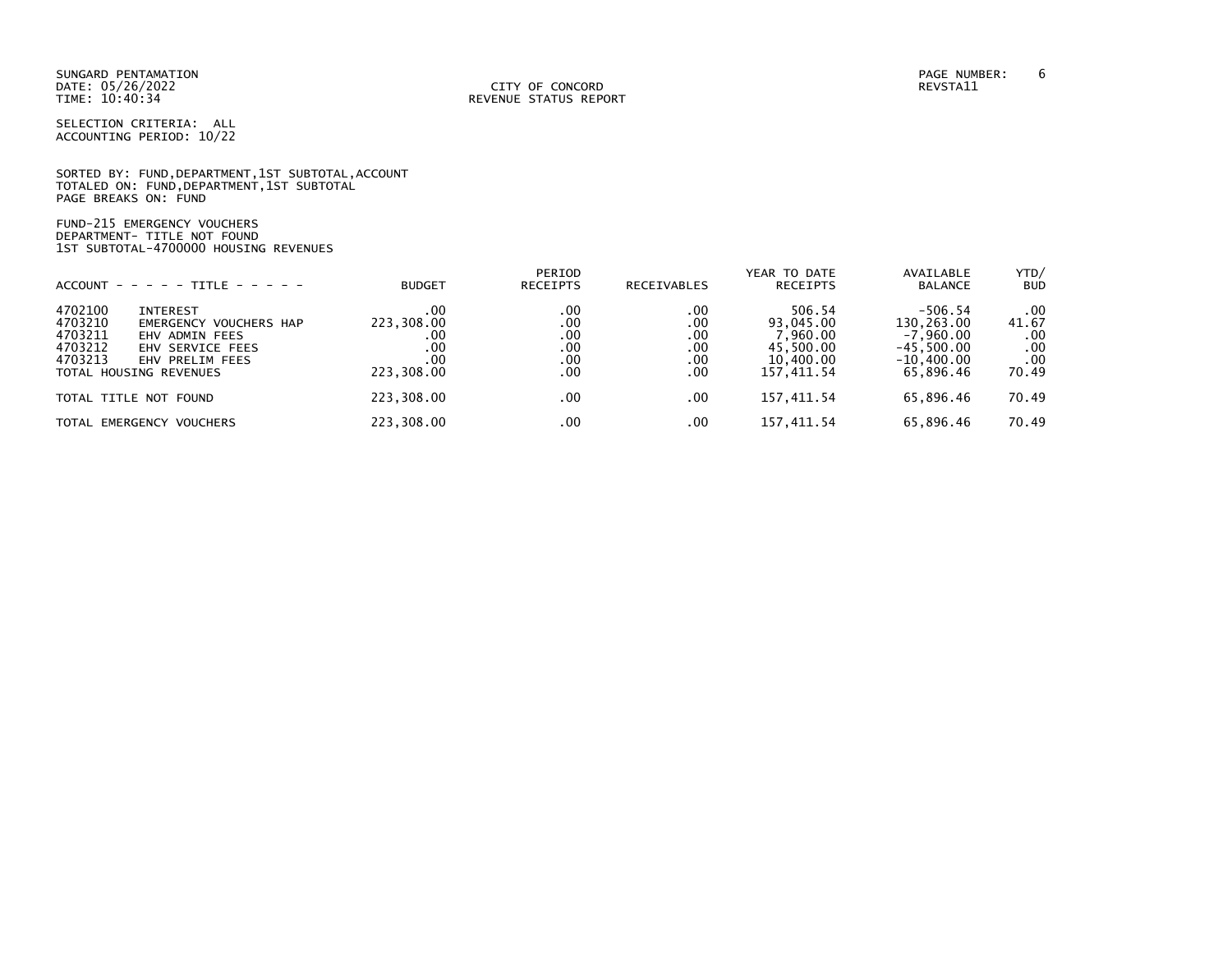SUNGARD PENTAMATION
DATE: 05/26/2022
TIME: 10:40:34

CITY OF CONCORD
REVENUE STATUS REPORT

REVSTA11

SELECTION CRITERIA: ALL
ACCOUNTING PERIOD: 10/22

SORTED BY: FUND,DEPARTMENT,1ST SUBTOTAL,ACCOUNT
TOTALED ON: FUND,DEPARTMENT,1ST SUBTOTAL
PAGE BREAKS ON: FUND

FUND-215 EMERGENCY VOUCHERS
DEPARTMENT- TITLE NOT FOUND
1ST SUBTOTAL-4700000 HOUSING REVENUES

| ACCOUNT | TITLE | BUDGET | PERIOD RECEIPTS | RECEIVABLES | YEAR TO DATE RECEIPTS | AVAILABLE BALANCE | YTD/ BUD |
|---|---|---|---|---|---|---|---|
| 4702100 | INTEREST | .00 | .00 | .00 | 506.54 | -506.54 | .00 |
| 4703210 | EMERGENCY VOUCHERS HAP | 223,308.00 | .00 | .00 | 93,045.00 | 130,263.00 | 41.67 |
| 4703211 | EHV ADMIN FEES | .00 | .00 | .00 | 7,960.00 | -7,960.00 | .00 |
| 4703212 | EHV SERVICE FEES | .00 | .00 | .00 | 45,500.00 | -45,500.00 | .00 |
| 4703213 | EHV PRELIM FEES | .00 | .00 | .00 | 10,400.00 | -10,400.00 | .00 |
| TOTAL HOUSING REVENUES | | 223,308.00 | .00 | .00 | 157,411.54 | 65,896.46 | 70.49 |
| TOTAL TITLE NOT FOUND | | 223,308.00 | .00 | .00 | 157,411.54 | 65,896.46 | 70.49 |
| TOTAL EMERGENCY VOUCHERS | | 223,308.00 | .00 | .00 | 157,411.54 | 65,896.46 | 70.49 |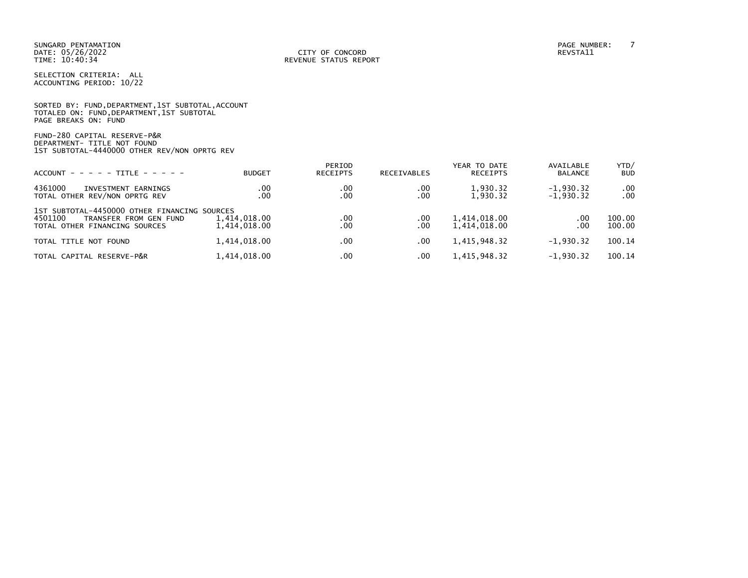SUNGARD PENTAMATION
DATE: 05/26/2022
TIME: 10:40:34

CITY OF CONCORD
REVENUE STATUS REPORT

PAGE NUMBER: 7
REVSTA11

SELECTION CRITERIA: ALL
ACCOUNTING PERIOD: 10/22

SORTED BY: FUND,DEPARTMENT,1ST SUBTOTAL,ACCOUNT
TOTALED ON: FUND,DEPARTMENT,1ST SUBTOTAL
PAGE BREAKS ON: FUND

FUND-280 CAPITAL RESERVE-P&R
DEPARTMENT- TITLE NOT FOUND
1ST SUBTOTAL-4440000 OTHER REV/NON OPRTG REV

| ACCOUNT - - - - - TITLE - - - - - | BUDGET | PERIOD RECEIPTS | RECEIVABLES | YEAR TO DATE RECEIPTS | AVAILABLE BALANCE | YTD/ BUD |
|---|---|---|---|---|---|---|
| 4361000 INVESTMENT EARNINGS | .00 | .00 | .00 | 1,930.32 | -1,930.32 | .00 |
| TOTAL OTHER REV/NON OPRTG REV | .00 | .00 | .00 | 1,930.32 | -1,930.32 | .00 |
| 1ST SUBTOTAL-4450000 OTHER FINANCING SOURCES | | | | | | |
| 4501100 TRANSFER FROM GEN FUND | 1,414,018.00 | .00 | .00 | 1,414,018.00 | .00 | 100.00 |
| TOTAL OTHER FINANCING SOURCES | 1,414,018.00 | .00 | .00 | 1,414,018.00 | .00 | 100.00 |
| TOTAL TITLE NOT FOUND | 1,414,018.00 | .00 | .00 | 1,415,948.32 | -1,930.32 | 100.14 |
| TOTAL CAPITAL RESERVE-P&R | 1,414,018.00 | .00 | .00 | 1,415,948.32 | -1,930.32 | 100.14 |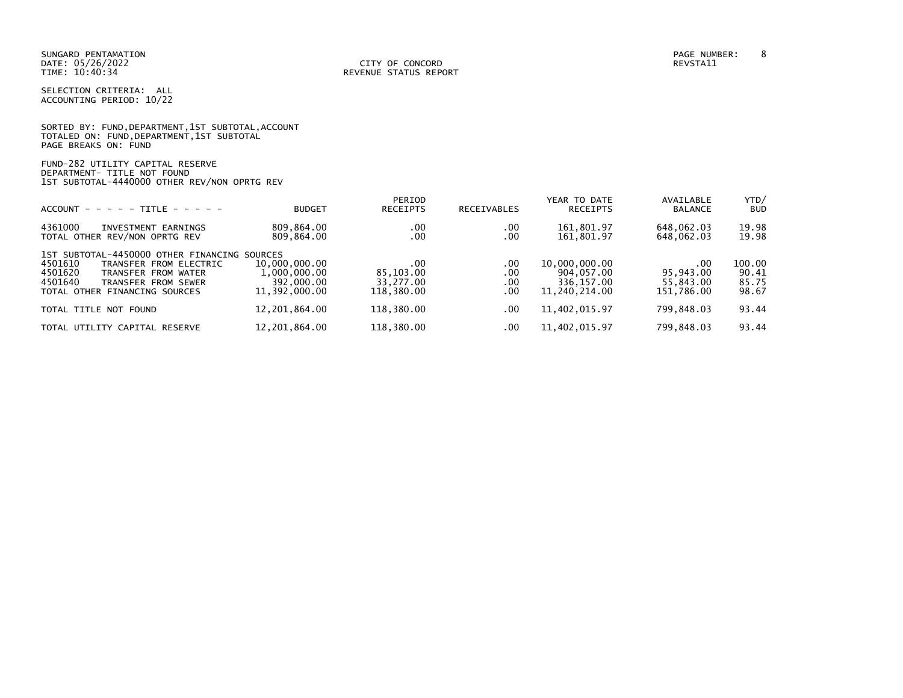SUNGARD PENTAMATION
DATE: 05/26/2022
TIME: 10:40:34

CITY OF CONCORD
REVENUE STATUS REPORT

REVSTA11

SELECTION CRITERIA: ALL
ACCOUNTING PERIOD: 10/22

SORTED BY: FUND,DEPARTMENT,1ST SUBTOTAL,ACCOUNT
TOTALED ON: FUND,DEPARTMENT,1ST SUBTOTAL
PAGE BREAKS ON: FUND

FUND-282 UTILITY CAPITAL RESERVE
DEPARTMENT- TITLE NOT FOUND
1ST SUBTOTAL-4440000 OTHER REV/NON OPRTG REV

| ACCOUNT - - - - - TITLE - - - - - | BUDGET | PERIOD RECEIPTS | RECEIVABLES | YEAR TO DATE RECEIPTS | AVAILABLE BALANCE | YTD/ BUD |
|---|---|---|---|---|---|---|
| 4361000 INVESTMENT EARNINGS | 809,864.00 | .00 | .00 | 161,801.97 | 648,062.03 | 19.98 |
| TOTAL OTHER REV/NON OPRTG REV | 809,864.00 | .00 | .00 | 161,801.97 | 648,062.03 | 19.98 |
| 1ST SUBTOTAL-4450000 OTHER FINANCING SOURCES | | | | | | |
| 4501610 TRANSFER FROM ELECTRIC | 10,000,000.00 | .00 | .00 | 10,000,000.00 | .00 | 100.00 |
| 4501620 TRANSFER FROM WATER | 1,000,000.00 | 85,103.00 | .00 | 904,057.00 | 95,943.00 | 90.41 |
| 4501640 TRANSFER FROM SEWER | 392,000.00 | 33,277.00 | .00 | 336,157.00 | 55,843.00 | 85.75 |
| TOTAL OTHER FINANCING SOURCES | 11,392,000.00 | 118,380.00 | .00 | 11,240,214.00 | 151,786.00 | 98.67 |
| TOTAL TITLE NOT FOUND | 12,201,864.00 | 118,380.00 | .00 | 11,402,015.97 | 799,848.03 | 93.44 |
| TOTAL UTILITY CAPITAL RESERVE | 12,201,864.00 | 118,380.00 | .00 | 11,402,015.97 | 799,848.03 | 93.44 |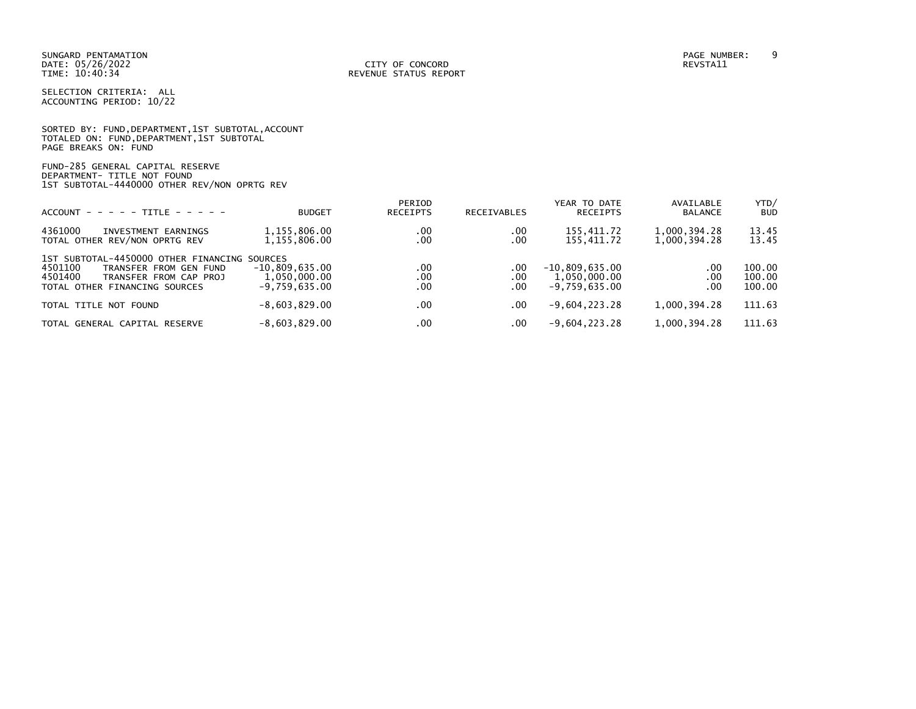SUNGARD PENTAMATION
DATE: 05/26/2022
TIME: 10:40:34

CITY OF CONCORD
REVENUE STATUS REPORT

REVSTA11

SELECTION CRITERIA: ALL
ACCOUNTING PERIOD: 10/22

SORTED BY: FUND,DEPARTMENT,1ST SUBTOTAL,ACCOUNT
TOTALED ON: FUND,DEPARTMENT,1ST SUBTOTAL
PAGE BREAKS ON: FUND

FUND-285 GENERAL CAPITAL RESERVE
DEPARTMENT- TITLE NOT FOUND
1ST SUBTOTAL-4440000 OTHER REV/NON OPRTG REV

| ACCOUNT - - - - - TITLE - - - - - | BUDGET | PERIOD RECEIPTS | RECEIVABLES | YEAR TO DATE RECEIPTS | AVAILABLE BALANCE | YTD/ BUD |
|---|---|---|---|---|---|---|
| 4361000 INVESTMENT EARNINGS | 1,155,806.00 | .00 | .00 | 155,411.72 | 1,000,394.28 | 13.45 |
| TOTAL OTHER REV/NON OPRTG REV | 1,155,806.00 | .00 | .00 | 155,411.72 | 1,000,394.28 | 13.45 |
| 1ST SUBTOTAL-4450000 OTHER FINANCING SOURCES | | | | | | |
| 4501100 TRANSFER FROM GEN FUND | -10,809,635.00 | .00 | .00 | -10,809,635.00 | .00 | 100.00 |
| 4501400 TRANSFER FROM CAP PROJ | 1,050,000.00 | .00 | .00 | 1,050,000.00 | .00 | 100.00 |
| TOTAL OTHER FINANCING SOURCES | -9,759,635.00 | .00 | .00 | -9,759,635.00 | .00 | 100.00 |
| TOTAL TITLE NOT FOUND | -8,603,829.00 | .00 | .00 | -9,604,223.28 | 1,000,394.28 | 111.63 |
| TOTAL GENERAL CAPITAL RESERVE | -8,603,829.00 | .00 | .00 | -9,604,223.28 | 1,000,394.28 | 111.63 |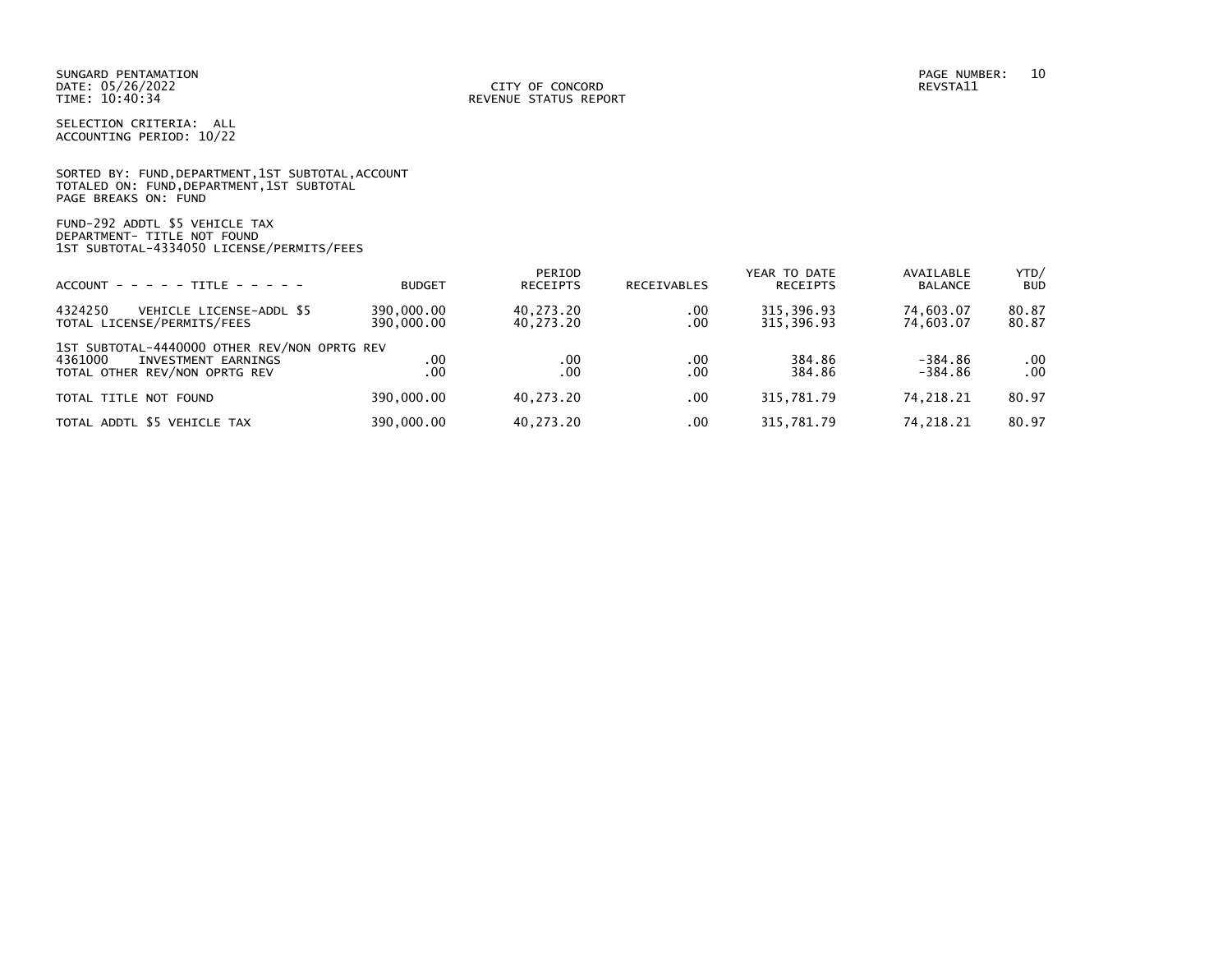SUNGARD PENTAMATION
DATE: 05/26/2022
TIME: 10:40:34

CITY OF CONCORD
REVENUE STATUS REPORT

REVSTA11

SELECTION CRITERIA: ALL
ACCOUNTING PERIOD: 10/22

SORTED BY: FUND,DEPARTMENT,1ST SUBTOTAL,ACCOUNT
TOTALED ON: FUND,DEPARTMENT,1ST SUBTOTAL
PAGE BREAKS ON: FUND

FUND-292 ADDTL $5 VEHICLE TAX
DEPARTMENT- TITLE NOT FOUND
1ST SUBTOTAL-4334050 LICENSE/PERMITS/FEES

| ACCOUNT - - - - - TITLE - - - - - | BUDGET | PERIOD RECEIPTS | RECEIVABLES | YEAR TO DATE RECEIPTS | AVAILABLE BALANCE | YTD/ BUD |
|---|---|---|---|---|---|---|
| 4324250 VEHICLE LICENSE-ADDL $5 | 390,000.00 | 40,273.20 | .00 | 315,396.93 | 74,603.07 | 80.87 |
| TOTAL LICENSE/PERMITS/FEES | 390,000.00 | 40,273.20 | .00 | 315,396.93 | 74,603.07 | 80.87 |
| 1ST SUBTOTAL-4440000 OTHER REV/NON OPRTG REV | | | | | | |
| 4361000 INVESTMENT EARNINGS | .00 | .00 | .00 | 384.86 | -384.86 | .00 |
| TOTAL OTHER REV/NON OPRTG REV | .00 | .00 | .00 | 384.86 | -384.86 | .00 |
| TOTAL TITLE NOT FOUND | 390,000.00 | 40,273.20 | .00 | 315,781.79 | 74,218.21 | 80.97 |
| TOTAL ADDTL $5 VEHICLE TAX | 390,000.00 | 40,273.20 | .00 | 315,781.79 | 74,218.21 | 80.97 |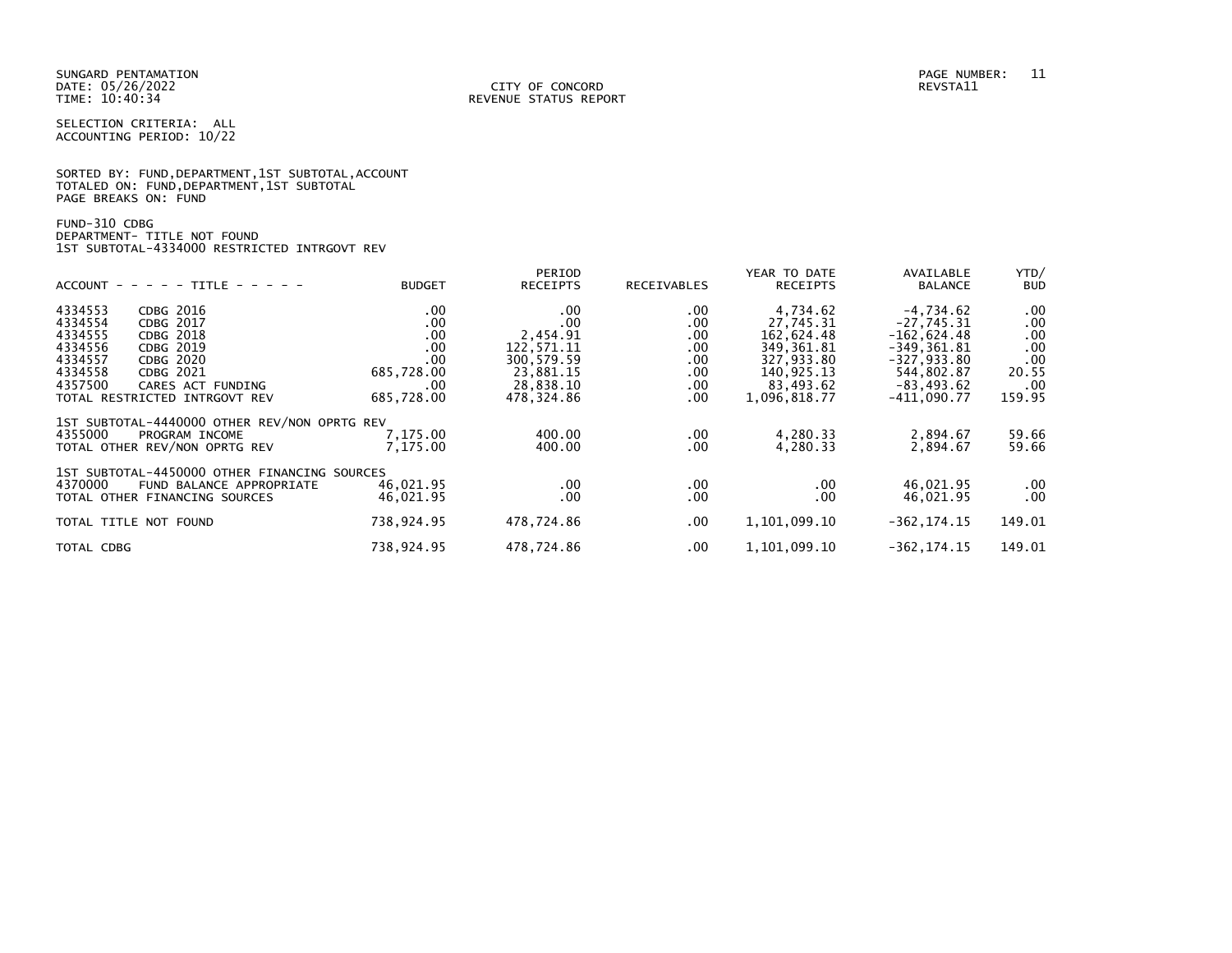SUNGARD PENTAMATION
DATE: 05/26/2022
TIME: 10:40:34

CITY OF CONCORD
REVENUE STATUS REPORT

PAGE NUMBER: 11
REVSTA11

SELECTION CRITERIA: ALL
ACCOUNTING PERIOD: 10/22

SORTED BY: FUND,DEPARTMENT,1ST SUBTOTAL,ACCOUNT
TOTALED ON: FUND,DEPARTMENT,1ST SUBTOTAL
PAGE BREAKS ON: FUND

FUND-310 CDBG
DEPARTMENT- TITLE NOT FOUND
1ST SUBTOTAL-4334000 RESTRICTED INTRGOVT REV

| ACCOUNT - - - - - TITLE - - - - - | | BUDGET | PERIOD RECEIPTS | RECEIVABLES | YEAR TO DATE RECEIPTS | AVAILABLE BALANCE | YTD/ BUD |
|---|---|---|---|---|---|---|---|
| 4334553 | CDBG 2016 | .00 | .00 | .00 | 4,734.62 | -4,734.62 | .00 |
| 4334554 | CDBG 2017 | .00 | .00 | .00 | 27,745.31 | -27,745.31 | .00 |
| 4334555 | CDBG 2018 | .00 | 2,454.91 | .00 | 162,624.48 | -162,624.48 | .00 |
| 4334556 | CDBG 2019 | .00 | 122,571.11 | .00 | 349,361.81 | -349,361.81 | .00 |
| 4334557 | CDBG 2020 | .00 | 300,579.59 | .00 | 327,933.80 | -327,933.80 | .00 |
| 4334558 | CDBG 2021 | 685,728.00 | 23,881.15 | .00 | 140,925.13 | 544,802.87 | 20.55 |
| 4357500 | CARES ACT FUNDING | .00 | 28,838.10 | .00 | 83,493.62 | -83,493.62 | .00 |
| TOTAL RESTRICTED INTRGOVT REV | | 685,728.00 | 478,324.86 | .00 | 1,096,818.77 | -411,090.77 | 159.95 |
| 1ST SUBTOTAL-4440000 OTHER REV/NON OPRTG REV | | | | | | | |
| 4355000 | PROGRAM INCOME | 7,175.00 | 400.00 | .00 | 4,280.33 | 2,894.67 | 59.66 |
| TOTAL OTHER REV/NON OPRTG REV | | 7,175.00 | 400.00 | .00 | 4,280.33 | 2,894.67 | 59.66 |
| 1ST SUBTOTAL-4450000 OTHER FINANCING SOURCES | | | | | | | |
| 4370000 | FUND BALANCE APPROPRIATE | 46,021.95 | .00 | .00 | .00 | 46,021.95 | .00 |
| TOTAL OTHER FINANCING SOURCES | | 46,021.95 | .00 | .00 | .00 | 46,021.95 | .00 |
| TOTAL TITLE NOT FOUND | | 738,924.95 | 478,724.86 | .00 | 1,101,099.10 | -362,174.15 | 149.01 |
| TOTAL CDBG | | 738,924.95 | 478,724.86 | .00 | 1,101,099.10 | -362,174.15 | 149.01 |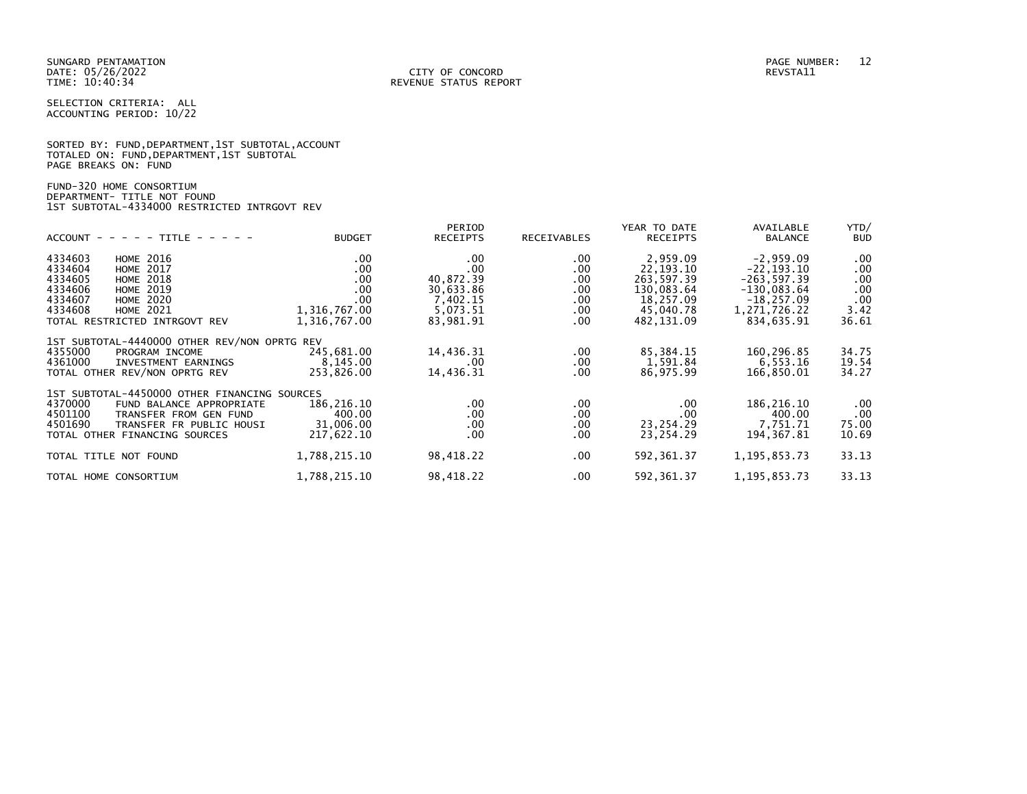SUNGARD PENTAMATION
DATE: 05/26/2022
TIME: 10:40:34

CITY OF CONCORD
REVENUE STATUS REPORT

REVSTA11

SELECTION CRITERIA: ALL
ACCOUNTING PERIOD: 10/22

SORTED BY: FUND,DEPARTMENT,1ST SUBTOTAL,ACCOUNT
TOTALED ON: FUND,DEPARTMENT,1ST SUBTOTAL
PAGE BREAKS ON: FUND

FUND-320 HOME CONSORTIUM
DEPARTMENT- TITLE NOT FOUND
1ST SUBTOTAL-4334000 RESTRICTED INTRGOVT REV

| ACCOUNT - - - - - TITLE - - - - - | | BUDGET | PERIOD RECEIPTS | RECEIVABLES | YEAR TO DATE RECEIPTS | AVAILABLE BALANCE | YTD/ BUD |
|---|---|---|---|---|---|---|---|
| 4334603 | HOME 2016 | .00 | .00 | .00 | 2,959.09 | -2,959.09 | .00 |
| 4334604 | HOME 2017 | .00 | .00 | .00 | 22,193.10 | -22,193.10 | .00 |
| 4334605 | HOME 2018 | .00 | 40,872.39 | .00 | 263,597.39 | -263,597.39 | .00 |
| 4334606 | HOME 2019 | .00 | 30,633.86 | .00 | 130,083.64 | -130,083.64 | .00 |
| 4334607 | HOME 2020 | .00 | 7,402.15 | .00 | 18,257.09 | -18,257.09 | .00 |
| 4334608 | HOME 2021 | 1,316,767.00 | 5,073.51 | .00 | 45,040.78 | 1,271,726.22 | 3.42 |
| TOTAL RESTRICTED INTRGOVT REV | | 1,316,767.00 | 83,981.91 | .00 | 482,131.09 | 834,635.91 | 36.61 |
| 1ST SUBTOTAL-4440000 OTHER REV/NON OPRTG REV | | | | | | | |
| 4355000 | PROGRAM INCOME | 245,681.00 | 14,436.31 | .00 | 85,384.15 | 160,296.85 | 34.75 |
| 4361000 | INVESTMENT EARNINGS | 8,145.00 | .00 | .00 | 1,591.84 | 6,553.16 | 19.54 |
| TOTAL OTHER REV/NON OPRTG REV | | 253,826.00 | 14,436.31 | .00 | 86,975.99 | 166,850.01 | 34.27 |
| 1ST SUBTOTAL-4450000 OTHER FINANCING SOURCES | | | | | | | |
| 4370000 | FUND BALANCE APPROPRIATE | 186,216.10 | .00 | .00 | .00 | 186,216.10 | .00 |
| 4501100 | TRANSFER FROM GEN FUND | 400.00 | .00 | .00 | .00 | 400.00 | .00 |
| 4501690 | TRANSFER FR PUBLIC HOUSI | 31,006.00 | .00 | .00 | 23,254.29 | 7,751.71 | 75.00 |
| TOTAL OTHER FINANCING SOURCES | | 217,622.10 | .00 | .00 | 23,254.29 | 194,367.81 | 10.69 |
| TOTAL TITLE NOT FOUND | | 1,788,215.10 | 98,418.22 | .00 | 592,361.37 | 1,195,853.73 | 33.13 |
| TOTAL HOME CONSORTIUM | | 1,788,215.10 | 98,418.22 | .00 | 592,361.37 | 1,195,853.73 | 33.13 |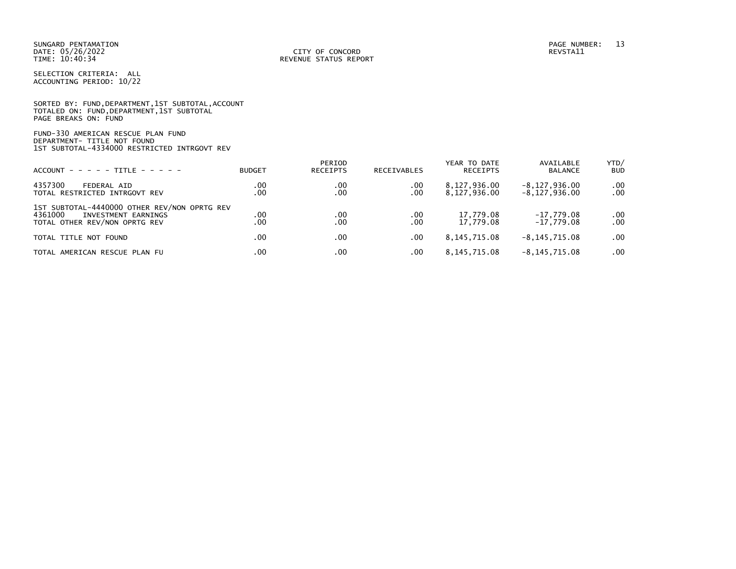SUNGARD PENTAMATION
DATE: 05/26/2022
TIME: 10:40:34

CITY OF CONCORD
REVENUE STATUS REPORT

PAGE NUMBER: 13
REVSTA11

SELECTION CRITERIA: ALL
ACCOUNTING PERIOD: 10/22

SORTED BY: FUND,DEPARTMENT,1ST SUBTOTAL,ACCOUNT
TOTALED ON: FUND,DEPARTMENT,1ST SUBTOTAL
PAGE BREAKS ON: FUND

FUND-330 AMERICAN RESCUE PLAN FUND
DEPARTMENT- TITLE NOT FOUND
1ST SUBTOTAL-4334000 RESTRICTED INTRGOVT REV

| ACCOUNT - - - - - TITLE - - - - - | BUDGET | PERIOD RECEIPTS | RECEIVABLES | YEAR TO DATE RECEIPTS | AVAILABLE BALANCE | YTD/ BUD |
|---|---|---|---|---|---|---|
| 4357300 FEDERAL AID | .00 | .00 | .00 | 8,127,936.00 | -8,127,936.00 | .00 |
| TOTAL RESTRICTED INTRGOVT REV | .00 | .00 | .00 | 8,127,936.00 | -8,127,936.00 | .00 |
| 1ST SUBTOTAL-4440000 OTHER REV/NON OPRTG REV | | | | | | |
| 4361000 INVESTMENT EARNINGS | .00 | .00 | .00 | 17,779.08 | -17,779.08 | .00 |
| TOTAL OTHER REV/NON OPRTG REV | .00 | .00 | .00 | 17,779.08 | -17,779.08 | .00 |
| TOTAL TITLE NOT FOUND | .00 | .00 | .00 | 8,145,715.08 | -8,145,715.08 | .00 |
| TOTAL AMERICAN RESCUE PLAN FU | .00 | .00 | .00 | 8,145,715.08 | -8,145,715.08 | .00 |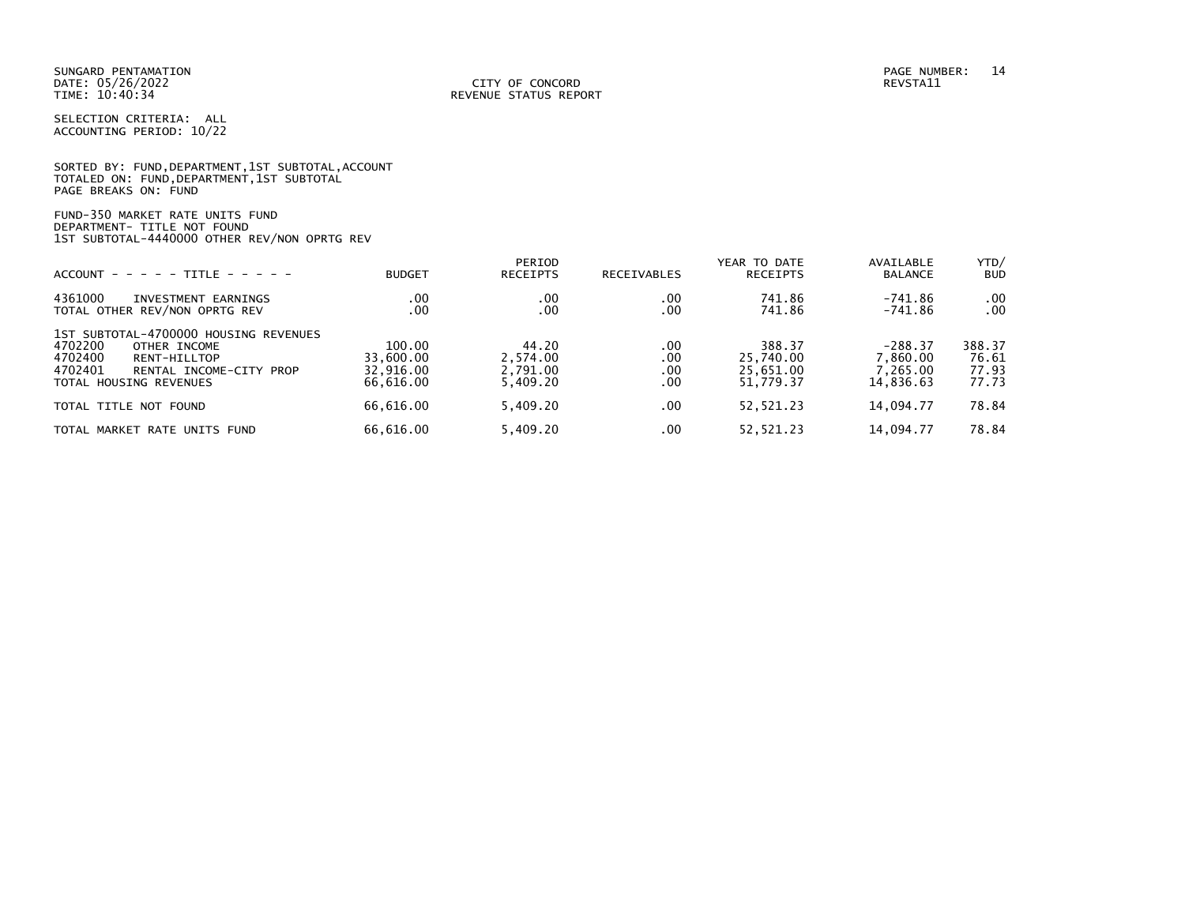SUNGARD PENTAMATION
DATE: 05/26/2022
TIME: 10:40:34

CITY OF CONCORD
REVENUE STATUS REPORT

REVSTA11

SELECTION CRITERIA: ALL
ACCOUNTING PERIOD: 10/22

SORTED BY: FUND,DEPARTMENT,1ST SUBTOTAL,ACCOUNT
TOTALED ON: FUND,DEPARTMENT,1ST SUBTOTAL
PAGE BREAKS ON: FUND

FUND-350 MARKET RATE UNITS FUND
DEPARTMENT- TITLE NOT FOUND
1ST SUBTOTAL-4440000 OTHER REV/NON OPRTG REV

| ACCOUNT - - - - - TITLE - - - - - | BUDGET | PERIOD RECEIPTS | RECEIVABLES | YEAR TO DATE RECEIPTS | AVAILABLE BALANCE | YTD/ BUD |
|---|---|---|---|---|---|---|
| 4361000 INVESTMENT EARNINGS | .00 | .00 | .00 | 741.86 | -741.86 | .00 |
| TOTAL OTHER REV/NON OPRTG REV | .00 | .00 | .00 | 741.86 | -741.86 | .00 |
| 1ST SUBTOTAL-4700000 HOUSING REVENUES | | | | | | |
| 4702200 OTHER INCOME | 100.00 | 44.20 | .00 | 388.37 | -288.37 | 388.37 |
| 4702400 RENT-HILLTOP | 33,600.00 | 2,574.00 | .00 | 25,740.00 | 7,860.00 | 76.61 |
| 4702401 RENTAL INCOME-CITY PROP | 32,916.00 | 2,791.00 | .00 | 25,651.00 | 7,265.00 | 77.93 |
| TOTAL HOUSING REVENUES | 66,616.00 | 5,409.20 | .00 | 51,779.37 | 14,836.63 | 77.73 |
| TOTAL TITLE NOT FOUND | 66,616.00 | 5,409.20 | .00 | 52,521.23 | 14,094.77 | 78.84 |
| TOTAL MARKET RATE UNITS FUND | 66,616.00 | 5,409.20 | .00 | 52,521.23 | 14,094.77 | 78.84 |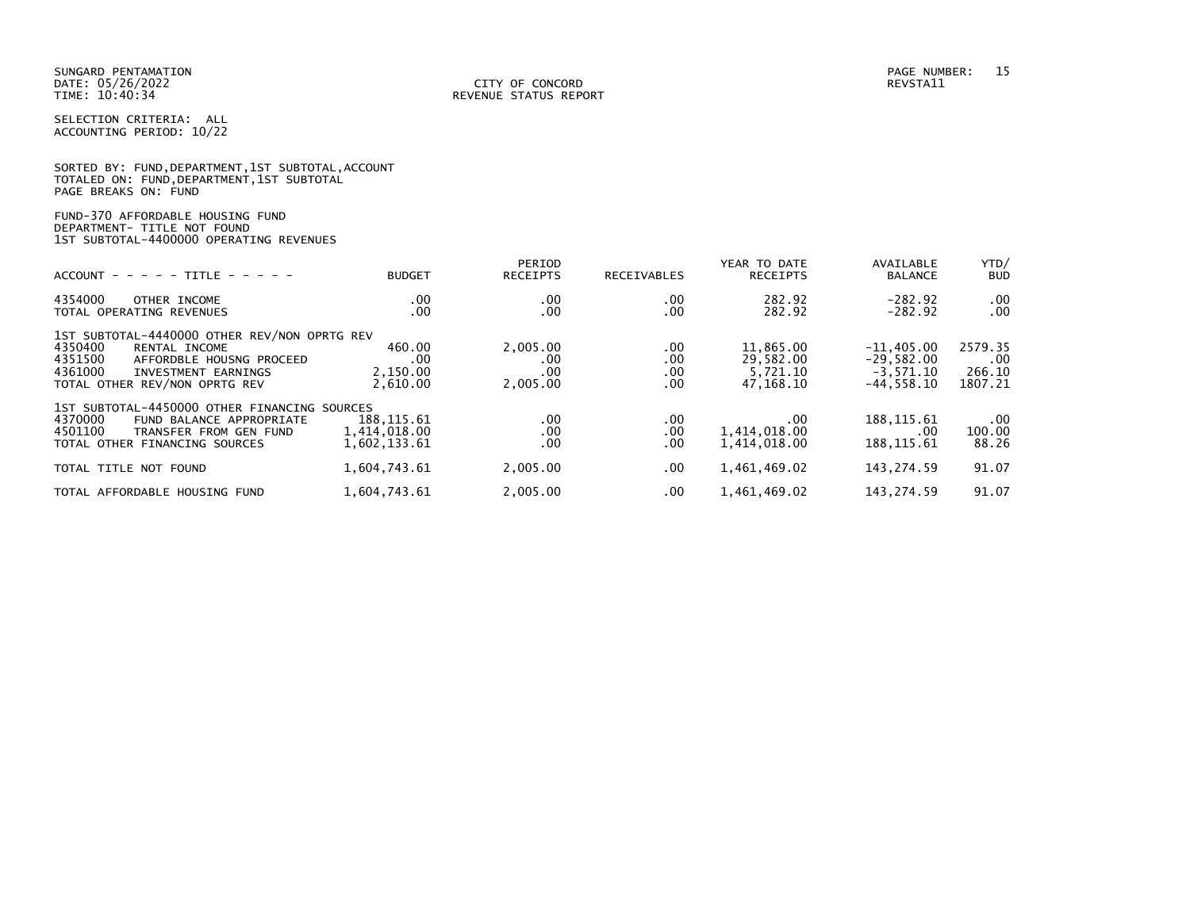SUNGARD PENTAMATION
DATE: 05/26/2022
TIME: 10:40:34

CITY OF CONCORD
REVENUE STATUS REPORT

PAGE NUMBER: 15
REVSTA11

SELECTION CRITERIA: ALL
ACCOUNTING PERIOD: 10/22

SORTED BY: FUND,DEPARTMENT,1ST SUBTOTAL,ACCOUNT
TOTALED ON: FUND,DEPARTMENT,1ST SUBTOTAL
PAGE BREAKS ON: FUND

FUND-370 AFFORDABLE HOUSING FUND
DEPARTMENT- TITLE NOT FOUND
1ST SUBTOTAL-4400000 OPERATING REVENUES

| ACCOUNT - - - - - TITLE - - - - - | BUDGET | PERIOD RECEIPTS | RECEIVABLES | YEAR TO DATE RECEIPTS | AVAILABLE BALANCE | YTD/ BUD |
|---|---|---|---|---|---|---|
| 4354000 OTHER INCOME | .00 | .00 | .00 | 282.92 | -282.92 | .00 |
| TOTAL OPERATING REVENUES | .00 | .00 | .00 | 282.92 | -282.92 | .00 |
| 1ST SUBTOTAL-4440000 OTHER REV/NON OPRTG REV | | | | | | |
| 4350400 RENTAL INCOME | 460.00 | 2,005.00 | .00 | 11,865.00 | -11,405.00 | 2579.35 |
| 4351500 AFFORDBLE HOUSNG PROCEED | .00 | .00 | .00 | 29,582.00 | -29,582.00 | .00 |
| 4361000 INVESTMENT EARNINGS | 2,150.00 | .00 | .00 | 5,721.10 | -3,571.10 | 266.10 |
| TOTAL OTHER REV/NON OPRTG REV | 2,610.00 | 2,005.00 | .00 | 47,168.10 | -44,558.10 | 1807.21 |
| 1ST SUBTOTAL-4450000 OTHER FINANCING SOURCES | | | | | | |
| 4370000 FUND BALANCE APPROPRIATE | 188,115.61 | .00 | .00 | .00 | 188,115.61 | .00 |
| 4501100 TRANSFER FROM GEN FUND | 1,414,018.00 | .00 | .00 | 1,414,018.00 | .00 | 100.00 |
| TOTAL OTHER FINANCING SOURCES | 1,602,133.61 | .00 | .00 | 1,414,018.00 | 188,115.61 | 88.26 |
| TOTAL TITLE NOT FOUND | 1,604,743.61 | 2,005.00 | .00 | 1,461,469.02 | 143,274.59 | 91.07 |
| TOTAL AFFORDABLE HOUSING FUND | 1,604,743.61 | 2,005.00 | .00 | 1,461,469.02 | 143,274.59 | 91.07 |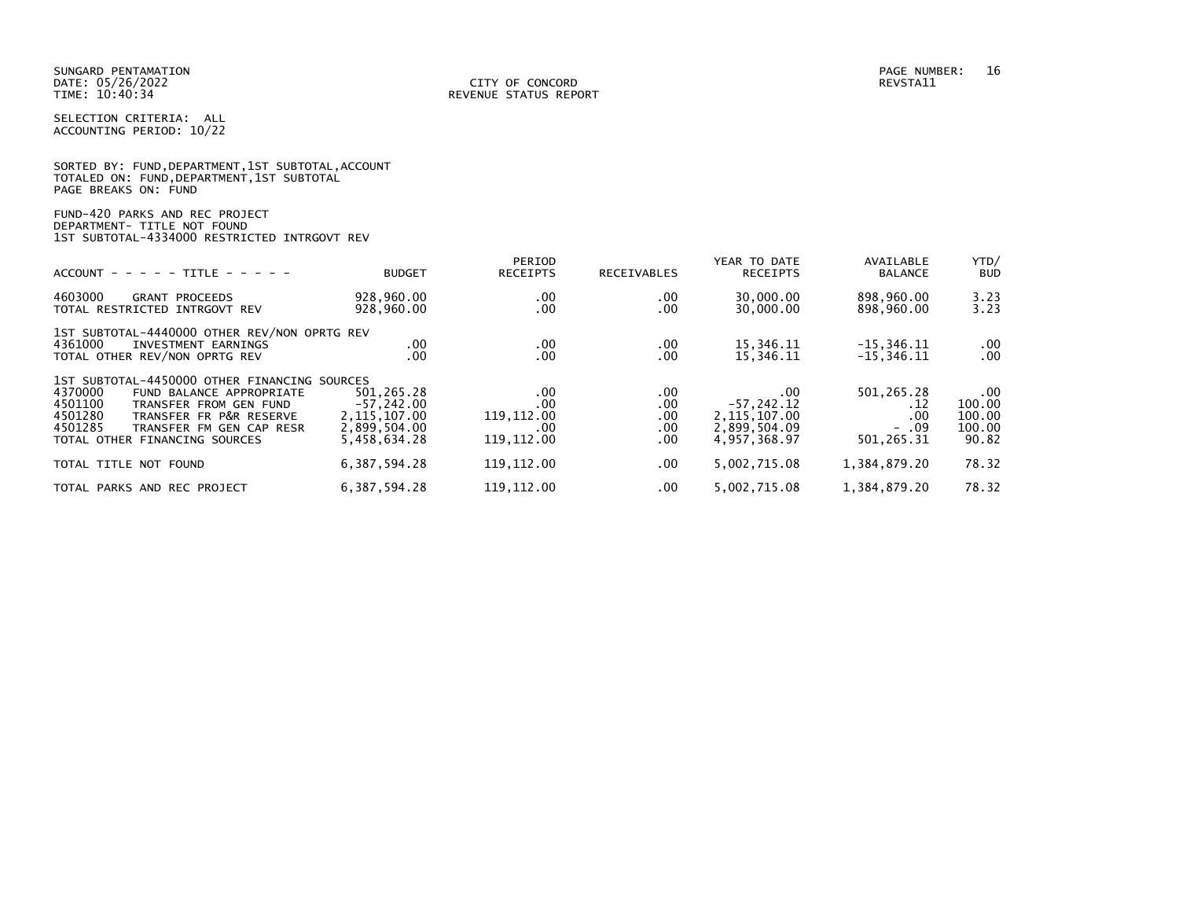SUNGARD PENTAMATION
DATE: 05/26/2022
TIME: 10:40:34

CITY OF CONCORD
REVENUE STATUS REPORT

PAGE NUMBER: 16
REVSTA11

SELECTION CRITERIA: ALL
ACCOUNTING PERIOD: 10/22

SORTED BY: FUND,DEPARTMENT,1ST SUBTOTAL,ACCOUNT
TOTALED ON: FUND,DEPARTMENT,1ST SUBTOTAL
PAGE BREAKS ON: FUND

FUND-420 PARKS AND REC PROJECT
DEPARTMENT- TITLE NOT FOUND
1ST SUBTOTAL-4334000 RESTRICTED INTRGOVT REV

| ACCOUNT - - - - - TITLE - - - - - | BUDGET | PERIOD RECEIPTS | RECEIVABLES | YEAR TO DATE RECEIPTS | AVAILABLE BALANCE | YTD/ BUD |
|---|---|---|---|---|---|---|
| 4603000 GRANT PROCEEDS | 928,960.00 | .00 | .00 | 30,000.00 | 898,960.00 | 3.23 |
| TOTAL RESTRICTED INTRGOVT REV | 928,960.00 | .00 | .00 | 30,000.00 | 898,960.00 | 3.23 |
| 1ST SUBTOTAL-4440000 OTHER REV/NON OPRTG REV | | | | | | |
| 4361000 INVESTMENT EARNINGS | .00 | .00 | .00 | 15,346.11 | -15,346.11 | .00 |
| TOTAL OTHER REV/NON OPRTG REV | .00 | .00 | .00 | 15,346.11 | -15,346.11 | .00 |
| 1ST SUBTOTAL-4450000 OTHER FINANCING SOURCES | | | | | | |
| 4370000 FUND BALANCE APPROPRIATE | 501,265.28 | .00 | .00 | .00 | 501,265.28 | .00 |
| 4501100 TRANSFER FROM GEN FUND | -57,242.00 | .00 | .00 | -57,242.12 | .12 | 100.00 |
| 4501280 TRANSFER FR P&R RESERVE | 2,115,107.00 | 119,112.00 | .00 | 2,115,107.00 | .00 | 100.00 |
| 4501285 TRANSFER FM GEN CAP RESR | 2,899,504.00 | .00 | .00 | 2,899,504.09 | - .09 | 100.00 |
| TOTAL OTHER FINANCING SOURCES | 5,458,634.28 | 119,112.00 | .00 | 4,957,368.97 | 501,265.31 | 90.82 |
| TOTAL TITLE NOT FOUND | 6,387,594.28 | 119,112.00 | .00 | 5,002,715.08 | 1,384,879.20 | 78.32 |
| TOTAL PARKS AND REC PROJECT | 6,387,594.28 | 119,112.00 | .00 | 5,002,715.08 | 1,384,879.20 | 78.32 |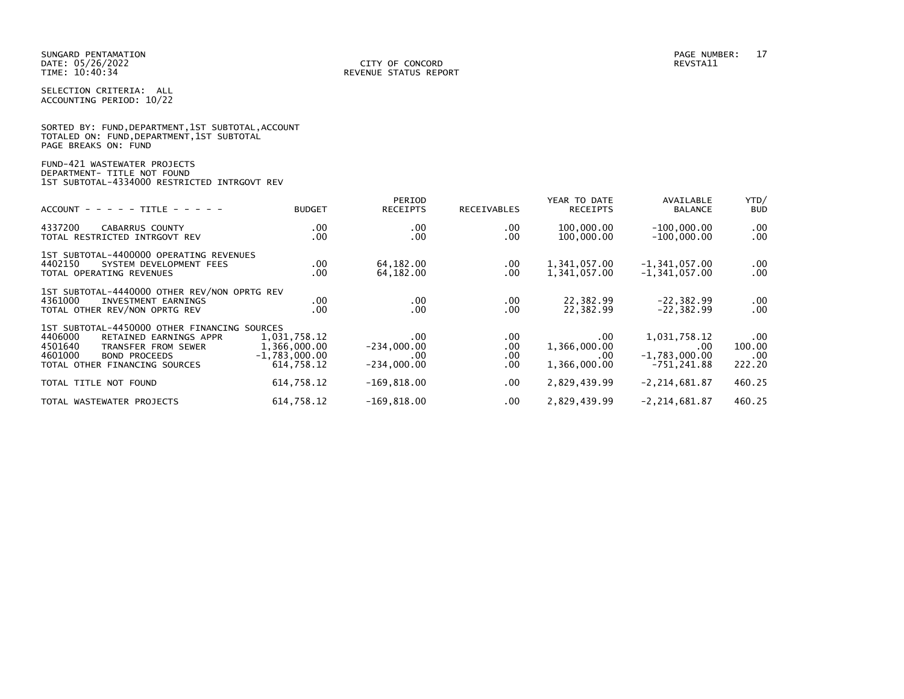SUNGARD PENTAMATION
DATE: 05/26/2022
TIME: 10:40:34

CITY OF CONCORD
REVENUE STATUS REPORT

REVSTA11

SELECTION CRITERIA: ALL
ACCOUNTING PERIOD: 10/22

SORTED BY: FUND,DEPARTMENT,1ST SUBTOTAL,ACCOUNT
TOTALED ON: FUND,DEPARTMENT,1ST SUBTOTAL
PAGE BREAKS ON: FUND

FUND-421 WASTEWATER PROJECTS
DEPARTMENT- TITLE NOT FOUND
1ST SUBTOTAL-4334000 RESTRICTED INTRGOVT REV

| ACCOUNT - - - - - TITLE - - - - - | BUDGET | PERIOD RECEIPTS | RECEIVABLES | YEAR TO DATE RECEIPTS | AVAILABLE BALANCE | YTD/ BUD |
|---|---|---|---|---|---|---|
| 4337200 CABARRUS COUNTY | .00 | .00 | .00 | 100,000.00 | -100,000.00 | .00 |
| TOTAL RESTRICTED INTRGOVT REV | .00 | .00 | .00 | 100,000.00 | -100,000.00 | .00 |
| 1ST SUBTOTAL-4400000 OPERATING REVENUES | | | | | | |
| 4402150 SYSTEM DEVELOPMENT FEES | .00 | 64,182.00 | .00 | 1,341,057.00 | -1,341,057.00 | .00 |
| TOTAL OPERATING REVENUES | .00 | 64,182.00 | .00 | 1,341,057.00 | -1,341,057.00 | .00 |
| 1ST SUBTOTAL-4440000 OTHER REV/NON OPRTG REV | | | | | | |
| 4361000 INVESTMENT EARNINGS | .00 | .00 | .00 | 22,382.99 | -22,382.99 | .00 |
| TOTAL OTHER REV/NON OPRTG REV | .00 | .00 | .00 | 22,382.99 | -22,382.99 | .00 |
| 1ST SUBTOTAL-4450000 OTHER FINANCING SOURCES | | | | | | |
| 4406000 RETAINED EARNINGS APPR | 1,031,758.12 | .00 | .00 | .00 | 1,031,758.12 | .00 |
| 4501640 TRANSFER FROM SEWER | 1,366,000.00 | -234,000.00 | .00 | 1,366,000.00 | .00 | 100.00 |
| 4601000 BOND PROCEEDS | -1,783,000.00 | .00 | .00 | .00 | -1,783,000.00 | .00 |
| TOTAL OTHER FINANCING SOURCES | 614,758.12 | -234,000.00 | .00 | 1,366,000.00 | -751,241.88 | 222.20 |
| TOTAL TITLE NOT FOUND | 614,758.12 | -169,818.00 | .00 | 2,829,439.99 | -2,214,681.87 | 460.25 |
| TOTAL WASTEWATER PROJECTS | 614,758.12 | -169,818.00 | .00 | 2,829,439.99 | -2,214,681.87 | 460.25 |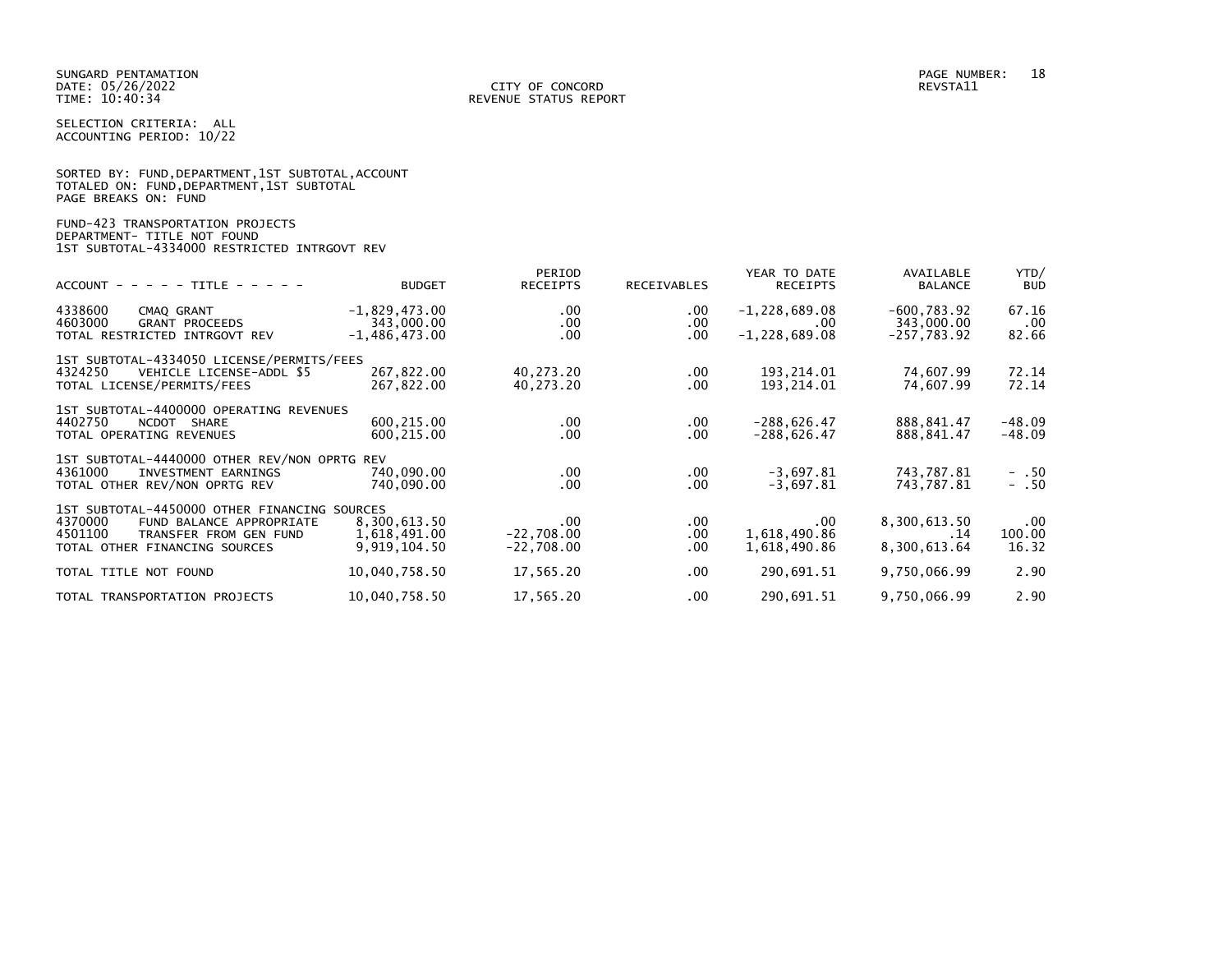SUNGARD PENTAMATION
DATE: 05/26/2022
TIME: 10:40:34

CITY OF CONCORD
REVENUE STATUS REPORT

REVSTA11

SELECTION CRITERIA: ALL
ACCOUNTING PERIOD: 10/22

SORTED BY: FUND,DEPARTMENT,1ST SUBTOTAL,ACCOUNT
TOTALED ON: FUND,DEPARTMENT,1ST SUBTOTAL
PAGE BREAKS ON: FUND

FUND-423 TRANSPORTATION PROJECTS
DEPARTMENT- TITLE NOT FOUND
1ST SUBTOTAL-4334000 RESTRICTED INTRGOVT REV

| ACCOUNT - - - - - TITLE - - - - - | BUDGET | PERIOD RECEIPTS | RECEIVABLES | YEAR TO DATE RECEIPTS | AVAILABLE BALANCE | YTD/ BUD |
|---|---|---|---|---|---|---|
| 4338600 CMAQ GRANT | -1,829,473.00 | .00 | .00 | -1,228,689.08 | -600,783.92 | 67.16 |
| 4603000 GRANT PROCEEDS | 343,000.00 | .00 | .00 | .00 | 343,000.00 | .00 |
| TOTAL RESTRICTED INTRGOVT REV | -1,486,473.00 | .00 | .00 | -1,228,689.08 | -257,783.92 | 82.66 |
| 1ST SUBTOTAL-4334050 LICENSE/PERMITS/FEES | | | | | | |
| 4324250 VEHICLE LICENSE-ADDL $5 | 267,822.00 | 40,273.20 | .00 | 193,214.01 | 74,607.99 | 72.14 |
| TOTAL LICENSE/PERMITS/FEES | 267,822.00 | 40,273.20 | .00 | 193,214.01 | 74,607.99 | 72.14 |
| 1ST SUBTOTAL-4400000 OPERATING REVENUES | | | | | | |
| 4402750 NCDOT SHARE | 600,215.00 | .00 | .00 | -288,626.47 | 888,841.47 | -48.09 |
| TOTAL OPERATING REVENUES | 600,215.00 | .00 | .00 | -288,626.47 | 888,841.47 | -48.09 |
| 1ST SUBTOTAL-4440000 OTHER REV/NON OPRTG REV | | | | | | |
| 4361000 INVESTMENT EARNINGS | 740,090.00 | .00 | .00 | -3,697.81 | 743,787.81 | - .50 |
| TOTAL OTHER REV/NON OPRTG REV | 740,090.00 | .00 | .00 | -3,697.81 | 743,787.81 | - .50 |
| 1ST SUBTOTAL-4450000 OTHER FINANCING SOURCES | | | | | | |
| 4370000 FUND BALANCE APPROPRIATE | 8,300,613.50 | .00 | .00 | .00 | 8,300,613.50 | .00 |
| 4501100 TRANSFER FROM GEN FUND | 1,618,491.00 | -22,708.00 | .00 | 1,618,490.86 | .14 | 100.00 |
| TOTAL OTHER FINANCING SOURCES | 9,919,104.50 | -22,708.00 | .00 | 1,618,490.86 | 8,300,613.64 | 16.32 |
| TOTAL TITLE NOT FOUND | 10,040,758.50 | 17,565.20 | .00 | 290,691.51 | 9,750,066.99 | 2.90 |
| TOTAL TRANSPORTATION PROJECTS | 10,040,758.50 | 17,565.20 | .00 | 290,691.51 | 9,750,066.99 | 2.90 |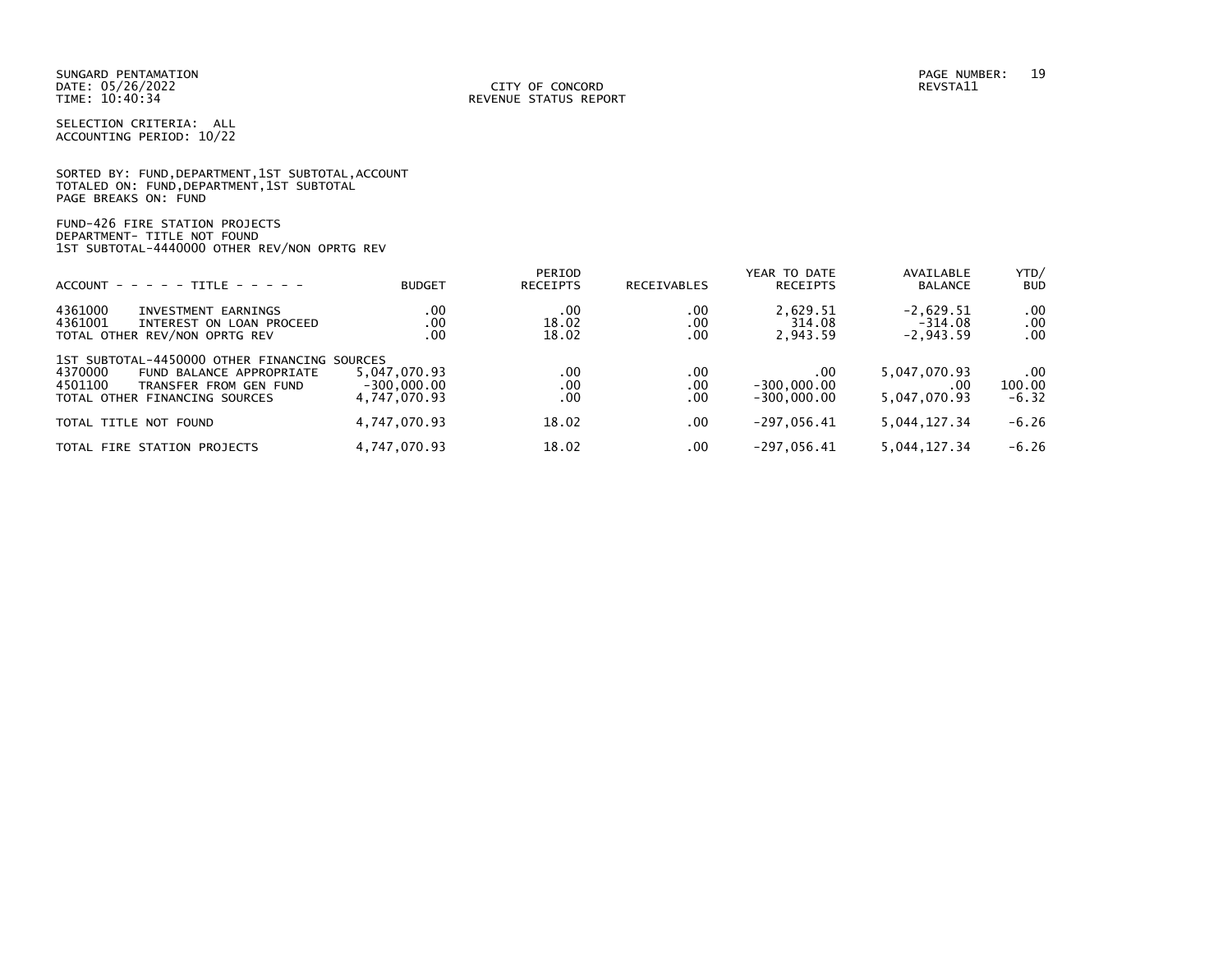SUNGARD PENTAMATION
DATE: 05/26/2022
TIME: 10:40:34

CITY OF CONCORD
REVENUE STATUS REPORT

REVSTA11

SELECTION CRITERIA: ALL
ACCOUNTING PERIOD: 10/22

SORTED BY: FUND,DEPARTMENT,1ST SUBTOTAL,ACCOUNT
TOTALED ON: FUND,DEPARTMENT,1ST SUBTOTAL
PAGE BREAKS ON: FUND

FUND-426 FIRE STATION PROJECTS
DEPARTMENT- TITLE NOT FOUND
1ST SUBTOTAL-4440000 OTHER REV/NON OPRTG REV

| ACCOUNT - - - - - TITLE - - - - - | | BUDGET | PERIOD RECEIPTS | RECEIVABLES | YEAR TO DATE RECEIPTS | AVAILABLE BALANCE | YTD/ BUD |
|---|---|---|---|---|---|---|---|
| 4361000 | INVESTMENT EARNINGS | .00 | .00 | .00 | 2,629.51 | -2,629.51 | .00 |
| 4361001 | INTEREST ON LOAN PROCEED | .00 | 18.02 | .00 | 314.08 | -314.08 | .00 |
| TOTAL OTHER REV/NON OPRTG REV | | .00 | 18.02 | .00 | 2,943.59 | -2,943.59 | .00 |
| 1ST SUBTOTAL-4450000 OTHER FINANCING SOURCES | | | | | | | |
| 4370000 | FUND BALANCE APPROPRIATE | 5,047,070.93 | .00 | .00 | .00 | 5,047,070.93 | .00 |
| 4501100 | TRANSFER FROM GEN FUND | -300,000.00 | .00 | .00 | -300,000.00 | .00 | 100.00 |
| TOTAL OTHER FINANCING SOURCES | | 4,747,070.93 | .00 | .00 | -300,000.00 | 5,047,070.93 | -6.32 |
| TOTAL TITLE NOT FOUND | | 4,747,070.93 | 18.02 | .00 | -297,056.41 | 5,044,127.34 | -6.26 |
| TOTAL FIRE STATION PROJECTS | | 4,747,070.93 | 18.02 | .00 | -297,056.41 | 5,044,127.34 | -6.26 |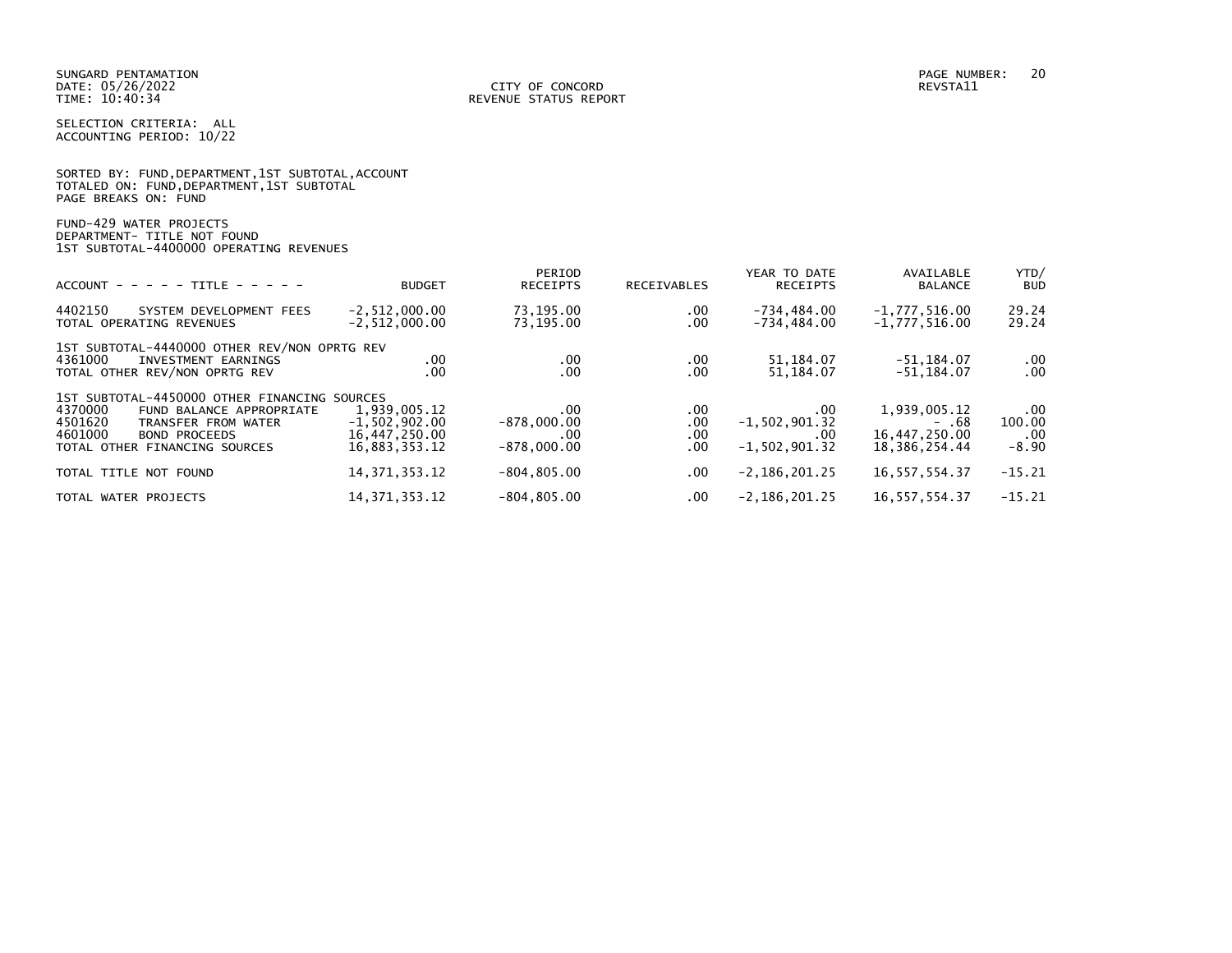SUNGARD PENTAMATION
DATE: 05/26/2022
TIME: 10:40:34

CITY OF CONCORD
REVENUE STATUS REPORT

PAGE NUMBER: 20
REVSTA11

SELECTION CRITERIA: ALL
ACCOUNTING PERIOD: 10/22

SORTED BY: FUND,DEPARTMENT,1ST SUBTOTAL,ACCOUNT
TOTALED ON: FUND,DEPARTMENT,1ST SUBTOTAL
PAGE BREAKS ON: FUND

FUND-429 WATER PROJECTS
DEPARTMENT- TITLE NOT FOUND
1ST SUBTOTAL-4400000 OPERATING REVENUES

| ACCOUNT - - - - - TITLE - - - - - | BUDGET | PERIOD RECEIPTS | RECEIVABLES | YEAR TO DATE RECEIPTS | AVAILABLE BALANCE | YTD/ BUD |
|---|---|---|---|---|---|---|
| 4402150 SYSTEM DEVELOPMENT FEES | -2,512,000.00 | 73,195.00 | .00 | -734,484.00 | -1,777,516.00 | 29.24 |
| TOTAL OPERATING REVENUES | -2,512,000.00 | 73,195.00 | .00 | -734,484.00 | -1,777,516.00 | 29.24 |
| 1ST SUBTOTAL-4440000 OTHER REV/NON OPRTG REV | | | | | | |
| 4361000 INVESTMENT EARNINGS | .00 | .00 | .00 | 51,184.07 | -51,184.07 | .00 |
| TOTAL OTHER REV/NON OPRTG REV | .00 | .00 | .00 | 51,184.07 | -51,184.07 | .00 |
| 1ST SUBTOTAL-4450000 OTHER FINANCING SOURCES | | | | | | |
| 4370000 FUND BALANCE APPROPRIATE | 1,939,005.12 | .00 | .00 | .00 | 1,939,005.12 | .00 |
| 4501620 TRANSFER FROM WATER | -1,502,902.00 | -878,000.00 | .00 | -1,502,901.32 | - .68 | 100.00 |
| 4601000 BOND PROCEEDS | 16,447,250.00 | .00 | .00 | .00 | 16,447,250.00 | .00 |
| TOTAL OTHER FINANCING SOURCES | 16,883,353.12 | -878,000.00 | .00 | -1,502,901.32 | 18,386,254.44 | -8.90 |
| TOTAL TITLE NOT FOUND | 14,371,353.12 | -804,805.00 | .00 | -2,186,201.25 | 16,557,554.37 | -15.21 |
| TOTAL WATER PROJECTS | 14,371,353.12 | -804,805.00 | .00 | -2,186,201.25 | 16,557,554.37 | -15.21 |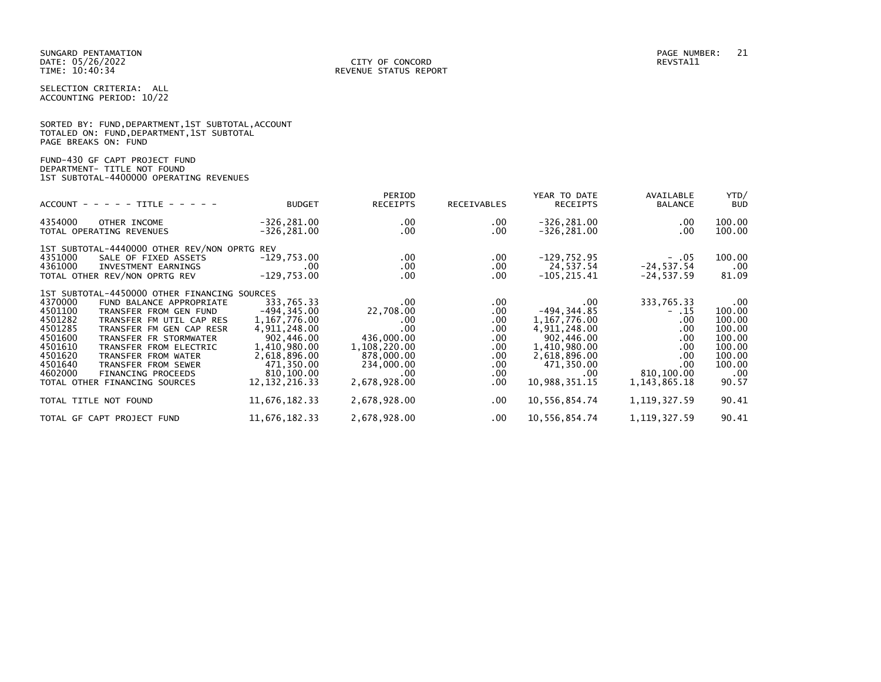SUNGARD PENTAMATION
DATE: 05/26/2022
TIME: 10:40:34

CITY OF CONCORD
REVENUE STATUS REPORT

PAGE NUMBER: 21
REVSTA11

SELECTION CRITERIA: ALL
ACCOUNTING PERIOD: 10/22

SORTED BY: FUND,DEPARTMENT,1ST SUBTOTAL,ACCOUNT
TOTALED ON: FUND,DEPARTMENT,1ST SUBTOTAL
PAGE BREAKS ON: FUND

FUND-430 GF CAPT PROJECT FUND
DEPARTMENT- TITLE NOT FOUND
1ST SUBTOTAL-4400000 OPERATING REVENUES

| ACCOUNT - - - - - TITLE - - - - - | BUDGET | PERIOD RECEIPTS | RECEIVABLES | YEAR TO DATE RECEIPTS | AVAILABLE BALANCE | YTD/ BUD |
|---|---|---|---|---|---|---|
| 4354000 OTHER INCOME | -326,281.00 | .00 | .00 | -326,281.00 | .00 | 100.00 |
| TOTAL OPERATING REVENUES | -326,281.00 | .00 | .00 | -326,281.00 | .00 | 100.00 |
| 1ST SUBTOTAL-4440000 OTHER REV/NON OPRTG REV | | | | | | |
| 4351000 SALE OF FIXED ASSETS | -129,753.00 | .00 | .00 | -129,752.95 | - .05 | 100.00 |
| 4361000 INVESTMENT EARNINGS | .00 | .00 | .00 | 24,537.54 | -24,537.54 | .00 |
| TOTAL OTHER REV/NON OPRTG REV | -129,753.00 | .00 | .00 | -105,215.41 | -24,537.59 | 81.09 |
| 1ST SUBTOTAL-4450000 OTHER FINANCING SOURCES | | | | | | |
| 4370000 FUND BALANCE APPROPRIATE | 333,765.33 | .00 | .00 | .00 | 333,765.33 | .00 |
| 4501100 TRANSFER FROM GEN FUND | -494,345.00 | 22,708.00 | .00 | -494,344.85 | - .15 | 100.00 |
| 4501282 TRANSFER FM UTIL CAP RES | 1,167,776.00 | .00 | .00 | 1,167,776.00 | .00 | 100.00 |
| 4501285 TRANSFER FM GEN CAP RESR | 4,911,248.00 | .00 | .00 | 4,911,248.00 | .00 | 100.00 |
| 4501600 TRANSFER FR STORMWATER | 902,446.00 | 436,000.00 | .00 | 902,446.00 | .00 | 100.00 |
| 4501610 TRANSFER FROM ELECTRIC | 1,410,980.00 | 1,108,220.00 | .00 | 1,410,980.00 | .00 | 100.00 |
| 4501620 TRANSFER FROM WATER | 2,618,896.00 | 878,000.00 | .00 | 2,618,896.00 | .00 | 100.00 |
| 4501640 TRANSFER FROM SEWER | 471,350.00 | 234,000.00 | .00 | 471,350.00 | .00 | 100.00 |
| 4602000 FINANCING PROCEEDS | 810,100.00 | .00 | .00 | .00 | 810,100.00 | .00 |
| TOTAL OTHER FINANCING SOURCES | 12,132,216.33 | 2,678,928.00 | .00 | 10,988,351.15 | 1,143,865.18 | 90.57 |
| TOTAL TITLE NOT FOUND | 11,676,182.33 | 2,678,928.00 | .00 | 10,556,854.74 | 1,119,327.59 | 90.41 |
| TOTAL GF CAPT PROJECT FUND | 11,676,182.33 | 2,678,928.00 | .00 | 10,556,854.74 | 1,119,327.59 | 90.41 |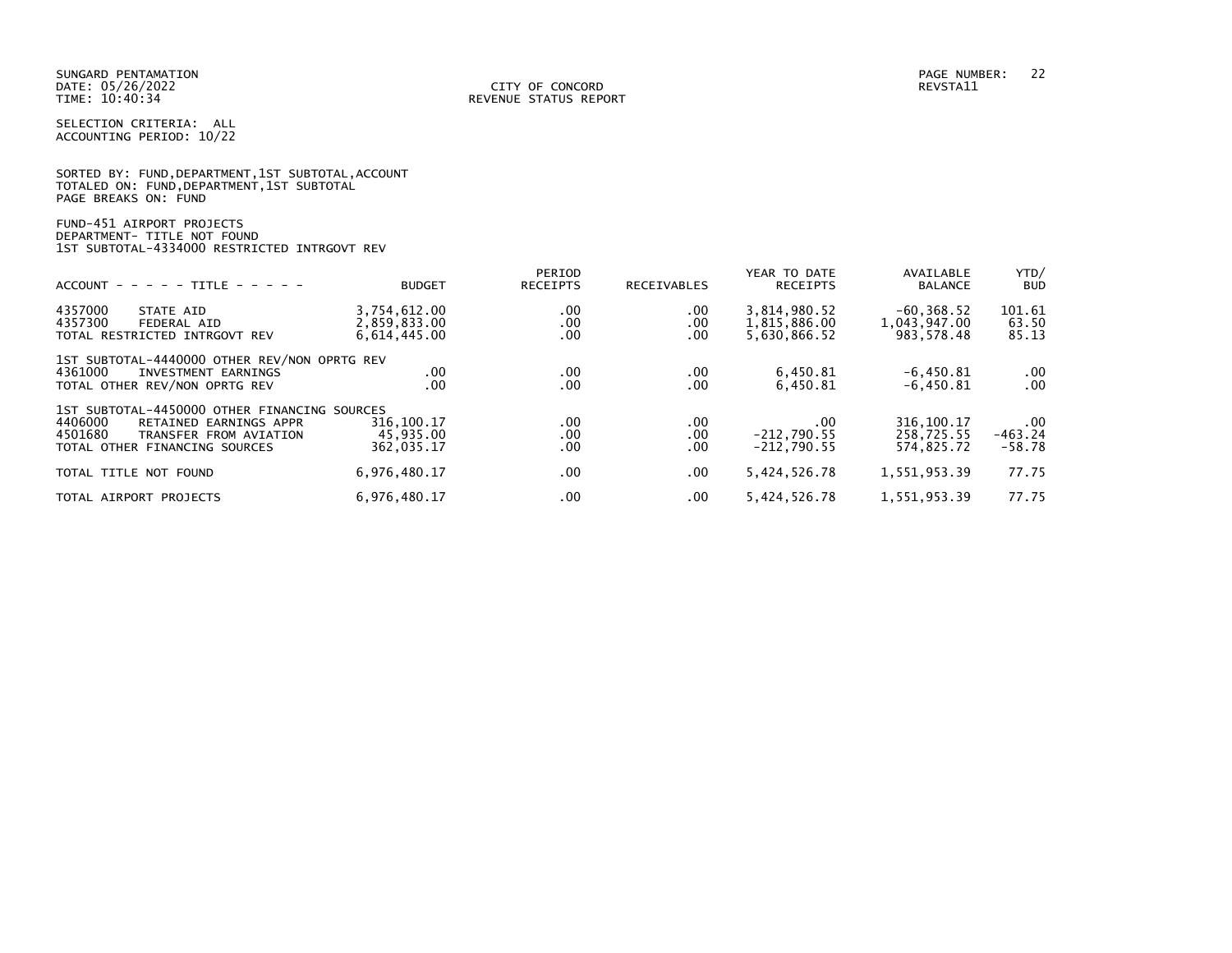SUNGARD PENTAMATION
DATE: 05/26/2022
TIME: 10:40:34

CITY OF CONCORD
REVENUE STATUS REPORT

PAGE NUMBER: 22
REVSTA11

SELECTION CRITERIA: ALL
ACCOUNTING PERIOD: 10/22

SORTED BY: FUND,DEPARTMENT,1ST SUBTOTAL,ACCOUNT
TOTALED ON: FUND,DEPARTMENT,1ST SUBTOTAL
PAGE BREAKS ON: FUND

FUND-451 AIRPORT PROJECTS
DEPARTMENT- TITLE NOT FOUND
1ST SUBTOTAL-4334000 RESTRICTED INTRGOVT REV

| ACCOUNT - - - - - TITLE - - - - - | BUDGET | PERIOD RECEIPTS | RECEIVABLES | YEAR TO DATE RECEIPTS | AVAILABLE BALANCE | YTD/ BUD |
|---|---|---|---|---|---|---|
| 4357000 STATE AID | 3,754,612.00 | .00 | .00 | 3,814,980.52 | -60,368.52 | 101.61 |
| 4357300 FEDERAL AID | 2,859,833.00 | .00 | .00 | 1,815,886.00 | 1,043,947.00 | 63.50 |
| TOTAL RESTRICTED INTRGOVT REV | 6,614,445.00 | .00 | .00 | 5,630,866.52 | 983,578.48 | 85.13 |
| 1ST SUBTOTAL-4440000 OTHER REV/NON OPRTG REV | | | | | | |
| 4361000 INVESTMENT EARNINGS | .00 | .00 | .00 | 6,450.81 | -6,450.81 | .00 |
| TOTAL OTHER REV/NON OPRTG REV | .00 | .00 | .00 | 6,450.81 | -6,450.81 | .00 |
| 1ST SUBTOTAL-4450000 OTHER FINANCING SOURCES | | | | | | |
| 4406000 RETAINED EARNINGS APPR | 316,100.17 | .00 | .00 | .00 | 316,100.17 | .00 |
| 4501680 TRANSFER FROM AVIATION | 45,935.00 | .00 | .00 | -212,790.55 | 258,725.55 | -463.24 |
| TOTAL OTHER FINANCING SOURCES | 362,035.17 | .00 | .00 | -212,790.55 | 574,825.72 | -58.78 |
| TOTAL TITLE NOT FOUND | 6,976,480.17 | .00 | .00 | 5,424,526.78 | 1,551,953.39 | 77.75 |
| TOTAL AIRPORT PROJECTS | 6,976,480.17 | .00 | .00 | 5,424,526.78 | 1,551,953.39 | 77.75 |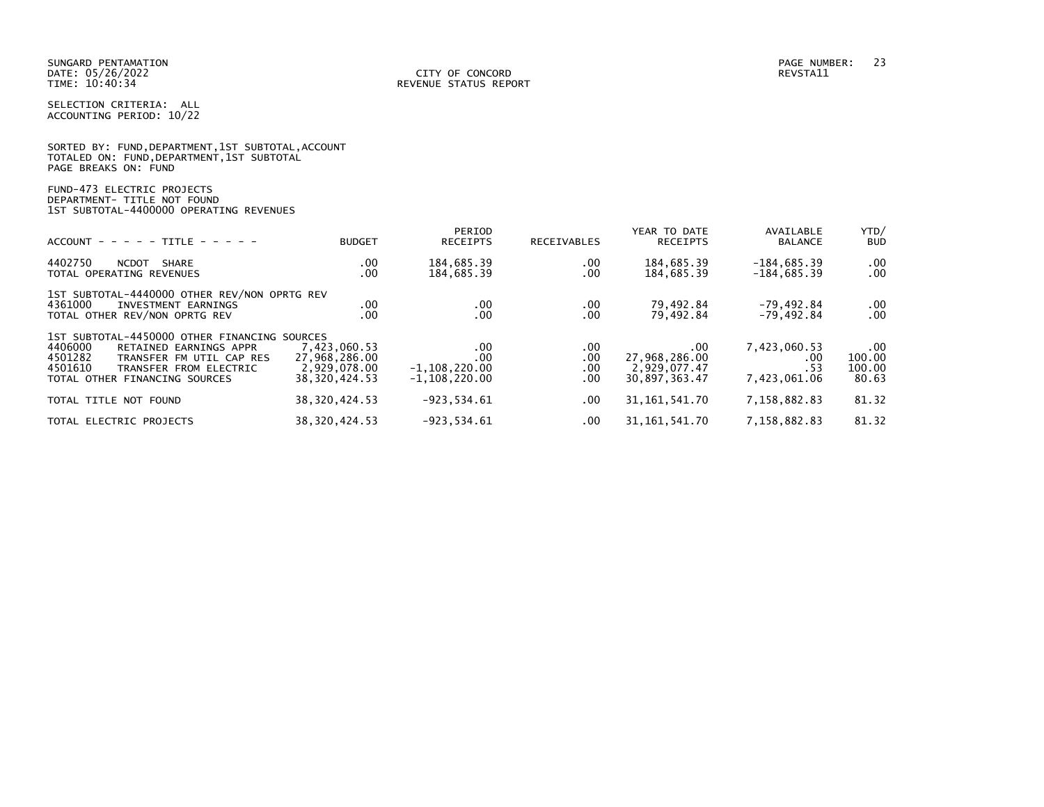SUNGARD PENTAMATION
DATE: 05/26/2022
TIME: 10:40:34

CITY OF CONCORD
REVENUE STATUS REPORT

REVSTA11

SELECTION CRITERIA: ALL
ACCOUNTING PERIOD: 10/22

SORTED BY: FUND,DEPARTMENT,1ST SUBTOTAL,ACCOUNT
TOTALED ON: FUND,DEPARTMENT,1ST SUBTOTAL
PAGE BREAKS ON: FUND

FUND-473 ELECTRIC PROJECTS
DEPARTMENT- TITLE NOT FOUND
1ST SUBTOTAL-4400000 OPERATING REVENUES

| ACCOUNT - - - - - TITLE - - - - - | BUDGET | PERIOD RECEIPTS | RECEIVABLES | YEAR TO DATE RECEIPTS | AVAILABLE BALANCE | YTD/ BUD |
|---|---|---|---|---|---|---|
| 4402750 NCDOT SHARE | .00 | 184,685.39 | .00 | 184,685.39 | -184,685.39 | .00 |
| TOTAL OPERATING REVENUES | .00 | 184,685.39 | .00 | 184,685.39 | -184,685.39 | .00 |
| 1ST SUBTOTAL-4440000 OTHER REV/NON OPRTG REV | | | | | | |
| 4361000 INVESTMENT EARNINGS | .00 | .00 | .00 | 79,492.84 | -79,492.84 | .00 |
| TOTAL OTHER REV/NON OPRTG REV | .00 | .00 | .00 | 79,492.84 | -79,492.84 | .00 |
| 1ST SUBTOTAL-4450000 OTHER FINANCING SOURCES | | | | | | |
| 4406000 RETAINED EARNINGS APPR | 7,423,060.53 | .00 | .00 | .00 | 7,423,060.53 | .00 |
| 4501282 TRANSFER FM UTIL CAP RES | 27,968,286.00 | .00 | .00 | 27,968,286.00 | .00 | 100.00 |
| 4501610 TRANSFER FROM ELECTRIC | 2,929,078.00 | -1,108,220.00 | .00 | 2,929,077.47 | .53 | 100.00 |
| TOTAL OTHER FINANCING SOURCES | 38,320,424.53 | -1,108,220.00 | .00 | 30,897,363.47 | 7,423,061.06 | 80.63 |
| TOTAL TITLE NOT FOUND | 38,320,424.53 | -923,534.61 | .00 | 31,161,541.70 | 7,158,882.83 | 81.32 |
| TOTAL ELECTRIC PROJECTS | 38,320,424.53 | -923,534.61 | .00 | 31,161,541.70 | 7,158,882.83 | 81.32 |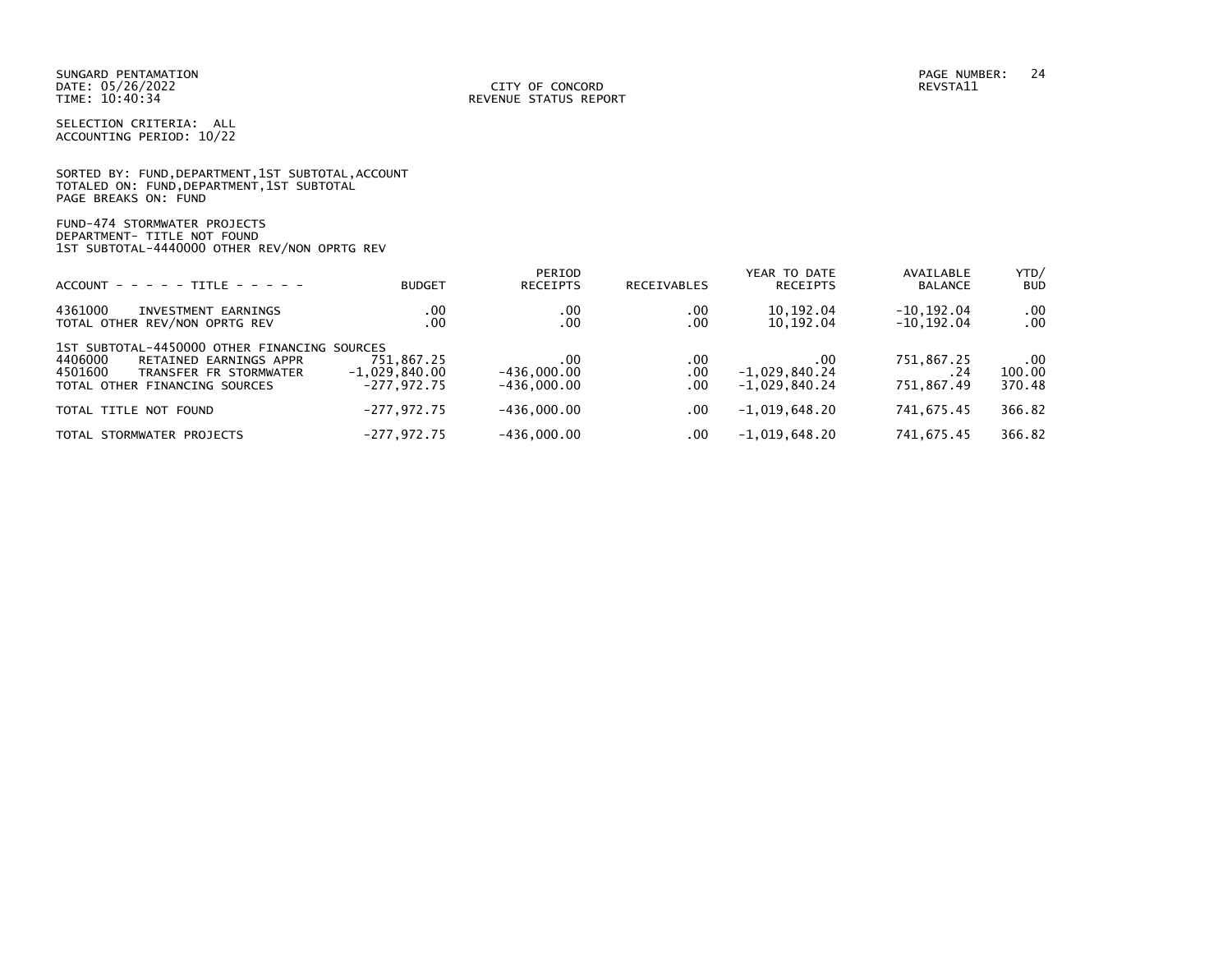SUNGARD PENTAMATION
DATE: 05/26/2022
TIME: 10:40:34

CITY OF CONCORD
REVENUE STATUS REPORT

PAGE NUMBER: 24
REVSTA11

SELECTION CRITERIA: ALL
ACCOUNTING PERIOD: 10/22

SORTED BY: FUND,DEPARTMENT,1ST SUBTOTAL,ACCOUNT
TOTALED ON: FUND,DEPARTMENT,1ST SUBTOTAL
PAGE BREAKS ON: FUND

FUND-474 STORMWATER PROJECTS
DEPARTMENT- TITLE NOT FOUND
1ST SUBTOTAL-4440000 OTHER REV/NON OPRTG REV

| ACCOUNT - - - - - TITLE - - - - - | BUDGET | PERIOD RECEIPTS | RECEIVABLES | YEAR TO DATE RECEIPTS | AVAILABLE BALANCE | YTD/ BUD |
|---|---|---|---|---|---|---|
| 4361000 INVESTMENT EARNINGS | .00 | .00 | .00 | 10,192.04 | -10,192.04 | .00 |
| TOTAL OTHER REV/NON OPRTG REV | .00 | .00 | .00 | 10,192.04 | -10,192.04 | .00 |
| 1ST SUBTOTAL-4450000 OTHER FINANCING SOURCES | | | | | | |
| 4406000 RETAINED EARNINGS APPR | 751,867.25 | .00 | .00 | .00 | 751,867.25 | .00 |
| 4501600 TRANSFER FR STORMWATER | -1,029,840.00 | -436,000.00 | .00 | -1,029,840.24 | .24 | 100.00 |
| TOTAL OTHER FINANCING SOURCES | -277,972.75 | -436,000.00 | .00 | -1,029,840.24 | 751,867.49 | 370.48 |
| TOTAL TITLE NOT FOUND | -277,972.75 | -436,000.00 | .00 | -1,019,648.20 | 741,675.45 | 366.82 |
| TOTAL STORMWATER PROJECTS | -277,972.75 | -436,000.00 | .00 | -1,019,648.20 | 741,675.45 | 366.82 |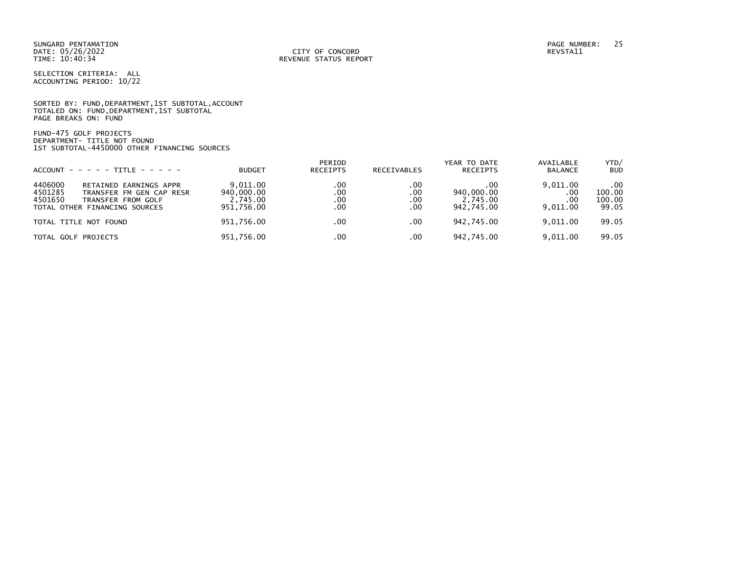SUNGARD PENTAMATION
DATE: 05/26/2022
TIME: 10:40:34

CITY OF CONCORD
REVENUE STATUS REPORT

PAGE NUMBER: 25
REVSTA11

SELECTION CRITERIA: ALL
ACCOUNTING PERIOD: 10/22

SORTED BY: FUND,DEPARTMENT,1ST SUBTOTAL,ACCOUNT
TOTALED ON: FUND,DEPARTMENT,1ST SUBTOTAL
PAGE BREAKS ON: FUND

FUND-475 GOLF PROJECTS
DEPARTMENT- TITLE NOT FOUND
1ST SUBTOTAL-4450000 OTHER FINANCING SOURCES

| ACCOUNT - - - - - TITLE - - - - - | | BUDGET | PERIOD RECEIPTS | RECEIVABLES | YEAR TO DATE RECEIPTS | AVAILABLE BALANCE | YTD/ BUD |
|---|---|---|---|---|---|---|---|
| 4406000 | RETAINED EARNINGS APPR | 9,011.00 | .00 | .00 | .00 | 9,011.00 | .00 |
| 4501285 | TRANSFER FM GEN CAP RESR | 940,000.00 | .00 | .00 | 940,000.00 | .00 | 100.00 |
| 4501650 | TRANSFER FROM GOLF | 2,745.00 | .00 | .00 | 2,745.00 | .00 | 100.00 |
| TOTAL OTHER FINANCING SOURCES | | 951,756.00 | .00 | .00 | 942,745.00 | 9,011.00 | 99.05 |
| TOTAL TITLE NOT FOUND | | 951,756.00 | .00 | .00 | 942,745.00 | 9,011.00 | 99.05 |
| TOTAL GOLF PROJECTS | | 951,756.00 | .00 | .00 | 942,745.00 | 9,011.00 | 99.05 |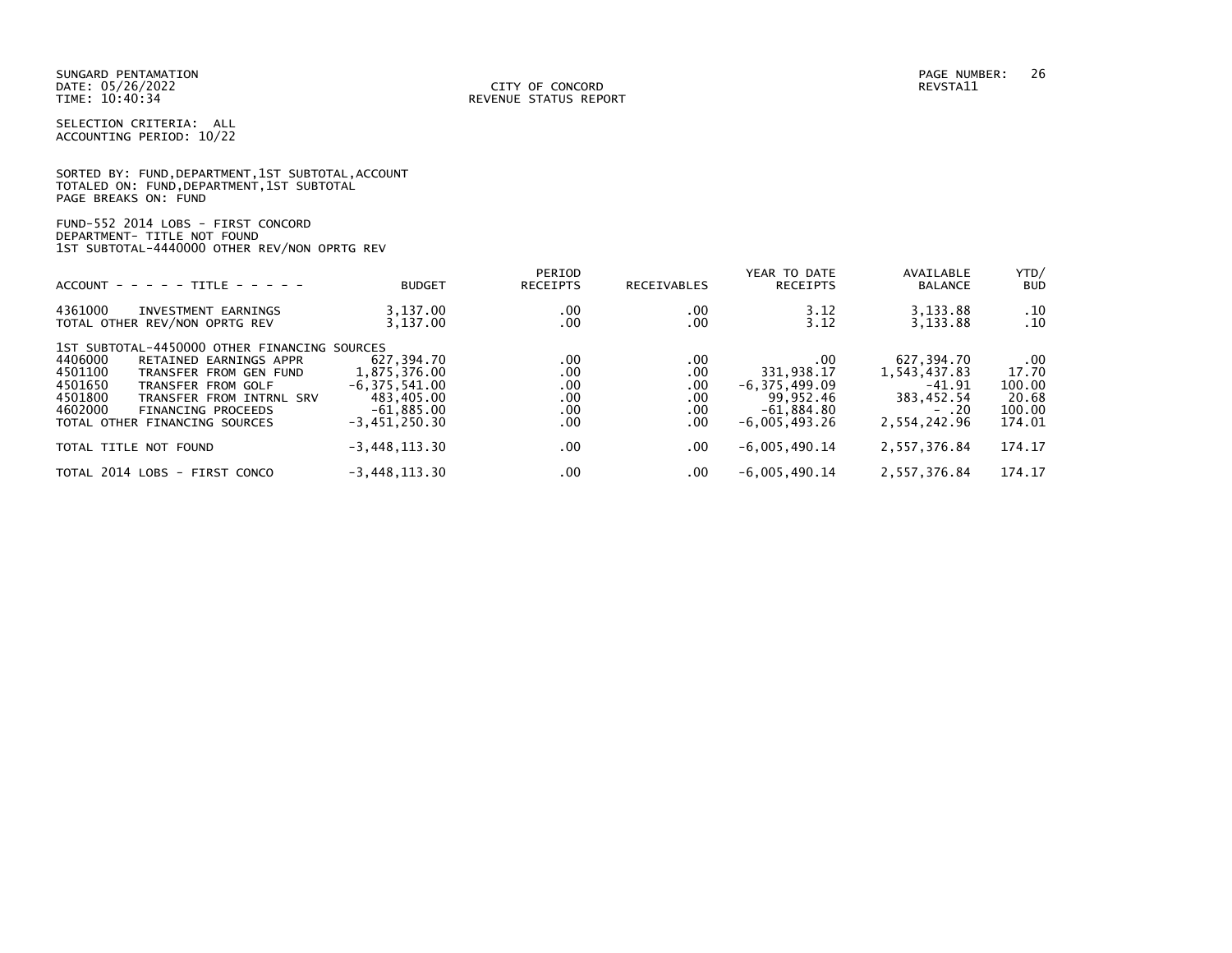SUNGARD PENTAMATION
DATE: 05/26/2022
TIME: 10:40:34

CITY OF CONCORD
REVENUE STATUS REPORT

PAGE NUMBER: 26
REVSTA11

SELECTION CRITERIA: ALL
ACCOUNTING PERIOD: 10/22

SORTED BY: FUND,DEPARTMENT,1ST SUBTOTAL,ACCOUNT
TOTALED ON: FUND,DEPARTMENT,1ST SUBTOTAL
PAGE BREAKS ON: FUND

FUND-552 2014 LOBS - FIRST CONCORD
DEPARTMENT- TITLE NOT FOUND
1ST SUBTOTAL-4440000 OTHER REV/NON OPRTG REV

| ACCOUNT - - - - - TITLE - - - - - | BUDGET | PERIOD RECEIPTS | RECEIVABLES | YEAR TO DATE RECEIPTS | AVAILABLE BALANCE | YTD/ BUD |
|---|---|---|---|---|---|---|
| 4361000 INVESTMENT EARNINGS | 3,137.00 | .00 | .00 | 3.12 | 3,133.88 | .10 |
| TOTAL OTHER REV/NON OPRTG REV | 3,137.00 | .00 | .00 | 3.12 | 3,133.88 | .10 |
| 1ST SUBTOTAL-4450000 OTHER FINANCING SOURCES | | | | | | |
| 4406000 RETAINED EARNINGS APPR | 627,394.70 | .00 | .00 | .00 | 627,394.70 | .00 |
| 4501100 TRANSFER FROM GEN FUND | 1,875,376.00 | .00 | .00 | 331,938.17 | 1,543,437.83 | 17.70 |
| 4501650 TRANSFER FROM GOLF | -6,375,541.00 | .00 | .00 | -6,375,499.09 | -41.91 | 100.00 |
| 4501800 TRANSFER FROM INTRNL SRV | 483,405.00 | .00 | .00 | 99,952.46 | 383,452.54 | 20.68 |
| 4602000 FINANCING PROCEEDS | -61,885.00 | .00 | .00 | -61,884.80 | - .20 | 100.00 |
| TOTAL OTHER FINANCING SOURCES | -3,451,250.30 | .00 | .00 | -6,005,493.26 | 2,554,242.96 | 174.01 |
| TOTAL TITLE NOT FOUND | -3,448,113.30 | .00 | .00 | -6,005,490.14 | 2,557,376.84 | 174.17 |
| TOTAL 2014 LOBS - FIRST CONCO | -3,448,113.30 | .00 | .00 | -6,005,490.14 | 2,557,376.84 | 174.17 |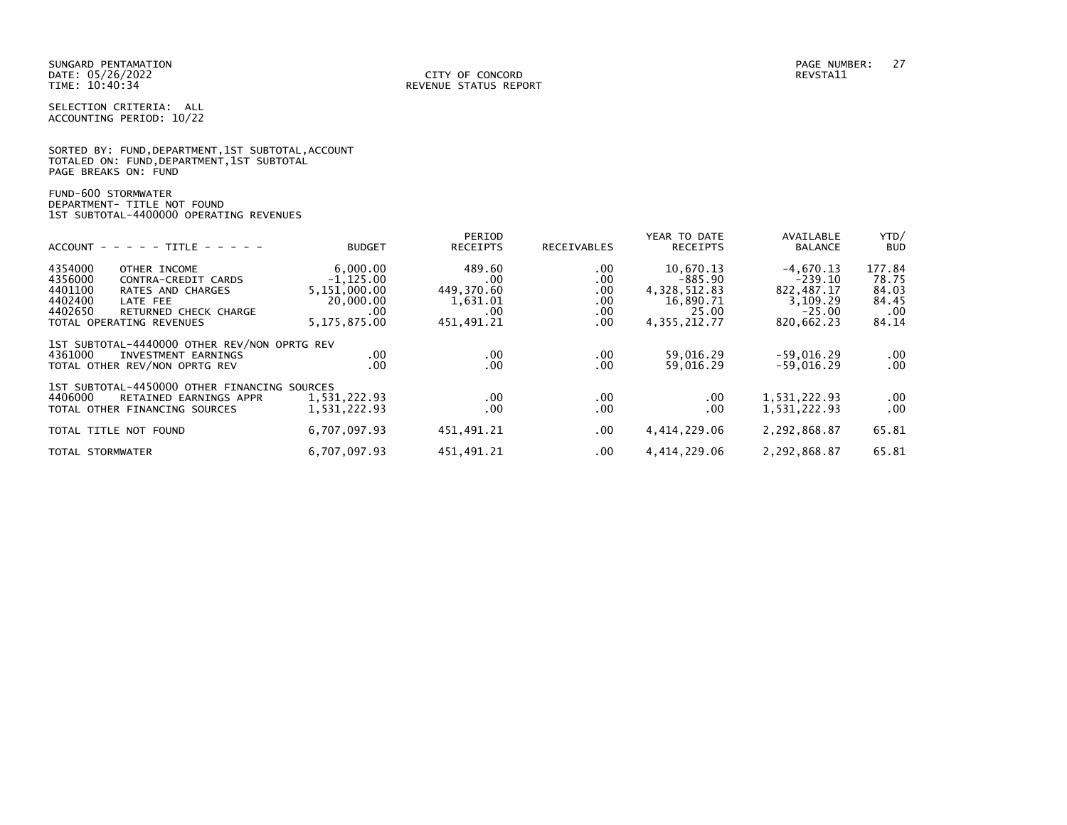SUNGARD PENTAMATION
DATE: 05/26/2022
TIME: 10:40:34

CITY OF CONCORD
REVENUE STATUS REPORT

PAGE NUMBER: 27
REVSTA11

SELECTION CRITERIA: ALL
ACCOUNTING PERIOD: 10/22

SORTED BY: FUND,DEPARTMENT,1ST SUBTOTAL,ACCOUNT
TOTALED ON: FUND,DEPARTMENT,1ST SUBTOTAL
PAGE BREAKS ON: FUND

FUND-600 STORMWATER
DEPARTMENT- TITLE NOT FOUND
1ST SUBTOTAL-4400000 OPERATING REVENUES

| ACCOUNT | TITLE | BUDGET | PERIOD RECEIPTS | RECEIVABLES | YEAR TO DATE RECEIPTS | AVAILABLE BALANCE | YTD/ BUD |
|---|---|---|---|---|---|---|---|
| 4354000 | OTHER INCOME | 6,000.00 | 489.60 | .00 | 10,670.13 | -4,670.13 | 177.84 |
| 4356000 | CONTRA-CREDIT CARDS | -1,125.00 | .00 | .00 | -885.90 | -239.10 | 78.75 |
| 4401100 | RATES AND CHARGES | 5,151,000.00 | 449,370.60 | .00 | 4,328,512.83 | 822,487.17 | 84.03 |
| 4402400 | LATE FEE | 20,000.00 | 1,631.01 | .00 | 16,890.71 | 3,109.29 | 84.45 |
| 4402650 | RETURNED CHECK CHARGE | .00 | .00 | .00 | 25.00 | -25.00 | .00 |
| TOTAL OPERATING REVENUES | | 5,175,875.00 | 451,491.21 | .00 | 4,355,212.77 | 820,662.23 | 84.14 |
| 1ST SUBTOTAL-4440000 OTHER REV/NON OPRTG REV | | | | | | | |
| 4361000 | INVESTMENT EARNINGS | .00 | .00 | .00 | 59,016.29 | -59,016.29 | .00 |
| TOTAL OTHER REV/NON OPRTG REV | | .00 | .00 | .00 | 59,016.29 | -59,016.29 | .00 |
| 1ST SUBTOTAL-4450000 OTHER FINANCING SOURCES | | | | | | | |
| 4406000 | RETAINED EARNINGS APPR | 1,531,222.93 | .00 | .00 | .00 | 1,531,222.93 | .00 |
| TOTAL OTHER FINANCING SOURCES | | 1,531,222.93 | .00 | .00 | .00 | 1,531,222.93 | .00 |
| TOTAL TITLE NOT FOUND | | 6,707,097.93 | 451,491.21 | .00 | 4,414,229.06 | 2,292,868.87 | 65.81 |
| TOTAL STORMWATER | | 6,707,097.93 | 451,491.21 | .00 | 4,414,229.06 | 2,292,868.87 | 65.81 |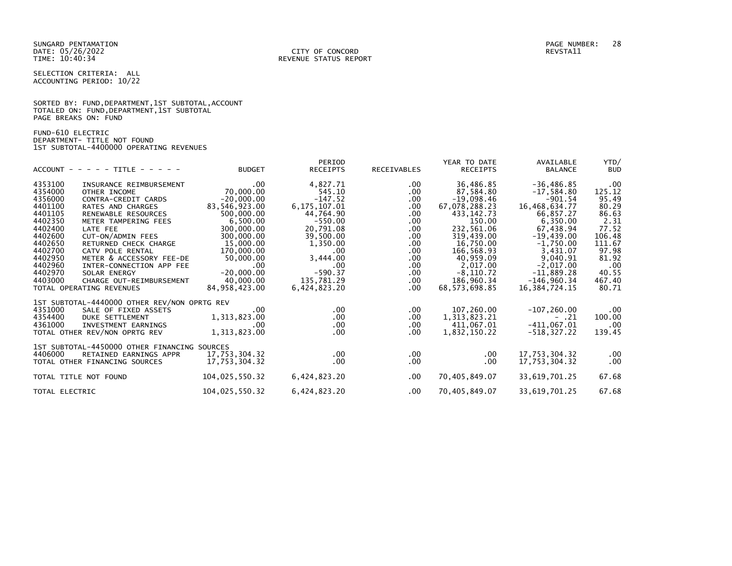SUNGARD PENTAMATION
DATE: 05/26/2022
TIME: 10:40:34

CITY OF CONCORD
REVENUE STATUS REPORT

PAGE NUMBER: 28
REVSTA11

SELECTION CRITERIA: ALL
ACCOUNTING PERIOD: 10/22

SORTED BY: FUND,DEPARTMENT,1ST SUBTOTAL,ACCOUNT
TOTALED ON: FUND,DEPARTMENT,1ST SUBTOTAL
PAGE BREAKS ON: FUND

FUND-610 ELECTRIC
DEPARTMENT- TITLE NOT FOUND
1ST SUBTOTAL-4400000 OPERATING REVENUES

| ACCOUNT | - - - - - TITLE - - - - - | BUDGET | PERIOD RECEIPTS | RECEIVABLES | YEAR TO DATE RECEIPTS | AVAILABLE BALANCE | YTD/ BUD |
|---|---|---|---|---|---|---|---|
| 4353100 | INSURANCE REIMBURSEMENT | .00 | 4,827.71 | .00 | 36,486.85 | -36,486.85 | .00 |
| 4354000 | OTHER INCOME | 70,000.00 | 545.10 | .00 | 87,584.80 | -17,584.80 | 125.12 |
| 4356000 | CONTRA-CREDIT CARDS | -20,000.00 | -147.52 | .00 | -19,098.46 | -901.54 | 95.49 |
| 4401100 | RATES AND CHARGES | 83,546,923.00 | 6,175,107.01 | .00 | 67,078,288.23 | 16,468,634.77 | 80.29 |
| 4401105 | RENEWABLE RESOURCES | 500,000.00 | 44,764.90 | .00 | 433,142.73 | 66,857.27 | 86.63 |
| 4402350 | METER TAMPERING FEES | 6,500.00 | -550.00 | .00 | 150.00 | 6,350.00 | 2.31 |
| 4402400 | LATE FEE | 300,000.00 | 20,791.08 | .00 | 232,561.06 | 67,438.94 | 77.52 |
| 4402600 | CUT-ON/ADMIN FEES | 300,000.00 | 39,500.00 | .00 | 319,439.00 | -19,439.00 | 106.48 |
| 4402650 | RETURNED CHECK CHARGE | 15,000.00 | 1,350.00 | .00 | 16,750.00 | -1,750.00 | 111.67 |
| 4402700 | CATV POLE RENTAL | 170,000.00 | .00 | .00 | 166,568.93 | 3,431.07 | 97.98 |
| 4402950 | METER & ACCESSORY FEE-DE | 50,000.00 | 3,444.00 | .00 | 40,959.09 | 9,040.91 | 81.92 |
| 4402960 | INTER-CONNECTION APP FEE | .00 | .00 | .00 | 2,017.00 | -2,017.00 | .00 |
| 4402970 | SOLAR ENERGY | -20,000.00 | -590.37 | .00 | -8,110.72 | -11,889.28 | 40.55 |
| 4403000 | CHARGE OUT-REIMBURSEMENT | 40,000.00 | 135,781.29 | .00 | 186,960.34 | -146,960.34 | 467.40 |
| TOTAL OPERATING REVENUES | | 84,958,423.00 | 6,424,823.20 | .00 | 68,573,698.85 | 16,384,724.15 | 80.71 |
| 1ST SUBTOTAL-4440000 OTHER REV/NON OPRTG REV | | | | | | | |
| 4351000 | SALE OF FIXED ASSETS | .00 | .00 | .00 | 107,260.00 | -107,260.00 | .00 |
| 4354400 | DUKE SETTLEMENT | 1,313,823.00 | .00 | .00 | 1,313,823.21 | - .21 | 100.00 |
| 4361000 | INVESTMENT EARNINGS | .00 | .00 | .00 | 411,067.01 | -411,067.01 | .00 |
| TOTAL OTHER REV/NON OPRTG REV | | 1,313,823.00 | .00 | .00 | 1,832,150.22 | -518,327.22 | 139.45 |
| 1ST SUBTOTAL-4450000 OTHER FINANCING SOURCES | | | | | | | |
| 4406000 | RETAINED EARNINGS APPR | 17,753,304.32 | .00 | .00 | .00 | 17,753,304.32 | .00 |
| TOTAL OTHER FINANCING SOURCES | | 17,753,304.32 | .00 | .00 | .00 | 17,753,304.32 | .00 |
| TOTAL TITLE NOT FOUND | | 104,025,550.32 | 6,424,823.20 | .00 | 70,405,849.07 | 33,619,701.25 | 67.68 |
| TOTAL ELECTRIC | | 104,025,550.32 | 6,424,823.20 | .00 | 70,405,849.07 | 33,619,701.25 | 67.68 |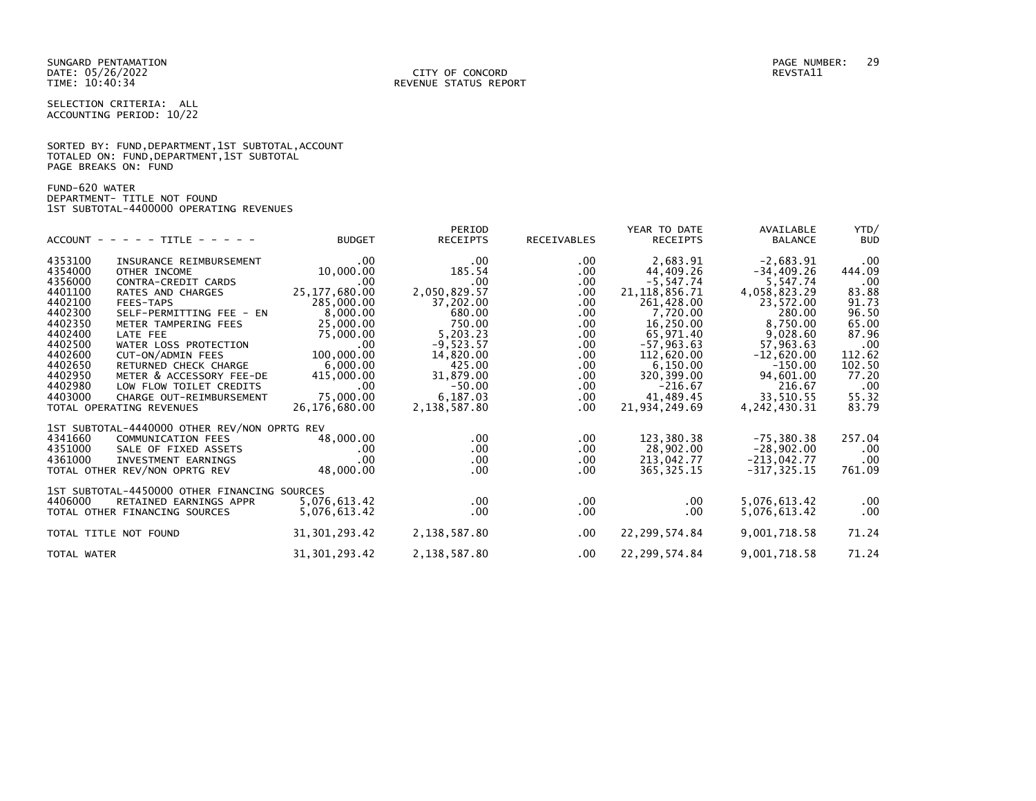SUNGARD PENTAMATION
DATE: 05/26/2022
TIME: 10:40:34

CITY OF CONCORD
REVENUE STATUS REPORT

REVSTA11

SELECTION CRITERIA: ALL
ACCOUNTING PERIOD: 10/22

SORTED BY: FUND,DEPARTMENT,1ST SUBTOTAL,ACCOUNT
TOTALED ON: FUND,DEPARTMENT,1ST SUBTOTAL
PAGE BREAKS ON: FUND

FUND-620 WATER
DEPARTMENT- TITLE NOT FOUND
1ST SUBTOTAL-4400000 OPERATING REVENUES

| ACCOUNT | - - - - - TITLE - - - - - | BUDGET | PERIOD RECEIPTS | RECEIVABLES | YEAR TO DATE RECEIPTS | AVAILABLE BALANCE | YTD/ BUD |
|---|---|---|---|---|---|---|---|
| 4353100 | INSURANCE REIMBURSEMENT | .00 | .00 | .00 | 2,683.91 | -2,683.91 | .00 |
| 4354000 | OTHER INCOME | 10,000.00 | 185.54 | .00 | 44,409.26 | -34,409.26 | 444.09 |
| 4356000 | CONTRA-CREDIT CARDS | .00 | .00 | .00 | -5,547.74 | 5,547.74 | .00 |
| 4401100 | RATES AND CHARGES | 25,177,680.00 | 2,050,829.57 | .00 | 21,118,856.71 | 4,058,823.29 | 83.88 |
| 4402100 | FEES-TAPS | 285,000.00 | 37,202.00 | .00 | 261,428.00 | 23,572.00 | 91.73 |
| 4402300 | SELF-PERMITTING FEE - EN | 8,000.00 | 680.00 | .00 | 7,720.00 | 280.00 | 96.50 |
| 4402350 | METER TAMPERING FEES | 25,000.00 | 750.00 | .00 | 16,250.00 | 8,750.00 | 65.00 |
| 4402400 | LATE FEE | 75,000.00 | 5,203.23 | .00 | 65,971.40 | 9,028.60 | 87.96 |
| 4402500 | WATER LOSS PROTECTION | .00 | -9,523.57 | .00 | -57,963.63 | 57,963.63 | .00 |
| 4402600 | CUT-ON/ADMIN FEES | 100,000.00 | 14,820.00 | .00 | 112,620.00 | -12,620.00 | 112.62 |
| 4402650 | RETURNED CHECK CHARGE | 6,000.00 | 425.00 | .00 | 6,150.00 | -150.00 | 102.50 |
| 4402950 | METER & ACCESSORY FEE-DE | 415,000.00 | 31,879.00 | .00 | 320,399.00 | 94,601.00 | 77.20 |
| 4402980 | LOW FLOW TOILET CREDITS | .00 | -50.00 | .00 | -216.67 | 216.67 | .00 |
| 4403000 | CHARGE OUT-REIMBURSEMENT | 75,000.00 | 6,187.03 | .00 | 41,489.45 | 33,510.55 | 55.32 |
| TOTAL OPERATING REVENUES | | 26,176,680.00 | 2,138,587.80 | .00 | 21,934,249.69 | 4,242,430.31 | 83.79 |
| 1ST SUBTOTAL-4440000 OTHER REV/NON OPRTG REV | | | | | | | |
| 4341660 | COMMUNICATION FEES | 48,000.00 | .00 | .00 | 123,380.38 | -75,380.38 | 257.04 |
| 4351000 | SALE OF FIXED ASSETS | .00 | .00 | .00 | 28,902.00 | -28,902.00 | .00 |
| 4361000 | INVESTMENT EARNINGS | .00 | .00 | .00 | 213,042.77 | -213,042.77 | .00 |
| TOTAL OTHER REV/NON OPRTG REV | | 48,000.00 | .00 | .00 | 365,325.15 | -317,325.15 | 761.09 |
| 1ST SUBTOTAL-4450000 OTHER FINANCING SOURCES | | | | | | | |
| 4406000 | RETAINED EARNINGS APPR | 5,076,613.42 | .00 | .00 | .00 | 5,076,613.42 | .00 |
| TOTAL OTHER FINANCING SOURCES | | 5,076,613.42 | .00 | .00 | .00 | 5,076,613.42 | .00 |
| TOTAL TITLE NOT FOUND | | 31,301,293.42 | 2,138,587.80 | .00 | 22,299,574.84 | 9,001,718.58 | 71.24 |
| TOTAL WATER | | 31,301,293.42 | 2,138,587.80 | .00 | 22,299,574.84 | 9,001,718.58 | 71.24 |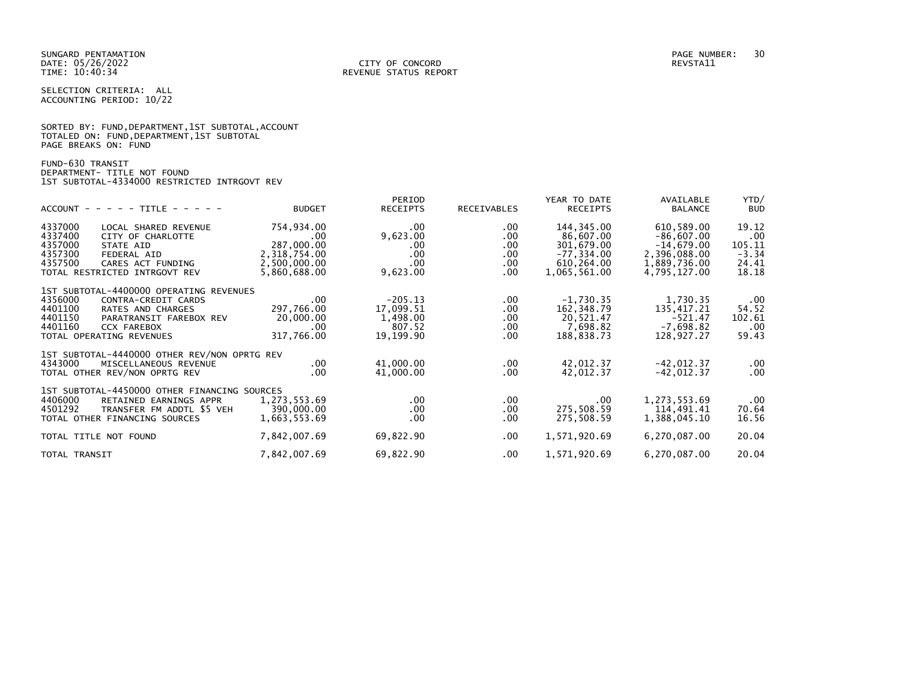SUNGARD PENTAMATION
DATE: 05/26/2022
TIME: 10:40:34

CITY OF CONCORD
REVENUE STATUS REPORT

REVSTA11

SELECTION CRITERIA: ALL
ACCOUNTING PERIOD: 10/22

SORTED BY: FUND,DEPARTMENT,1ST SUBTOTAL,ACCOUNT
TOTALED ON: FUND,DEPARTMENT,1ST SUBTOTAL
PAGE BREAKS ON: FUND

FUND-630 TRANSIT
DEPARTMENT- TITLE NOT FOUND
1ST SUBTOTAL-4334000 RESTRICTED INTRGOVT REV

| ACCOUNT | TITLE | BUDGET | PERIOD RECEIPTS | RECEIVABLES | YEAR TO DATE RECEIPTS | AVAILABLE BALANCE | YTD/ BUD |
|---|---|---|---|---|---|---|---|
| 4337000 | LOCAL SHARED REVENUE | 754,934.00 | .00 | .00 | 144,345.00 | 610,589.00 | 19.12 |
| 4337400 | CITY OF CHARLOTTE | .00 | 9,623.00 | .00 | 86,607.00 | -86,607.00 | .00 |
| 4357000 | STATE AID | 287,000.00 | .00 | .00 | 301,679.00 | -14,679.00 | 105.11 |
| 4357300 | FEDERAL AID | 2,318,754.00 | .00 | .00 | -77,334.00 | 2,396,088.00 | -3.34 |
| 4357500 | CARES ACT FUNDING | 2,500,000.00 | .00 | .00 | 610,264.00 | 1,889,736.00 | 24.41 |
| TOTAL RESTRICTED INTRGOVT REV | | 5,860,688.00 | 9,623.00 | .00 | 1,065,561.00 | 4,795,127.00 | 18.18 |
| 1ST SUBTOTAL-4400000 OPERATING REVENUES | | | | | | | |
| 4356000 | CONTRA-CREDIT CARDS | .00 | -205.13 | .00 | -1,730.35 | 1,730.35 | .00 |
| 4401100 | RATES AND CHARGES | 297,766.00 | 17,099.51 | .00 | 162,348.79 | 135,417.21 | 54.52 |
| 4401150 | PARATRANSIT FAREBOX REV | 20,000.00 | 1,498.00 | .00 | 20,521.47 | -521.47 | 102.61 |
| 4401160 | CCX FAREBOX | .00 | 807.52 | .00 | 7,698.82 | -7,698.82 | .00 |
| TOTAL OPERATING REVENUES | | 317,766.00 | 19,199.90 | .00 | 188,838.73 | 128,927.27 | 59.43 |
| 1ST SUBTOTAL-4440000 OTHER REV/NON OPRTG REV | | | | | | | |
| 4343000 | MISCELLANEOUS REVENUE | .00 | 41,000.00 | .00 | 42,012.37 | -42,012.37 | .00 |
| TOTAL OTHER REV/NON OPRTG REV | | .00 | 41,000.00 | .00 | 42,012.37 | -42,012.37 | .00 |
| 1ST SUBTOTAL-4450000 OTHER FINANCING SOURCES | | | | | | | |
| 4406000 | RETAINED EARNINGS APPR | 1,273,553.69 | .00 | .00 | .00 | 1,273,553.69 | .00 |
| 4501292 | TRANSFER FM ADDTL $5 VEH | 390,000.00 | .00 | .00 | 275,508.59 | 114,491.41 | 70.64 |
| TOTAL OTHER FINANCING SOURCES | | 1,663,553.69 | .00 | .00 | 275,508.59 | 1,388,045.10 | 16.56 |
| TOTAL TITLE NOT FOUND | | 7,842,007.69 | 69,822.90 | .00 | 1,571,920.69 | 6,270,087.00 | 20.04 |
| TOTAL TRANSIT | | 7,842,007.69 | 69,822.90 | .00 | 1,571,920.69 | 6,270,087.00 | 20.04 |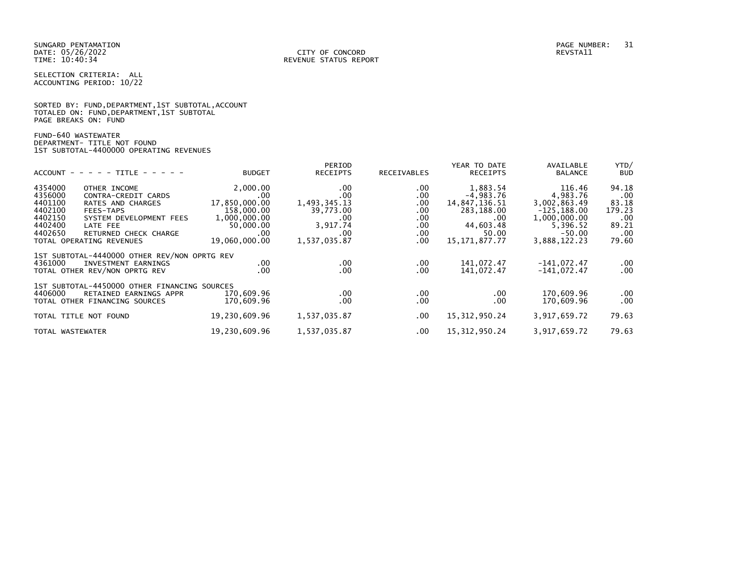SUNGARD PENTAMATION
DATE: 05/26/2022
TIME: 10:40:34

CITY OF CONCORD
REVENUE STATUS REPORT

REVSTA11

SELECTION CRITERIA: ALL
ACCOUNTING PERIOD: 10/22

SORTED BY: FUND,DEPARTMENT,1ST SUBTOTAL,ACCOUNT
TOTALED ON: FUND,DEPARTMENT,1ST SUBTOTAL
PAGE BREAKS ON: FUND

FUND-640 WASTEWATER
DEPARTMENT- TITLE NOT FOUND
1ST SUBTOTAL-4400000 OPERATING REVENUES

| ACCOUNT | - - - - - TITLE - - - - - | BUDGET | PERIOD RECEIPTS | RECEIVABLES | YEAR TO DATE RECEIPTS | AVAILABLE BALANCE | YTD/ BUD |
|---|---|---|---|---|---|---|---|
| 4354000 | OTHER INCOME | 2,000.00 | .00 | .00 | 1,883.54 | 116.46 | 94.18 |
| 4356000 | CONTRA-CREDIT CARDS | .00 | .00 | .00 | -4,983.76 | 4,983.76 | .00 |
| 4401100 | RATES AND CHARGES | 17,850,000.00 | 1,493,345.13 | .00 | 14,847,136.51 | 3,002,863.49 | 83.18 |
| 4402100 | FEES-TAPS | 158,000.00 | 39,773.00 | .00 | 283,188.00 | -125,188.00 | 179.23 |
| 4402150 | SYSTEM DEVELOPMENT FEES | 1,000,000.00 | .00 | .00 | .00 | 1,000,000.00 | .00 |
| 4402400 | LATE FEE | 50,000.00 | 3,917.74 | .00 | 44,603.48 | 5,396.52 | 89.21 |
| 4402650 | RETURNED CHECK CHARGE | .00 | .00 | .00 | 50.00 | -50.00 | .00 |
| TOTAL OPERATING REVENUES | | 19,060,000.00 | 1,537,035.87 | .00 | 15,171,877.77 | 3,888,122.23 | 79.60 |
| 1ST SUBTOTAL-4440000 OTHER REV/NON OPRTG REV | | | | | | | |
| 4361000 | INVESTMENT EARNINGS | .00 | .00 | .00 | 141,072.47 | -141,072.47 | .00 |
| TOTAL OTHER REV/NON OPRTG REV | | .00 | .00 | .00 | 141,072.47 | -141,072.47 | .00 |
| 1ST SUBTOTAL-4450000 OTHER FINANCING SOURCES | | | | | | | |
| 4406000 | RETAINED EARNINGS APPR | 170,609.96 | .00 | .00 | .00 | 170,609.96 | .00 |
| TOTAL OTHER FINANCING SOURCES | | 170,609.96 | .00 | .00 | .00 | 170,609.96 | .00 |
| TOTAL TITLE NOT FOUND | | 19,230,609.96 | 1,537,035.87 | .00 | 15,312,950.24 | 3,917,659.72 | 79.63 |
| TOTAL WASTEWATER | | 19,230,609.96 | 1,537,035.87 | .00 | 15,312,950.24 | 3,917,659.72 | 79.63 |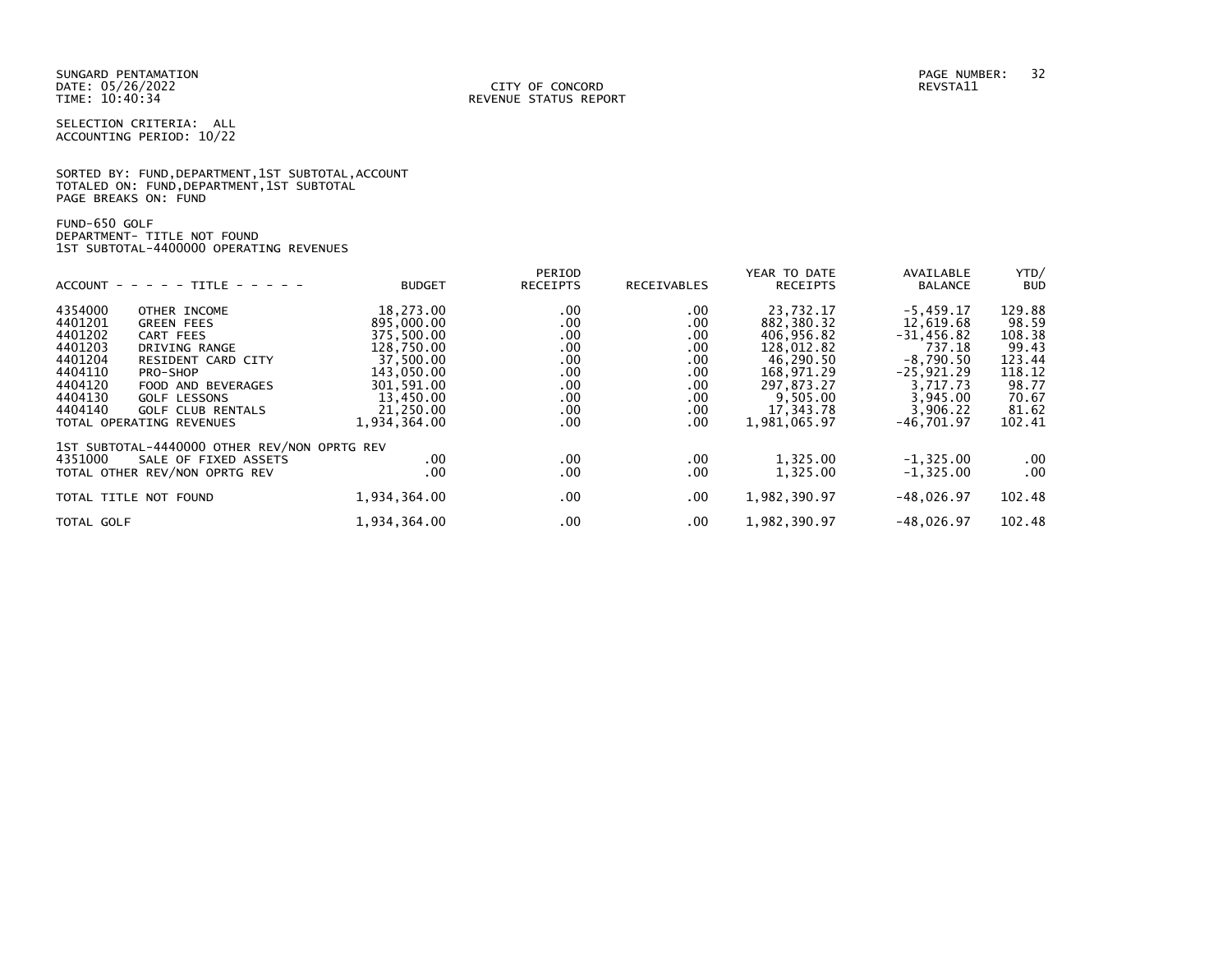SUNGARD PENTAMATION
DATE: 05/26/2022
TIME: 10:40:34

CITY OF CONCORD
REVENUE STATUS REPORT

PAGE NUMBER: 32
REVSTA11

SELECTION CRITERIA: ALL
ACCOUNTING PERIOD: 10/22

SORTED BY: FUND,DEPARTMENT,1ST SUBTOTAL,ACCOUNT
TOTALED ON: FUND,DEPARTMENT,1ST SUBTOTAL
PAGE BREAKS ON: FUND

FUND-650 GOLF
DEPARTMENT- TITLE NOT FOUND
1ST SUBTOTAL-4400000 OPERATING REVENUES

| ACCOUNT | TITLE | BUDGET | PERIOD RECEIPTS | RECEIVABLES | YEAR TO DATE RECEIPTS | AVAILABLE BALANCE | YTD/ BUD |
|---|---|---|---|---|---|---|---|
| 4354000 | OTHER INCOME | 18,273.00 | .00 | .00 | 23,732.17 | -5,459.17 | 129.88 |
| 4401201 | GREEN FEES | 895,000.00 | .00 | .00 | 882,380.32 | 12,619.68 | 98.59 |
| 4401202 | CART FEES | 375,500.00 | .00 | .00 | 406,956.82 | -31,456.82 | 108.38 |
| 4401203 | DRIVING RANGE | 128,750.00 | .00 | .00 | 128,012.82 | 737.18 | 99.43 |
| 4401204 | RESIDENT CARD CITY | 37,500.00 | .00 | .00 | 46,290.50 | -8,790.50 | 123.44 |
| 4404110 | PRO-SHOP | 143,050.00 | .00 | .00 | 168,971.29 | -25,921.29 | 118.12 |
| 4404120 | FOOD AND BEVERAGES | 301,591.00 | .00 | .00 | 297,873.27 | 3,717.73 | 98.77 |
| 4404130 | GOLF LESSONS | 13,450.00 | .00 | .00 | 9,505.00 | 3,945.00 | 70.67 |
| 4404140 | GOLF CLUB RENTALS | 21,250.00 | .00 | .00 | 17,343.78 | 3,906.22 | 81.62 |
| TOTAL OPERATING REVENUES | | 1,934,364.00 | .00 | .00 | 1,981,065.97 | -46,701.97 | 102.41 |
| 1ST SUBTOTAL-4440000 OTHER REV/NON OPRTG REV | | | | | | | |
| 4351000 | SALE OF FIXED ASSETS | .00 | .00 | .00 | 1,325.00 | -1,325.00 | .00 |
| TOTAL OTHER REV/NON OPRTG REV | | .00 | .00 | .00 | 1,325.00 | -1,325.00 | .00 |
| TOTAL TITLE NOT FOUND | | 1,934,364.00 | .00 | .00 | 1,982,390.97 | -48,026.97 | 102.48 |
| TOTAL GOLF | | 1,934,364.00 | .00 | .00 | 1,982,390.97 | -48,026.97 | 102.48 |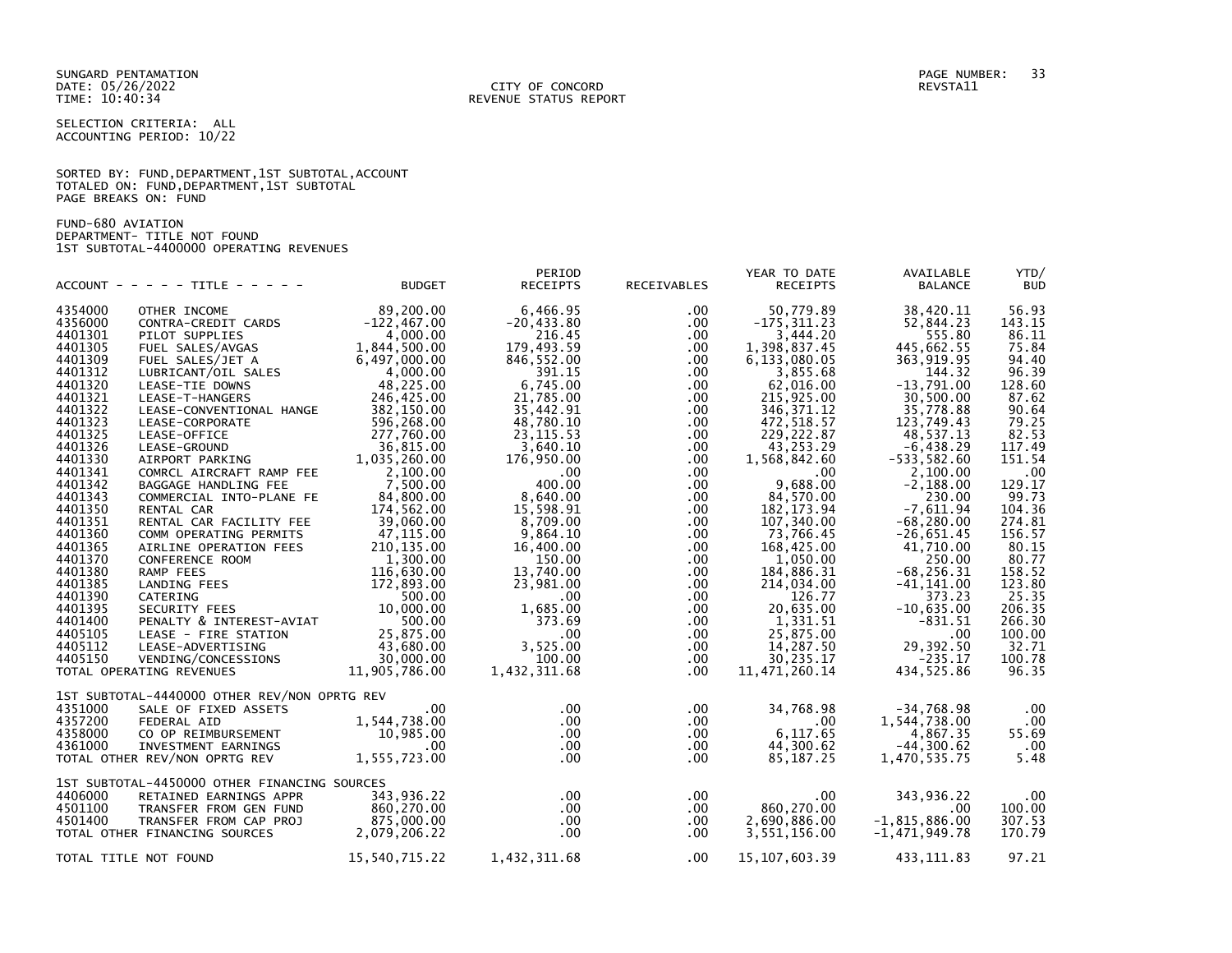SUNGARD PENTAMATION
DATE: 05/26/2022
TIME: 10:40:34

CITY OF CONCORD
REVENUE STATUS REPORT

PAGE NUMBER: 33
REVSTA11

SELECTION CRITERIA: ALL
ACCOUNTING PERIOD: 10/22

SORTED BY: FUND,DEPARTMENT,1ST SUBTOTAL,ACCOUNT
TOTALED ON: FUND,DEPARTMENT,1ST SUBTOTAL
PAGE BREAKS ON: FUND

FUND-680 AVIATION
DEPARTMENT- TITLE NOT FOUND
1ST SUBTOTAL-4400000 OPERATING REVENUES

| ACCOUNT | TITLE | BUDGET | PERIOD RECEIPTS | RECEIVABLES | YEAR TO DATE RECEIPTS | AVAILABLE BALANCE | YTD/ BUD |
|---|---|---|---|---|---|---|---|
| 4354000 | OTHER INCOME | 89,200.00 | 6,466.95 | .00 | 50,779.89 | 38,420.11 | 56.93 |
| 4356000 | CONTRA-CREDIT CARDS | -122,467.00 | -20,433.80 | .00 | -175,311.23 | 52,844.23 | 143.15 |
| 4401301 | PILOT SUPPLIES | 4,000.00 | 216.45 | .00 | 3,444.20 | 555.80 | 86.11 |
| 4401305 | FUEL SALES/AVGAS | 1,844,500.00 | 179,493.59 | .00 | 1,398,837.45 | 445,662.55 | 75.84 |
| 4401309 | FUEL SALES/JET A | 6,497,000.00 | 846,552.00 | .00 | 6,133,080.05 | 363,919.95 | 94.40 |
| 4401312 | LUBRICANT/OIL SALES | 4,000.00 | 391.15 | .00 | 3,855.68 | 144.32 | 96.39 |
| 4401320 | LEASE-TIE DOWNS | 48,225.00 | 6,745.00 | .00 | 62,016.00 | -13,791.00 | 128.60 |
| 4401321 | LEASE-T-HANGERS | 246,425.00 | 21,785.00 | .00 | 215,925.00 | 30,500.00 | 87.62 |
| 4401322 | LEASE-CONVENTIONAL HANGE | 382,150.00 | 35,442.91 | .00 | 346,371.12 | 35,778.88 | 90.64 |
| 4401323 | LEASE-CORPORATE | 596,268.00 | 48,780.10 | .00 | 472,518.57 | 123,749.43 | 79.25 |
| 4401325 | LEASE-OFFICE | 277,760.00 | 23,115.53 | .00 | 229,222.87 | 48,537.13 | 82.53 |
| 4401326 | LEASE-GROUND | 36,815.00 | 3,640.10 | .00 | 43,253.29 | -6,438.29 | 117.49 |
| 4401330 | AIRPORT PARKING | 1,035,260.00 | 176,950.00 | .00 | 1,568,842.60 | -533,582.60 | 151.54 |
| 4401341 | COMRCL AIRCRAFT RAMP FEE | 2,100.00 | .00 | .00 | .00 | 2,100.00 | .00 |
| 4401342 | BAGGAGE HANDLING FEE | 7,500.00 | 400.00 | .00 | 9,688.00 | -2,188.00 | 129.17 |
| 4401343 | COMMERCIAL INTO-PLANE FE | 84,800.00 | 8,640.00 | .00 | 84,570.00 | 230.00 | 99.73 |
| 4401350 | RENTAL CAR | 174,562.00 | 15,598.91 | .00 | 182,173.94 | -7,611.94 | 104.36 |
| 4401351 | RENTAL CAR FACILITY FEE | 39,060.00 | 8,709.00 | .00 | 107,340.00 | -68,280.00 | 274.81 |
| 4401360 | COMM OPERATING PERMITS | 47,115.00 | 9,864.10 | .00 | 73,766.45 | -26,651.45 | 156.57 |
| 4401365 | AIRLINE OPERATION FEES | 210,135.00 | 16,400.00 | .00 | 168,425.00 | 41,710.00 | 80.15 |
| 4401370 | CONFERENCE ROOM | 1,300.00 | 150.00 | .00 | 1,050.00 | 250.00 | 80.77 |
| 4401380 | RAMP FEES | 116,630.00 | 13,740.00 | .00 | 184,886.31 | -68,256.31 | 158.52 |
| 4401385 | LANDING FEES | 172,893.00 | 23,981.00 | .00 | 214,034.00 | -41,141.00 | 123.80 |
| 4401390 | CATERING | 500.00 | .00 | .00 | 126.77 | 373.23 | 25.35 |
| 4401395 | SECURITY FEES | 10,000.00 | 1,685.00 | .00 | 20,635.00 | -10,635.00 | 206.35 |
| 4401400 | PENALTY & INTEREST-AVIAT | 500.00 | 373.69 | .00 | 1,331.51 | -831.51 | 266.30 |
| 4405105 | LEASE - FIRE STATION | 25,875.00 | .00 | .00 | 25,875.00 | .00 | 100.00 |
| 4405112 | LEASE-ADVERTISING | 43,680.00 | 3,525.00 | .00 | 14,287.50 | 29,392.50 | 32.71 |
| 4405150 | VENDING/CONCESSIONS | 30,000.00 | 100.00 | .00 | 30,235.17 | -235.17 | 100.78 |
| TOTAL OPERATING REVENUES | | 11,905,786.00 | 1,432,311.68 | .00 | 11,471,260.14 | 434,525.86 | 96.35 |
| **1ST SUBTOTAL-4440000 OTHER REV/NON OPRTG REV** | | | | | | | |
| 4351000 | SALE OF FIXED ASSETS | .00 | .00 | .00 | 34,768.98 | -34,768.98 | .00 |
| 4357200 | FEDERAL AID | 1,544,738.00 | .00 | .00 | .00 | 1,544,738.00 | .00 |
| 4358000 | CO OP REIMBURSEMENT | 10,985.00 | .00 | .00 | 6,117.65 | 4,867.35 | 55.69 |
| 4361000 | INVESTMENT EARNINGS | .00 | .00 | .00 | 44,300.62 | -44,300.62 | .00 |
| TOTAL OTHER REV/NON OPRTG REV | | 1,555,723.00 | .00 | .00 | 85,187.25 | 1,470,535.75 | 5.48 |
| **1ST SUBTOTAL-4450000 OTHER FINANCING SOURCES** | | | | | | | |
| 4406000 | RETAINED EARNINGS APPR | 343,936.22 | .00 | .00 | .00 | 343,936.22 | .00 |
| 4501100 | TRANSFER FROM GEN FUND | 860,270.00 | .00 | .00 | 860,270.00 | .00 | 100.00 |
| 4501400 | TRANSFER FROM CAP PROJ | 875,000.00 | .00 | .00 | 2,690,886.00 | -1,815,886.00 | 307.53 |
| TOTAL OTHER FINANCING SOURCES | | 2,079,206.22 | .00 | .00 | 3,551,156.00 | -1,471,949.78 | 170.79 |
| TOTAL TITLE NOT FOUND | | 15,540,715.22 | 1,432,311.68 | .00 | 15,107,603.39 | 433,111.83 | 97.21 |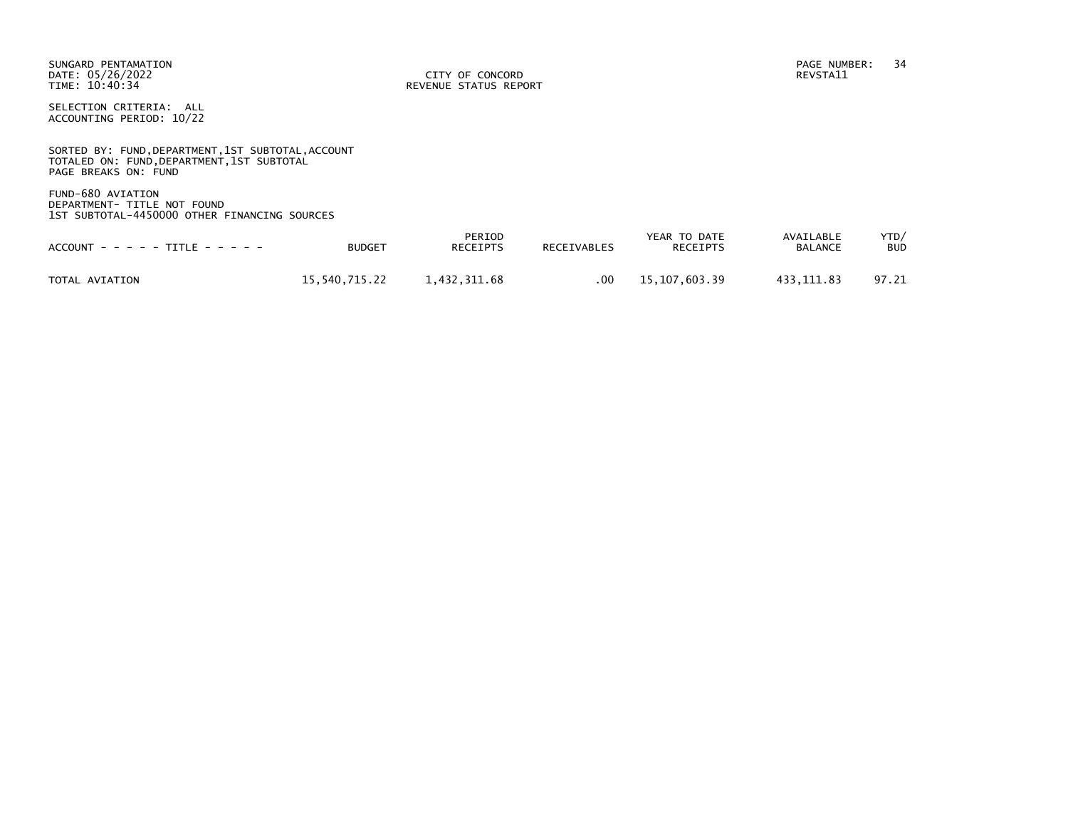SUNGARD PENTAMATION
DATE: 05/26/2022
TIME: 10:40:34

CITY OF CONCORD
REVENUE STATUS REPORT

REVSTA11

SELECTION CRITERIA: ALL
ACCOUNTING PERIOD: 10/22

SORTED BY: FUND,DEPARTMENT,1ST SUBTOTAL,ACCOUNT
TOTALED ON: FUND,DEPARTMENT,1ST SUBTOTAL
PAGE BREAKS ON: FUND

FUND-680 AVIATION
DEPARTMENT- TITLE NOT FOUND
1ST SUBTOTAL-4450000 OTHER FINANCING SOURCES

| ACCOUNT - - - - - TITLE - - - - - | BUDGET | PERIOD RECEIPTS | RECEIVABLES | YEAR TO DATE RECEIPTS | AVAILABLE BALANCE | YTD/ BUD |
|---|---|---|---|---|---|---|
| TOTAL AVIATION | 15,540,715.22 | 1,432,311.68 | .00 | 15,107,603.39 | 433,111.83 | 97.21 |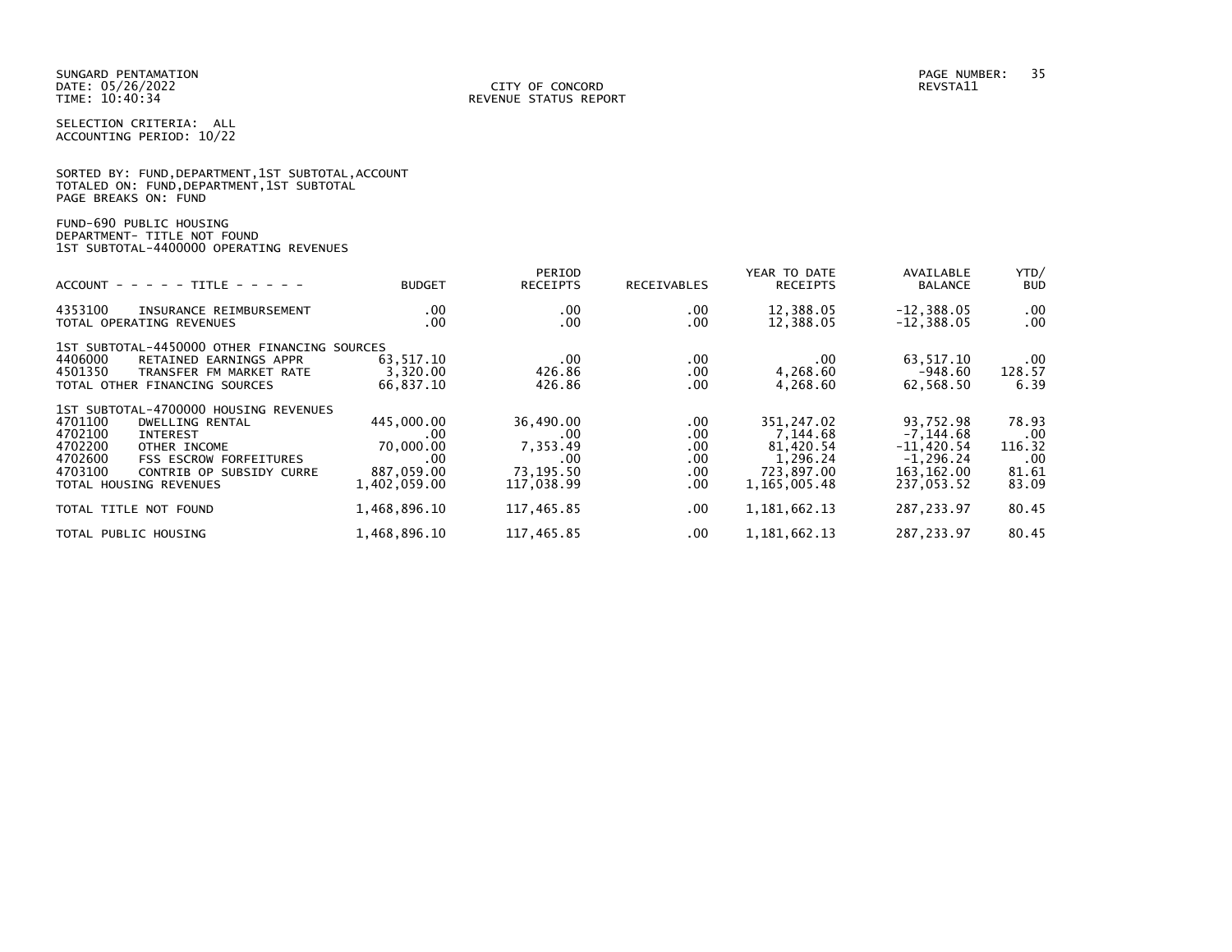SUNGARD PENTAMATION
DATE: 05/26/2022
TIME: 10:40:34

CITY OF CONCORD
REVENUE STATUS REPORT

REVSTA11

SELECTION CRITERIA: ALL
ACCOUNTING PERIOD: 10/22

SORTED BY: FUND,DEPARTMENT,1ST SUBTOTAL,ACCOUNT
TOTALED ON: FUND,DEPARTMENT,1ST SUBTOTAL
PAGE BREAKS ON: FUND

FUND-690 PUBLIC HOUSING
DEPARTMENT- TITLE NOT FOUND
1ST SUBTOTAL-4400000 OPERATING REVENUES

| ACCOUNT - - - - - TITLE - - - - - | BUDGET | PERIOD RECEIPTS | RECEIVABLES | YEAR TO DATE RECEIPTS | AVAILABLE BALANCE | YTD/ BUD |
|---|---|---|---|---|---|---|
| 4353100 INSURANCE REIMBURSEMENT | .00 | .00 | .00 | 12,388.05 | -12,388.05 | .00 |
| TOTAL OPERATING REVENUES | .00 | .00 | .00 | 12,388.05 | -12,388.05 | .00 |
| 1ST SUBTOTAL-4450000 OTHER FINANCING SOURCES | | | | | | |
| 4406000 RETAINED EARNINGS APPR | 63,517.10 | .00 | .00 | .00 | 63,517.10 | .00 |
| 4501350 TRANSFER FM MARKET RATE | 3,320.00 | 426.86 | .00 | 4,268.60 | -948.60 | 128.57 |
| TOTAL OTHER FINANCING SOURCES | 66,837.10 | 426.86 | .00 | 4,268.60 | 62,568.50 | 6.39 |
| 1ST SUBTOTAL-4700000 HOUSING REVENUES | | | | | | |
| 4701100 DWELLING RENTAL | 445,000.00 | 36,490.00 | .00 | 351,247.02 | 93,752.98 | 78.93 |
| 4702100 INTEREST | .00 | .00 | .00 | 7,144.68 | -7,144.68 | .00 |
| 4702200 OTHER INCOME | 70,000.00 | 7,353.49 | .00 | 81,420.54 | -11,420.54 | 116.32 |
| 4702600 FSS ESCROW FORFEITURES | .00 | .00 | .00 | 1,296.24 | -1,296.24 | .00 |
| 4703100 CONTRIB OP SUBSIDY CURRE | 887,059.00 | 73,195.50 | .00 | 723,897.00 | 163,162.00 | 81.61 |
| TOTAL HOUSING REVENUES | 1,402,059.00 | 117,038.99 | .00 | 1,165,005.48 | 237,053.52 | 83.09 |
| TOTAL TITLE NOT FOUND | 1,468,896.10 | 117,465.85 | .00 | 1,181,662.13 | 287,233.97 | 80.45 |
| TOTAL PUBLIC HOUSING | 1,468,896.10 | 117,465.85 | .00 | 1,181,662.13 | 287,233.97 | 80.45 |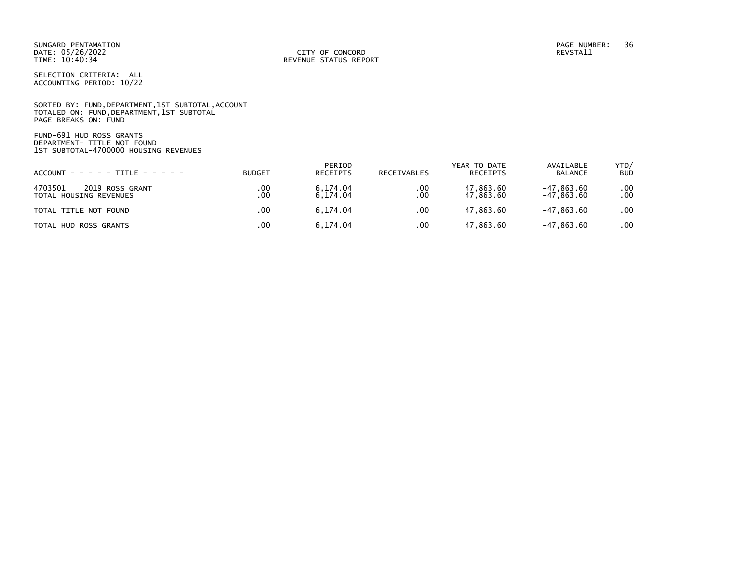SUNGARD PENTAMATION
DATE: 05/26/2022
TIME: 10:40:34

CITY OF CONCORD
REVENUE STATUS REPORT

PAGE NUMBER: 36
REVSTA11

SELECTION CRITERIA: ALL
ACCOUNTING PERIOD: 10/22

SORTED BY: FUND,DEPARTMENT,1ST SUBTOTAL,ACCOUNT
TOTALED ON: FUND,DEPARTMENT,1ST SUBTOTAL
PAGE BREAKS ON: FUND

FUND-691 HUD ROSS GRANTS
DEPARTMENT- TITLE NOT FOUND
1ST SUBTOTAL-4700000 HOUSING REVENUES

| ACCOUNT - - - - - TITLE - - - - - | BUDGET | PERIOD RECEIPTS | RECEIVABLES | YEAR TO DATE RECEIPTS | AVAILABLE BALANCE | YTD/ BUD |
|---|---|---|---|---|---|---|
| 4703501 2019 ROSS GRANT | .00 | 6,174.04 | .00 | 47,863.60 | -47,863.60 | .00 |
| TOTAL HOUSING REVENUES | .00 | 6,174.04 | .00 | 47,863.60 | -47,863.60 | .00 |
| TOTAL TITLE NOT FOUND | .00 | 6,174.04 | .00 | 47,863.60 | -47,863.60 | .00 |
| TOTAL HUD ROSS GRANTS | .00 | 6,174.04 | .00 | 47,863.60 | -47,863.60 | .00 |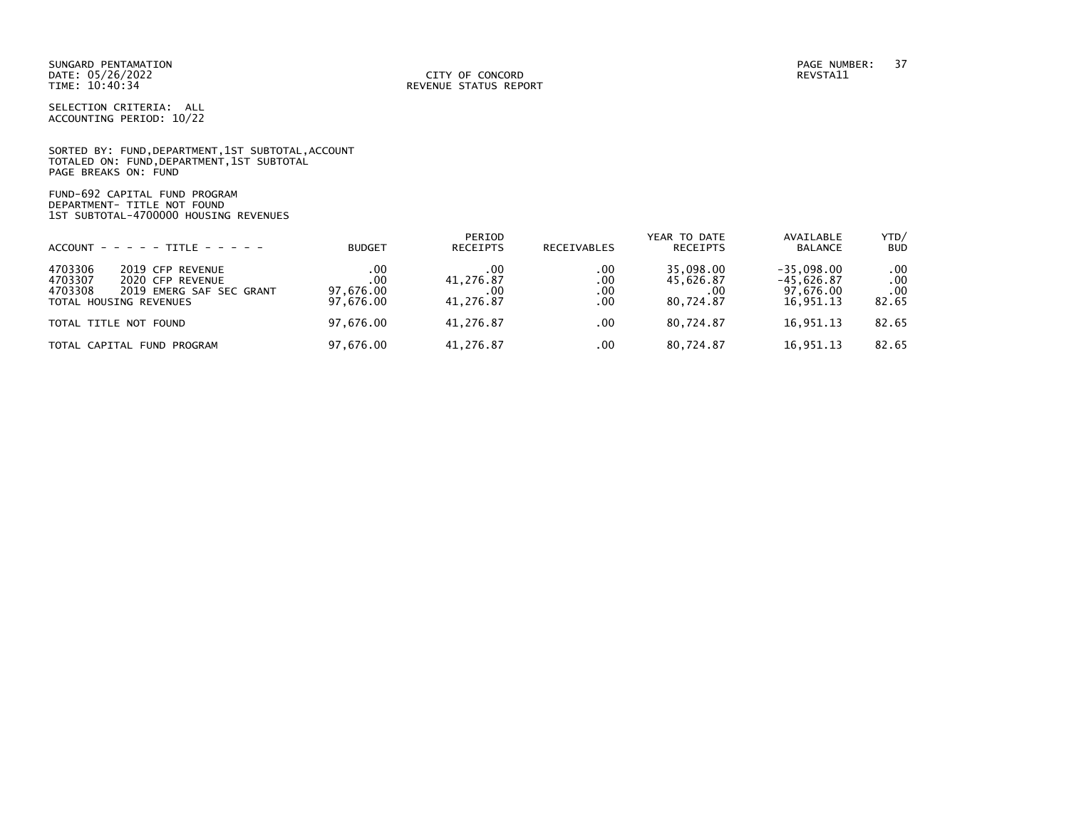SUNGARD PENTAMATION
DATE: 05/26/2022
TIME: 10:40:34

CITY OF CONCORD
REVENUE STATUS REPORT

PAGE NUMBER: 37
REVSTA11

SELECTION CRITERIA: ALL
ACCOUNTING PERIOD: 10/22

SORTED BY: FUND,DEPARTMENT,1ST SUBTOTAL,ACCOUNT
TOTALED ON: FUND,DEPARTMENT,1ST SUBTOTAL
PAGE BREAKS ON: FUND

FUND-692 CAPITAL FUND PROGRAM
DEPARTMENT- TITLE NOT FOUND
1ST SUBTOTAL-4700000 HOUSING REVENUES

| ACCOUNT - - - - - TITLE - - - - - | BUDGET | PERIOD RECEIPTS | RECEIVABLES | YEAR TO DATE RECEIPTS | AVAILABLE BALANCE | YTD/ BUD |
|---|---|---|---|---|---|---|
| 4703306 2019 CFP REVENUE | .00 | .00 | .00 | 35,098.00 | -35,098.00 | .00 |
| 4703307 2020 CFP REVENUE | .00 | 41,276.87 | .00 | 45,626.87 | -45,626.87 | .00 |
| 4703308 2019 EMERG SAF SEC GRANT | 97,676.00 | .00 | .00 | .00 | 97,676.00 | .00 |
| TOTAL HOUSING REVENUES | 97,676.00 | 41,276.87 | .00 | 80,724.87 | 16,951.13 | 82.65 |
| TOTAL TITLE NOT FOUND | 97,676.00 | 41,276.87 | .00 | 80,724.87 | 16,951.13 | 82.65 |
| TOTAL CAPITAL FUND PROGRAM | 97,676.00 | 41,276.87 | .00 | 80,724.87 | 16,951.13 | 82.65 |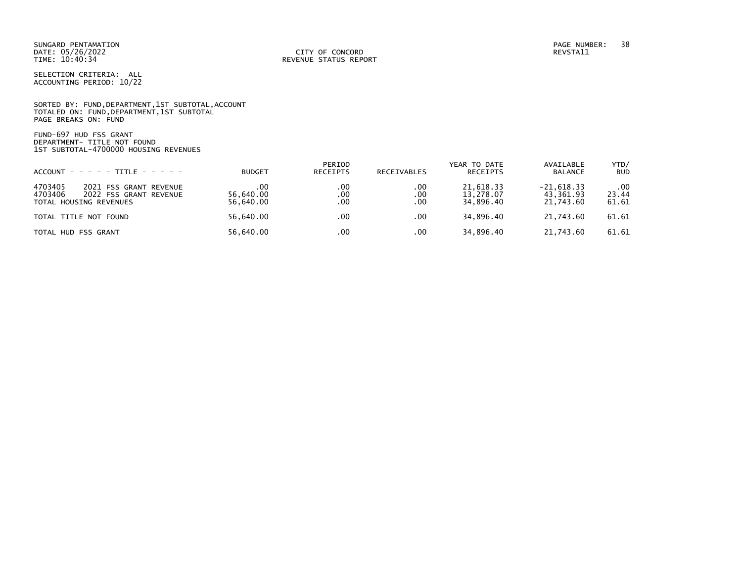SUNGARD PENTAMATION
DATE: 05/26/2022
TIME: 10:40:34

CITY OF CONCORD
REVENUE STATUS REPORT

PAGE NUMBER: 38
REVSTA11

SELECTION CRITERIA: ALL
ACCOUNTING PERIOD: 10/22

SORTED BY: FUND,DEPARTMENT,1ST SUBTOTAL,ACCOUNT
TOTALED ON: FUND,DEPARTMENT,1ST SUBTOTAL
PAGE BREAKS ON: FUND

FUND-697 HUD FSS GRANT
DEPARTMENT- TITLE NOT FOUND
1ST SUBTOTAL-4700000 HOUSING REVENUES

| ACCOUNT - - - - - TITLE - - - - - | BUDGET | PERIOD RECEIPTS | RECEIVABLES | YEAR TO DATE RECEIPTS | AVAILABLE BALANCE | YTD/ BUD |
|---|---|---|---|---|---|---|
| 4703405 2021 FSS GRANT REVENUE | .00 | .00 | .00 | 21,618.33 | -21,618.33 | .00 |
| 4703406 2022 FSS GRANT REVENUE | 56,640.00 | .00 | .00 | 13,278.07 | 43,361.93 | 23.44 |
| TOTAL HOUSING REVENUES | 56,640.00 | .00 | .00 | 34,896.40 | 21,743.60 | 61.61 |
| TOTAL TITLE NOT FOUND | 56,640.00 | .00 | .00 | 34,896.40 | 21,743.60 | 61.61 |
| TOTAL HUD FSS GRANT | 56,640.00 | .00 | .00 | 34,896.40 | 21,743.60 | 61.61 |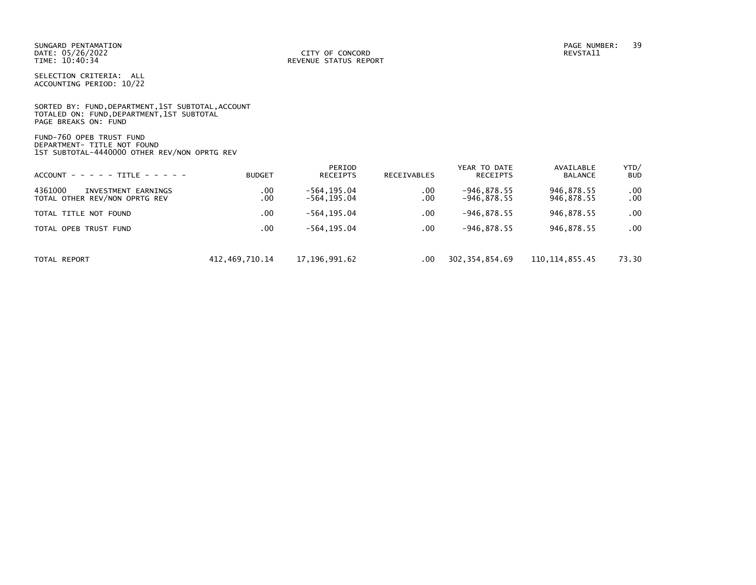SUNGARD PENTAMATION
DATE: 05/26/2022
TIME: 10:40:34

CITY OF CONCORD
REVENUE STATUS REPORT

REVSTA11

SELECTION CRITERIA: ALL
ACCOUNTING PERIOD: 10/22

SORTED BY: FUND,DEPARTMENT,1ST SUBTOTAL,ACCOUNT
TOTALED ON: FUND,DEPARTMENT,1ST SUBTOTAL
PAGE BREAKS ON: FUND

FUND-760 OPEB TRUST FUND
DEPARTMENT- TITLE NOT FOUND
1ST SUBTOTAL-4440000 OTHER REV/NON OPRTG REV

| ACCOUNT - - - - - TITLE - - - - - | BUDGET | PERIOD RECEIPTS | RECEIVABLES | YEAR TO DATE RECEIPTS | AVAILABLE BALANCE | YTD/ BUD |
|---|---|---|---|---|---|---|
| 4361000 INVESTMENT EARNINGS | .00 | -564,195.04 | .00 | -946,878.55 | 946,878.55 | .00 |
| TOTAL OTHER REV/NON OPRTG REV | .00 | -564,195.04 | .00 | -946,878.55 | 946,878.55 | .00 |
| TOTAL TITLE NOT FOUND | .00 | -564,195.04 | .00 | -946,878.55 | 946,878.55 | .00 |
| TOTAL OPEB TRUST FUND | .00 | -564,195.04 | .00 | -946,878.55 | 946,878.55 | .00 |
| TOTAL REPORT | 412,469,710.14 | 17,196,991.62 | .00 | 302,354,854.69 | 110,114,855.45 | 73.30 |